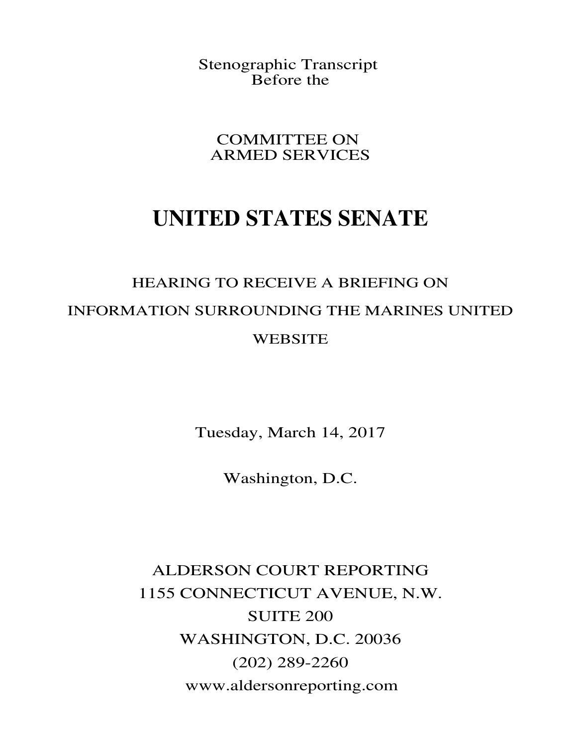Stenographic Transcript
Before the

COMMITTEE ON
ARMED SERVICES

# UNITED STATES SENATE

HEARING TO RECEIVE A BRIEFING ON
INFORMATION SURROUNDING THE MARINES UNITED
WEBSITE

Tuesday, March 14, 2017

Washington, D.C.

ALDERSON COURT REPORTING
1155 CONNECTICUT AVENUE, N.W.
SUITE 200
WASHINGTON, D.C. 20036
(202) 289-2260
www.aldersonreporting.com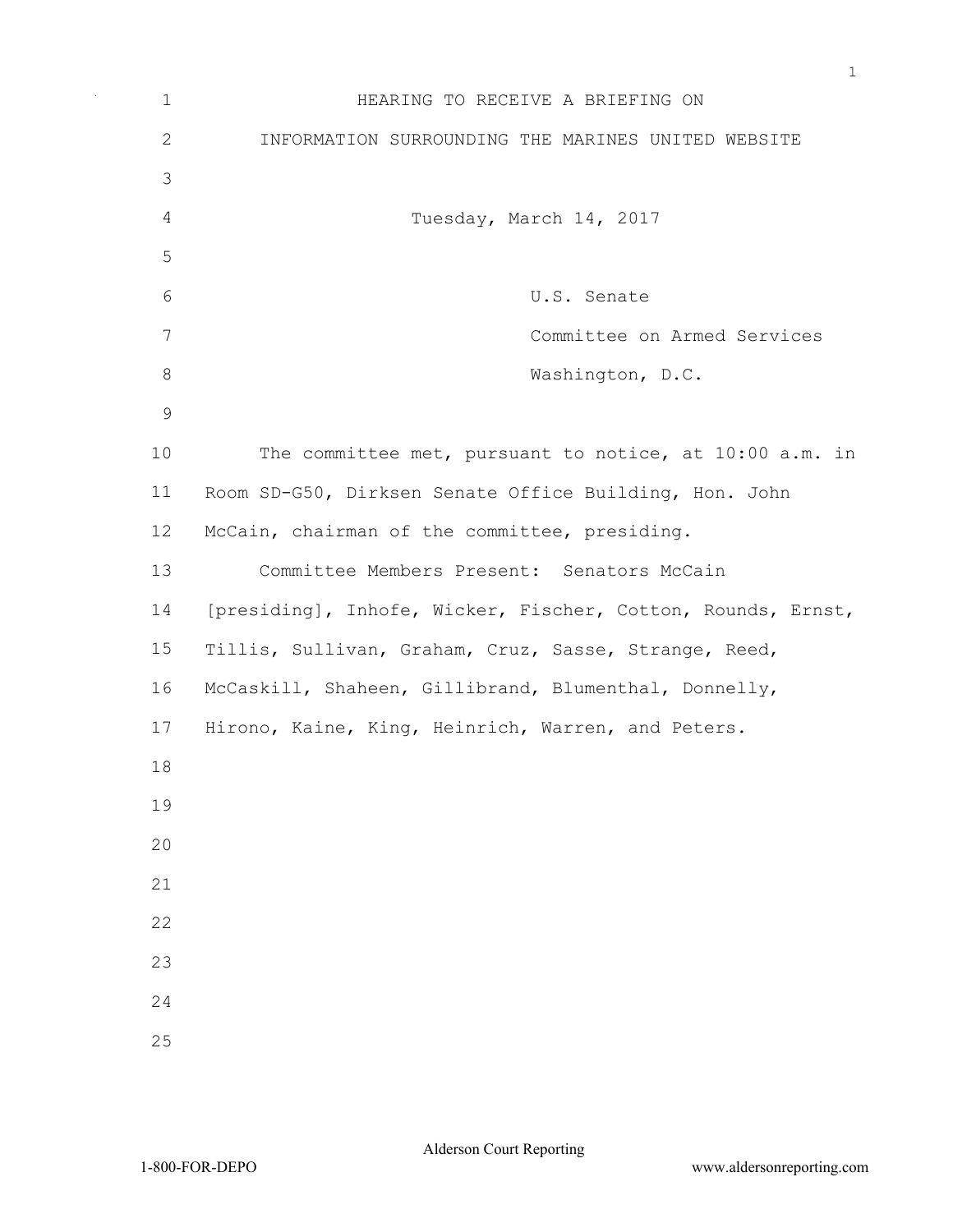HEARING TO RECEIVE A BRIEFING ON

INFORMATION SURROUNDING THE MARINES UNITED WEBSITE

Tuesday, March 14, 2017

U.S. Senate

Committee on Armed Services

Washington, D.C.

The committee met, pursuant to notice, at 10:00 a.m. in Room SD-G50, Dirksen Senate Office Building, Hon. John McCain, chairman of the committee, presiding.

Committee Members Present: Senators McCain [presiding], Inhofe, Wicker, Fischer, Cotton, Rounds, Ernst, Tillis, Sullivan, Graham, Cruz, Sasse, Strange, Reed, McCaskill, Shaheen, Gillibrand, Blumenthal, Donnelly, Hirono, Kaine, King, Heinrich, Warren, and Peters.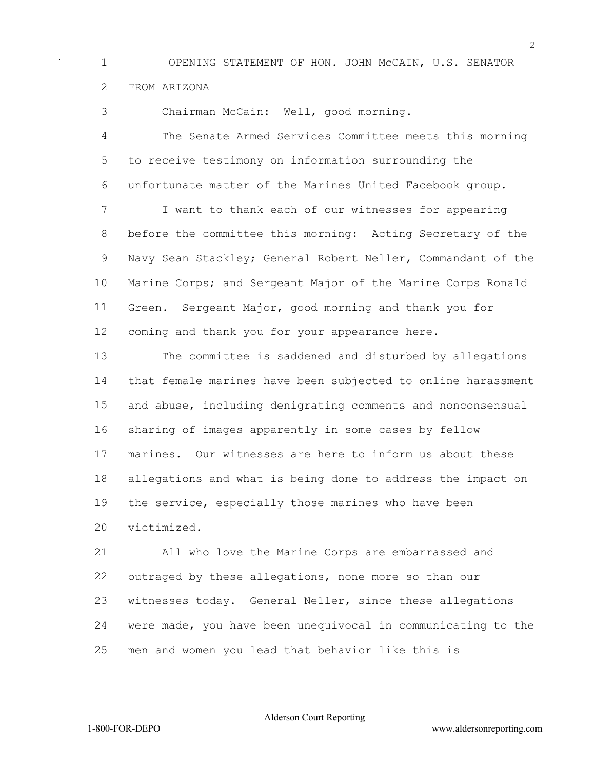OPENING STATEMENT OF HON. JOHN McCAIN, U.S. SENATOR FROM ARIZONA

Chairman McCain: Well, good morning.

The Senate Armed Services Committee meets this morning to receive testimony on information surrounding the unfortunate matter of the Marines United Facebook group.

I want to thank each of our witnesses for appearing before the committee this morning: Acting Secretary of the Navy Sean Stackley; General Robert Neller, Commandant of the Marine Corps; and Sergeant Major of the Marine Corps Ronald Green. Sergeant Major, good morning and thank you for coming and thank you for your appearance here.

The committee is saddened and disturbed by allegations that female marines have been subjected to online harassment and abuse, including denigrating comments and nonconsensual sharing of images apparently in some cases by fellow marines. Our witnesses are here to inform us about these allegations and what is being done to address the impact on the service, especially those marines who have been victimized.

All who love the Marine Corps are embarrassed and outraged by these allegations, none more so than our witnesses today. General Neller, since these allegations were made, you have been unequivocal in communicating to the men and women you lead that behavior like this is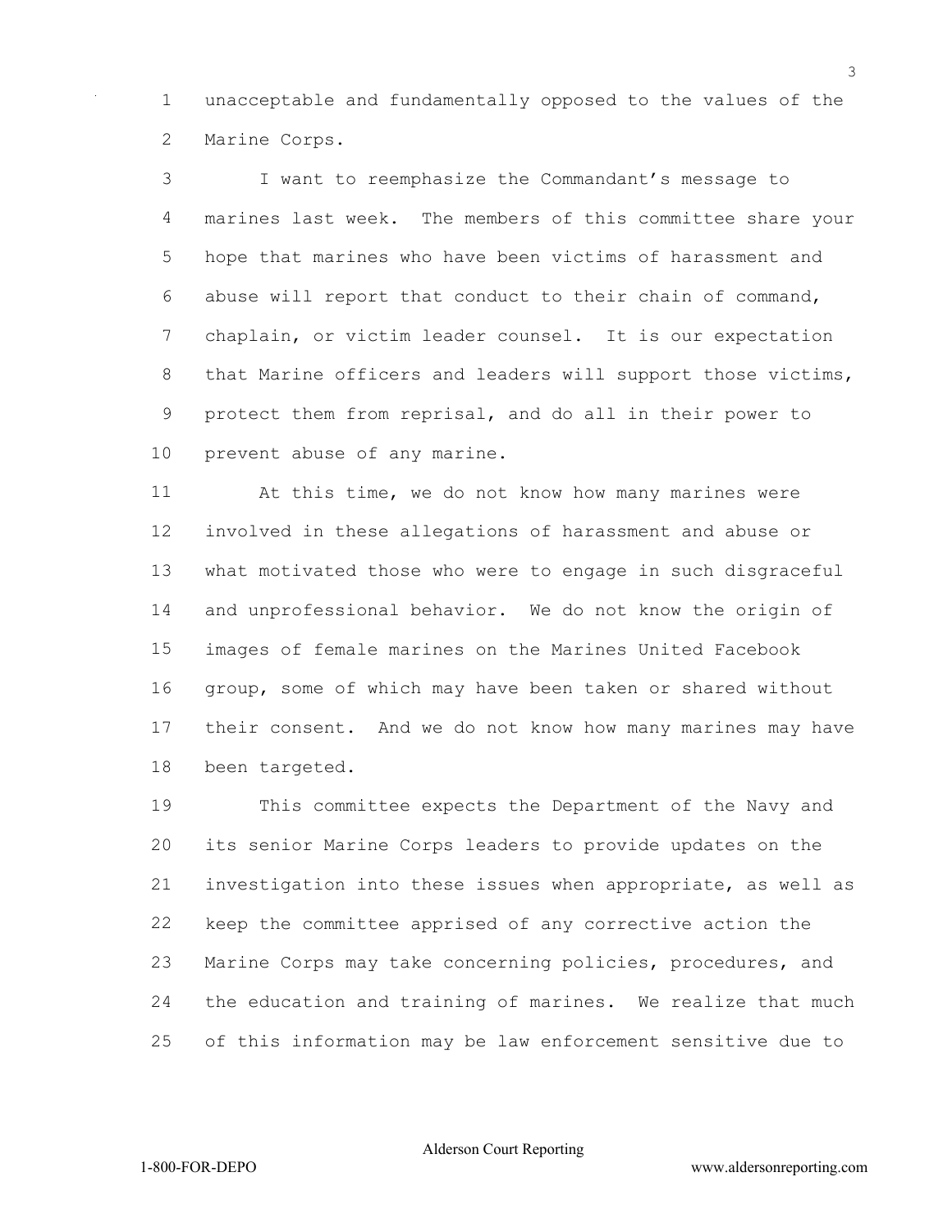unacceptable and fundamentally opposed to the values of the Marine Corps.

I want to reemphasize the Commandant's message to marines last week. The members of this committee share your hope that marines who have been victims of harassment and abuse will report that conduct to their chain of command, chaplain, or victim leader counsel. It is our expectation that Marine officers and leaders will support those victims, protect them from reprisal, and do all in their power to prevent abuse of any marine.

At this time, we do not know how many marines were involved in these allegations of harassment and abuse or what motivated those who were to engage in such disgraceful and unprofessional behavior. We do not know the origin of images of female marines on the Marines United Facebook group, some of which may have been taken or shared without their consent. And we do not know how many marines may have been targeted.

This committee expects the Department of the Navy and its senior Marine Corps leaders to provide updates on the investigation into these issues when appropriate, as well as keep the committee apprised of any corrective action the Marine Corps may take concerning policies, procedures, and the education and training of marines. We realize that much of this information may be law enforcement sensitive due to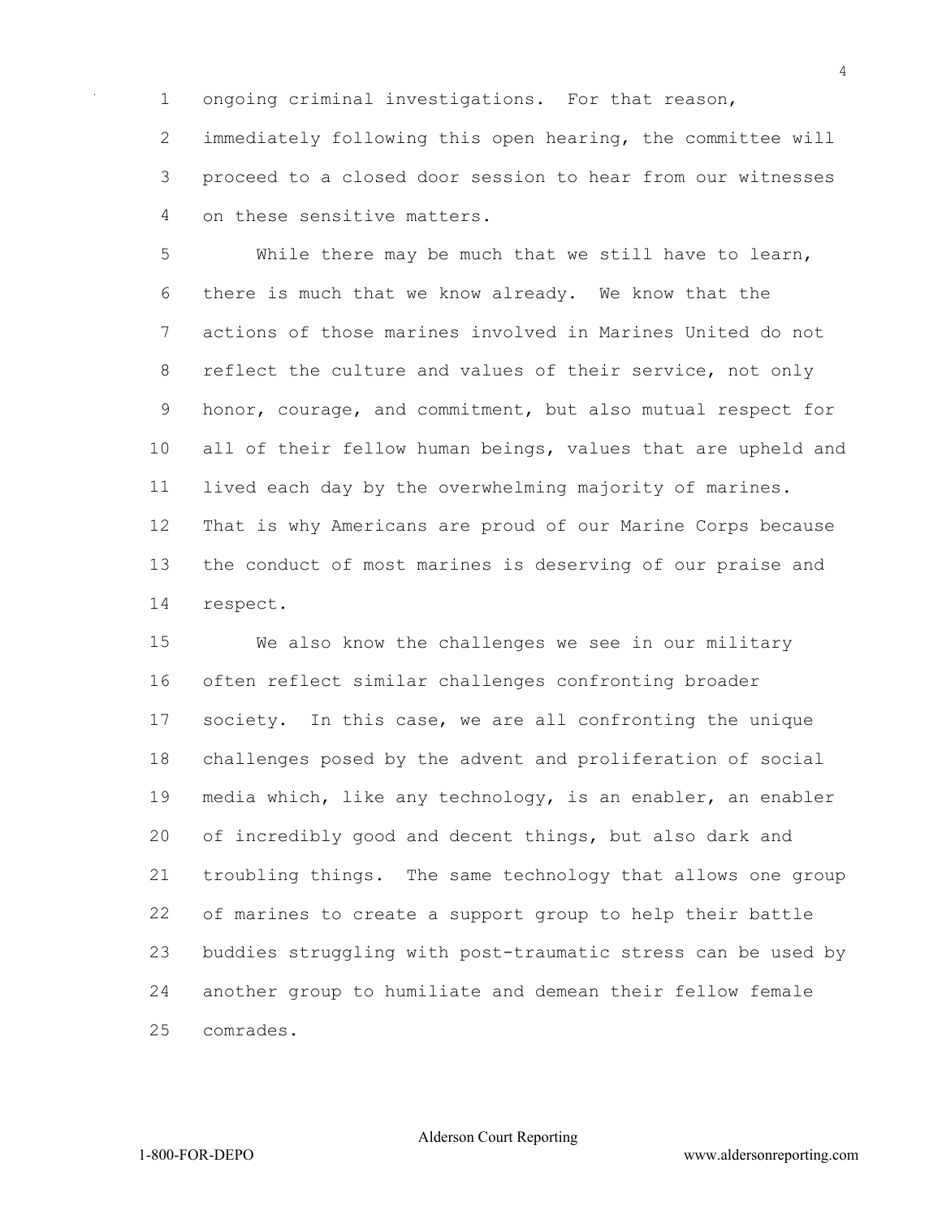ongoing criminal investigations. For that reason, immediately following this open hearing, the committee will proceed to a closed door session to hear from our witnesses on these sensitive matters.

While there may be much that we still have to learn, there is much that we know already. We know that the actions of those marines involved in Marines United do not reflect the culture and values of their service, not only honor, courage, and commitment, but also mutual respect for all of their fellow human beings, values that are upheld and lived each day by the overwhelming majority of marines. That is why Americans are proud of our Marine Corps because the conduct of most marines is deserving of our praise and respect.

We also know the challenges we see in our military often reflect similar challenges confronting broader society. In this case, we are all confronting the unique challenges posed by the advent and proliferation of social media which, like any technology, is an enabler, an enabler of incredibly good and decent things, but also dark and troubling things. The same technology that allows one group of marines to create a support group to help their battle buddies struggling with post-traumatic stress can be used by another group to humiliate and demean their fellow female comrades.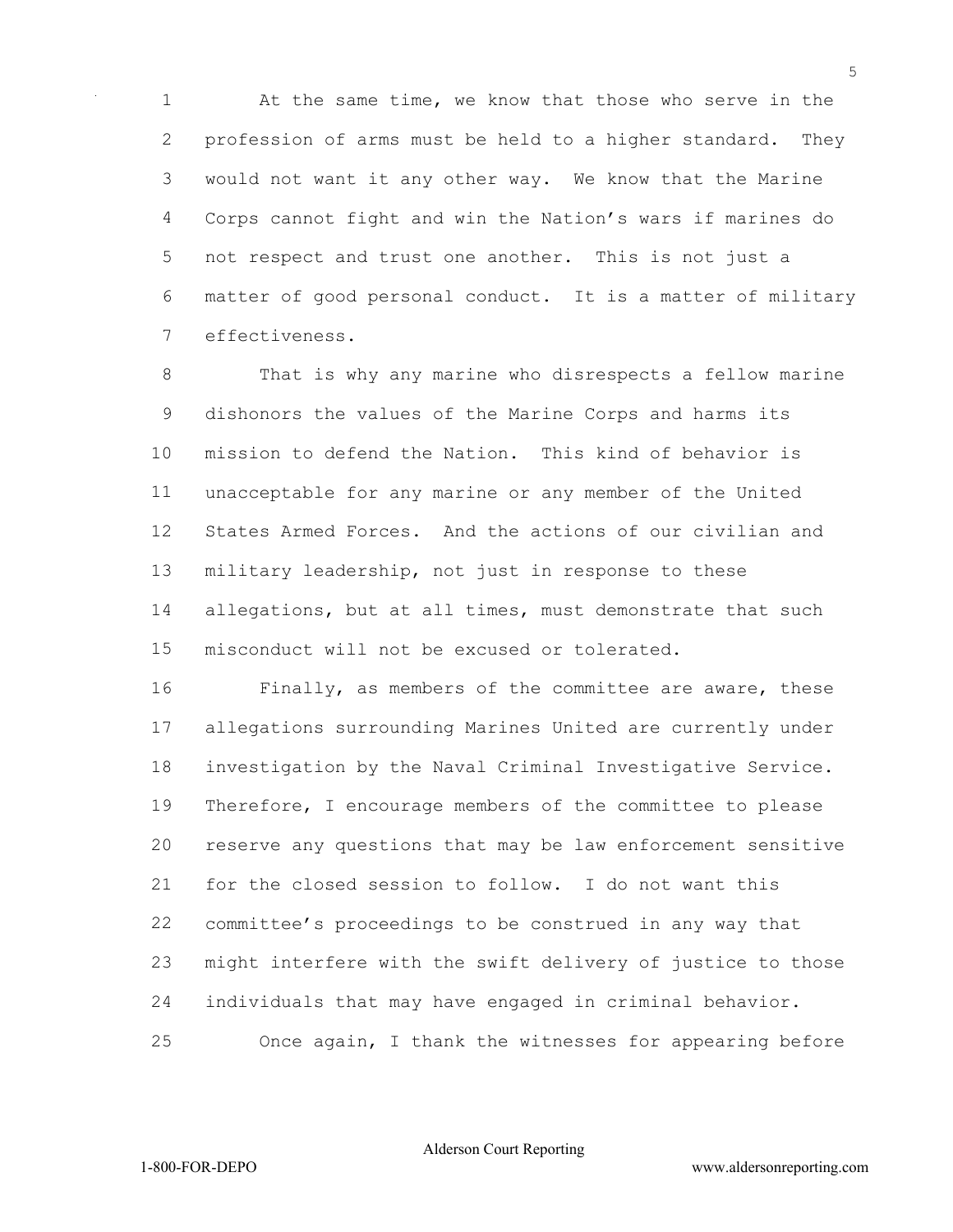At the same time, we know that those who serve in the profession of arms must be held to a higher standard. They would not want it any other way. We know that the Marine Corps cannot fight and win the Nation's wars if marines do not respect and trust one another. This is not just a matter of good personal conduct. It is a matter of military effectiveness.

That is why any marine who disrespects a fellow marine dishonors the values of the Marine Corps and harms its mission to defend the Nation. This kind of behavior is unacceptable for any marine or any member of the United States Armed Forces. And the actions of our civilian and military leadership, not just in response to these allegations, but at all times, must demonstrate that such misconduct will not be excused or tolerated.

Finally, as members of the committee are aware, these allegations surrounding Marines United are currently under investigation by the Naval Criminal Investigative Service. Therefore, I encourage members of the committee to please reserve any questions that may be law enforcement sensitive for the closed session to follow. I do not want this committee's proceedings to be construed in any way that might interfere with the swift delivery of justice to those individuals that may have engaged in criminal behavior.

Once again, I thank the witnesses for appearing before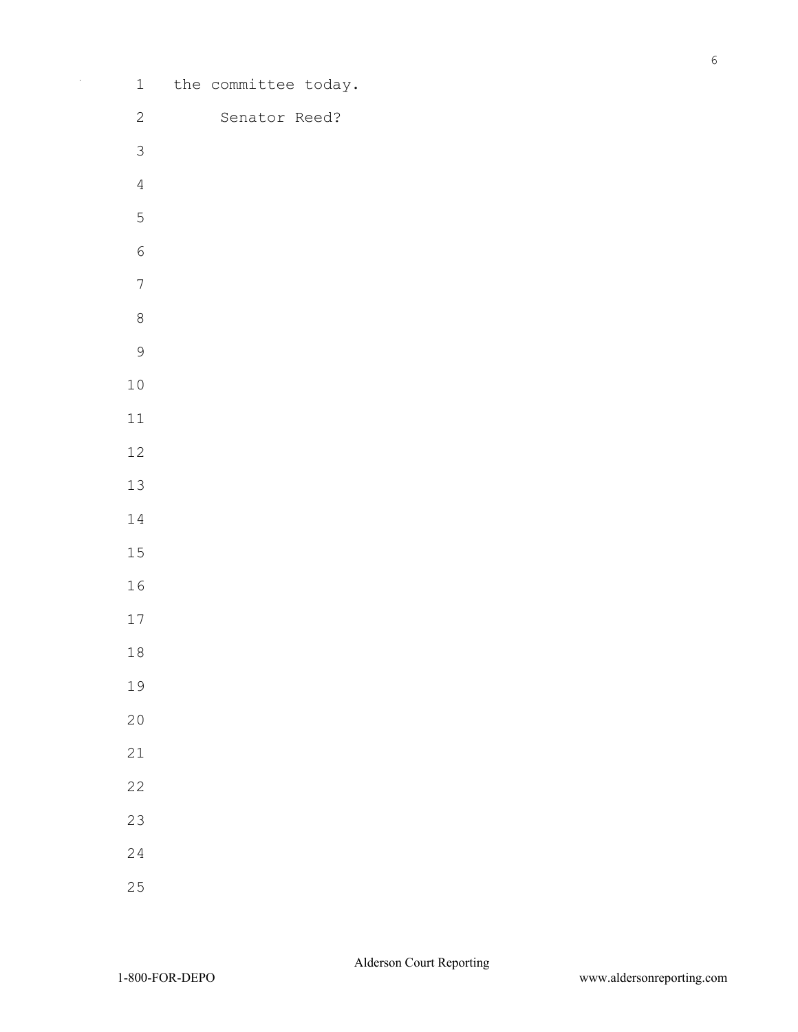the committee today.

Senator Reed?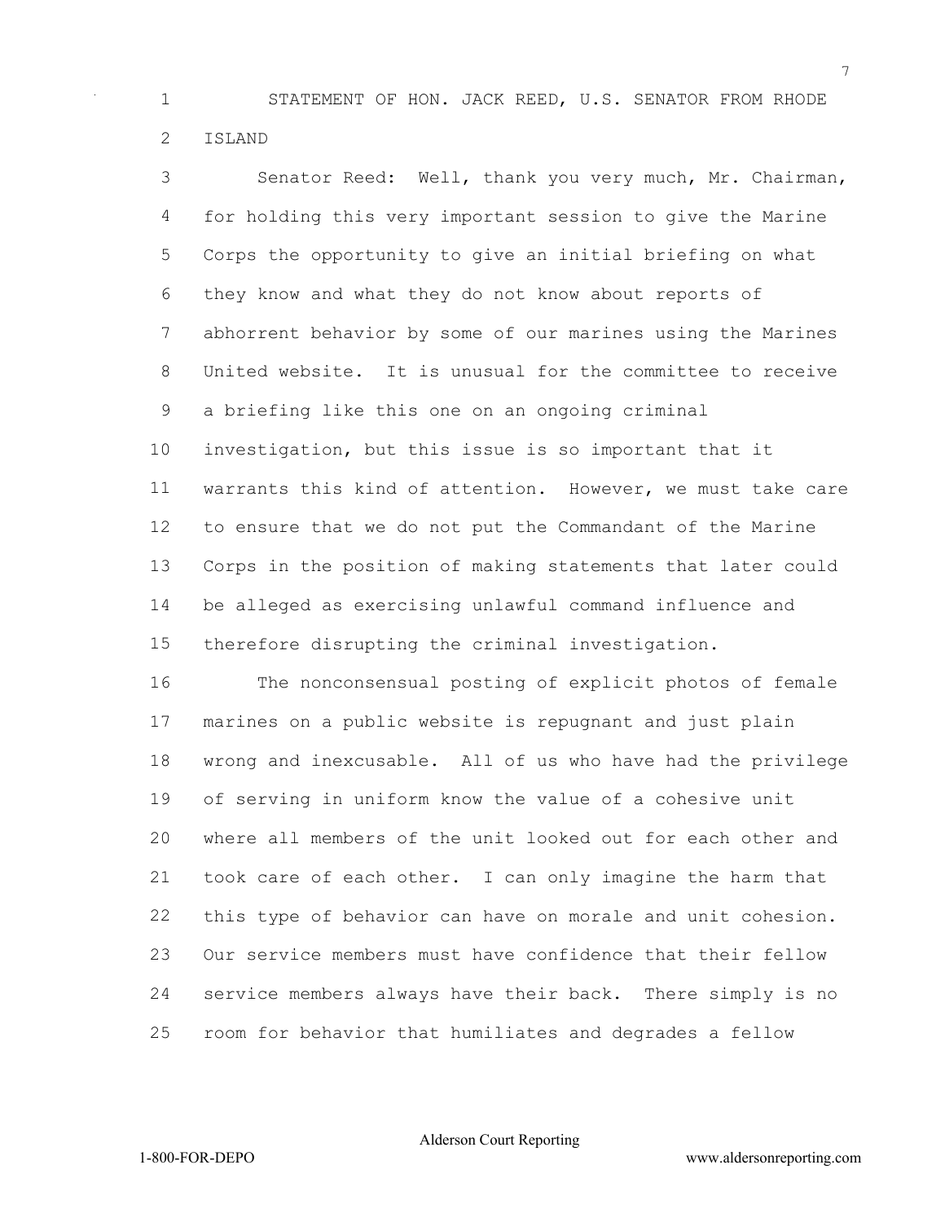STATEMENT OF HON. JACK REED, U.S. SENATOR FROM RHODE ISLAND

Senator Reed: Well, thank you very much, Mr. Chairman, for holding this very important session to give the Marine Corps the opportunity to give an initial briefing on what they know and what they do not know about reports of abhorrent behavior by some of our marines using the Marines United website. It is unusual for the committee to receive a briefing like this one on an ongoing criminal investigation, but this issue is so important that it warrants this kind of attention. However, we must take care to ensure that we do not put the Commandant of the Marine Corps in the position of making statements that later could be alleged as exercising unlawful command influence and therefore disrupting the criminal investigation.

The nonconsensual posting of explicit photos of female marines on a public website is repugnant and just plain wrong and inexcusable. All of us who have had the privilege of serving in uniform know the value of a cohesive unit where all members of the unit looked out for each other and took care of each other. I can only imagine the harm that this type of behavior can have on morale and unit cohesion. Our service members must have confidence that their fellow service members always have their back. There simply is no room for behavior that humiliates and degrades a fellow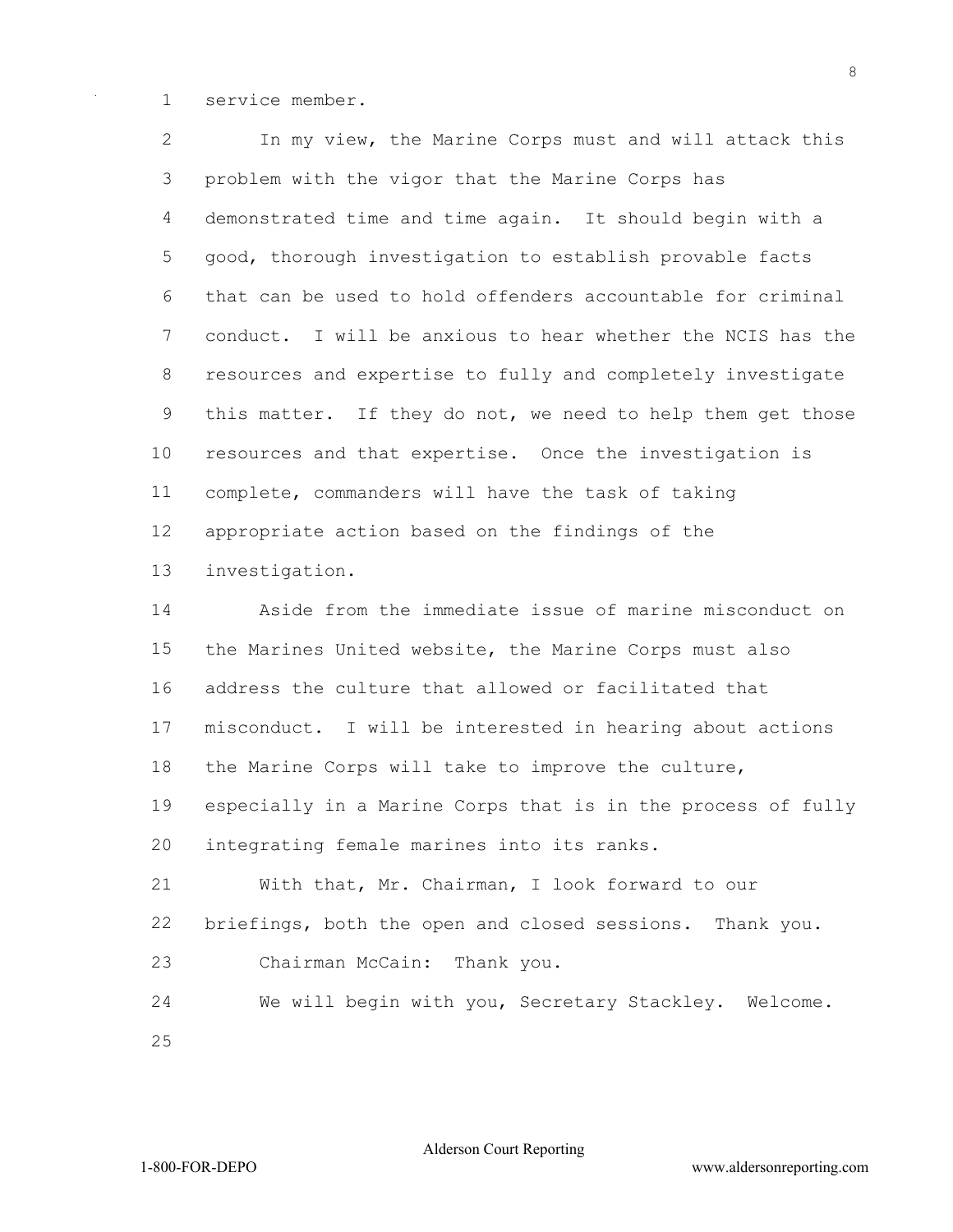service member.

In my view, the Marine Corps must and will attack this problem with the vigor that the Marine Corps has demonstrated time and time again. It should begin with a good, thorough investigation to establish provable facts that can be used to hold offenders accountable for criminal conduct. I will be anxious to hear whether the NCIS has the resources and expertise to fully and completely investigate this matter. If they do not, we need to help them get those resources and that expertise. Once the investigation is complete, commanders will have the task of taking appropriate action based on the findings of the investigation.

Aside from the immediate issue of marine misconduct on the Marines United website, the Marine Corps must also address the culture that allowed or facilitated that misconduct. I will be interested in hearing about actions the Marine Corps will take to improve the culture, especially in a Marine Corps that is in the process of fully integrating female marines into its ranks.

With that, Mr. Chairman, I look forward to our briefings, both the open and closed sessions. Thank you.

Chairman McCain: Thank you.

We will begin with you, Secretary Stackley. Welcome.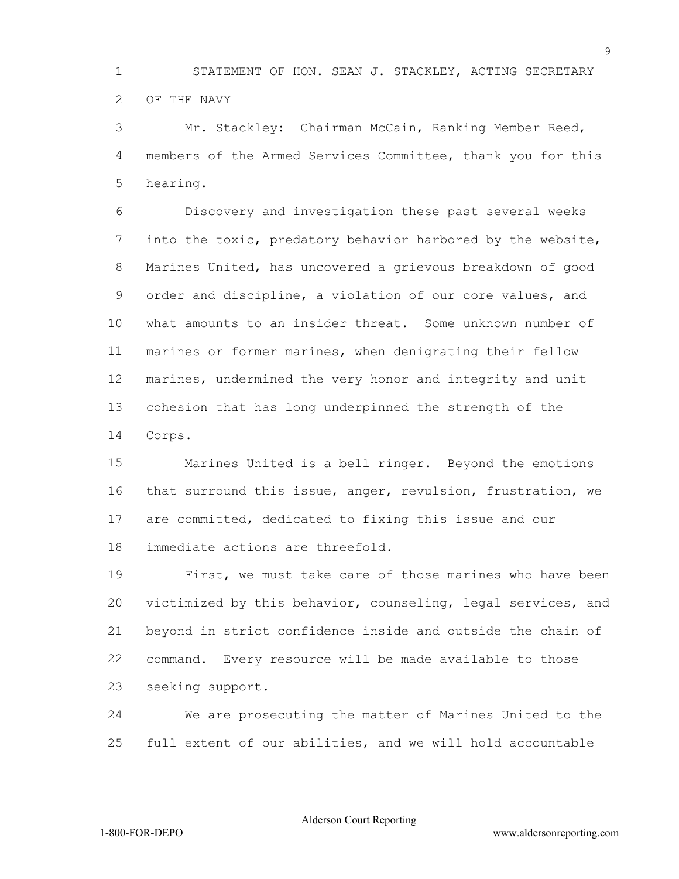STATEMENT OF HON. SEAN J. STACKLEY, ACTING SECRETARY OF THE NAVY

Mr. Stackley: Chairman McCain, Ranking Member Reed, members of the Armed Services Committee, thank you for this hearing.

Discovery and investigation these past several weeks into the toxic, predatory behavior harbored by the website, Marines United, has uncovered a grievous breakdown of good order and discipline, a violation of our core values, and what amounts to an insider threat. Some unknown number of marines or former marines, when denigrating their fellow marines, undermined the very honor and integrity and unit cohesion that has long underpinned the strength of the Corps.

Marines United is a bell ringer. Beyond the emotions that surround this issue, anger, revulsion, frustration, we are committed, dedicated to fixing this issue and our immediate actions are threefold.

First, we must take care of those marines who have been victimized by this behavior, counseling, legal services, and beyond in strict confidence inside and outside the chain of command. Every resource will be made available to those seeking support.

We are prosecuting the matter of Marines United to the full extent of our abilities, and we will hold accountable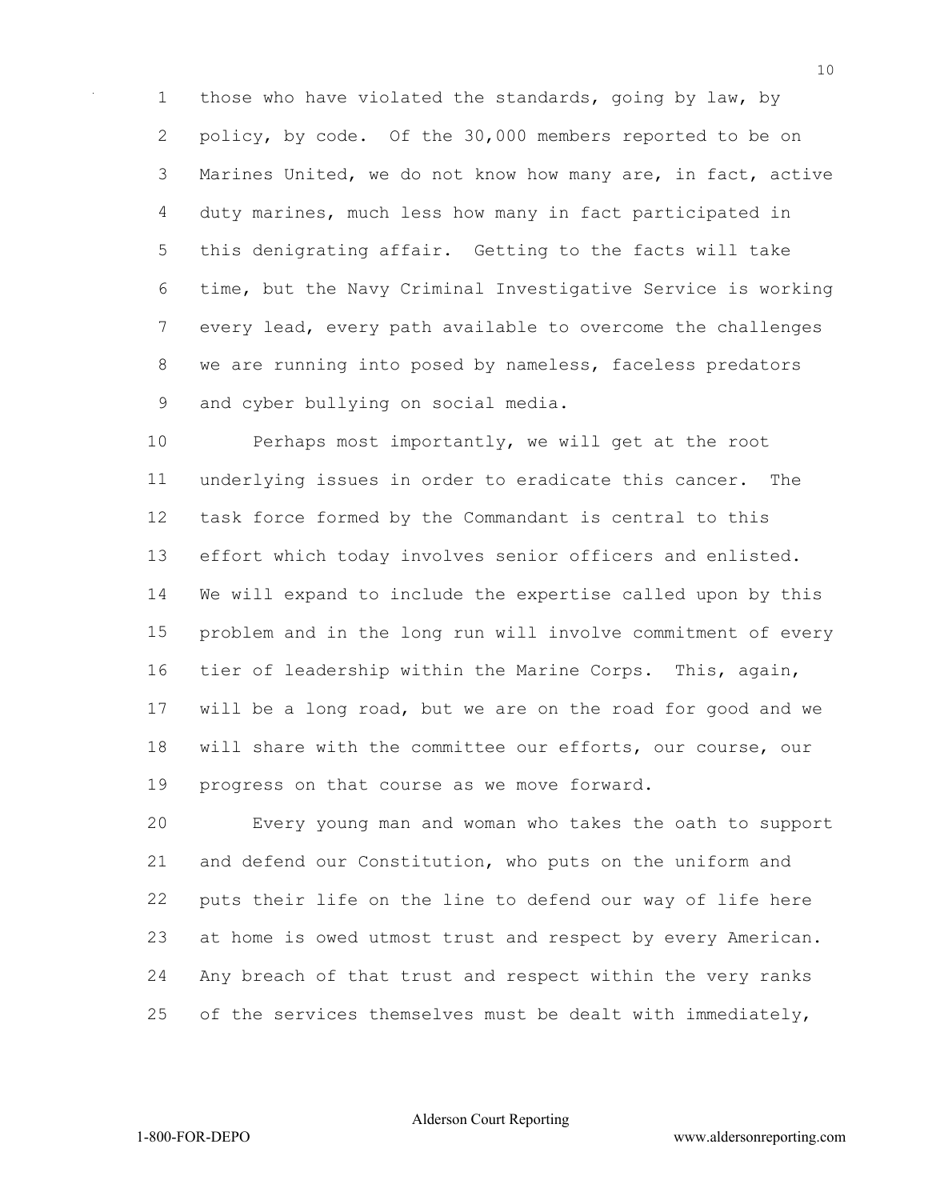those who have violated the standards, going by law, by policy, by code. Of the 30,000 members reported to be on Marines United, we do not know how many are, in fact, active duty marines, much less how many in fact participated in this denigrating affair. Getting to the facts will take time, but the Navy Criminal Investigative Service is working every lead, every path available to overcome the challenges we are running into posed by nameless, faceless predators and cyber bullying on social media.

Perhaps most importantly, we will get at the root underlying issues in order to eradicate this cancer. The task force formed by the Commandant is central to this effort which today involves senior officers and enlisted. We will expand to include the expertise called upon by this problem and in the long run will involve commitment of every tier of leadership within the Marine Corps. This, again, will be a long road, but we are on the road for good and we will share with the committee our efforts, our course, our progress on that course as we move forward.

Every young man and woman who takes the oath to support and defend our Constitution, who puts on the uniform and puts their life on the line to defend our way of life here at home is owed utmost trust and respect by every American. Any breach of that trust and respect within the very ranks of the services themselves must be dealt with immediately,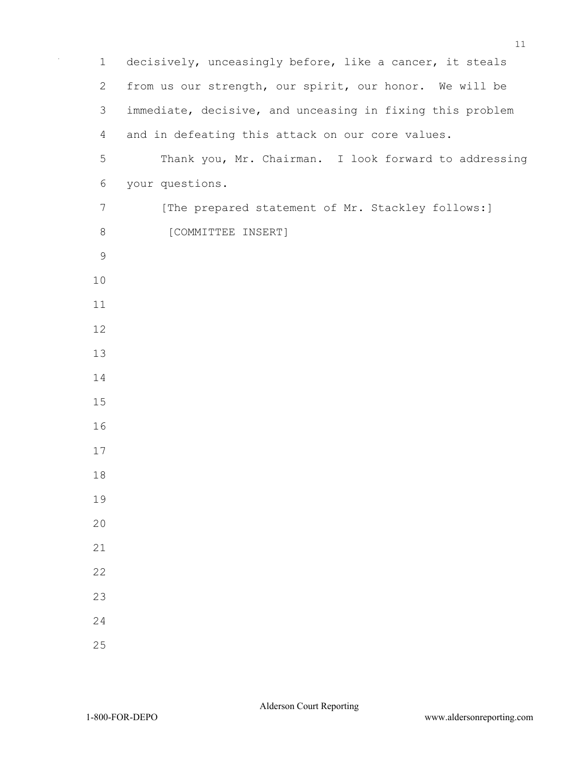decisively, unceasingly before, like a cancer, it steals from us our strength, our spirit, our honor. We will be immediate, decisive, and unceasing in fixing this problem and in defeating this attack on our core values.

Thank you, Mr. Chairman. I look forward to addressing your questions.

[The prepared statement of Mr. Stackley follows:]

[COMMITTEE INSERT]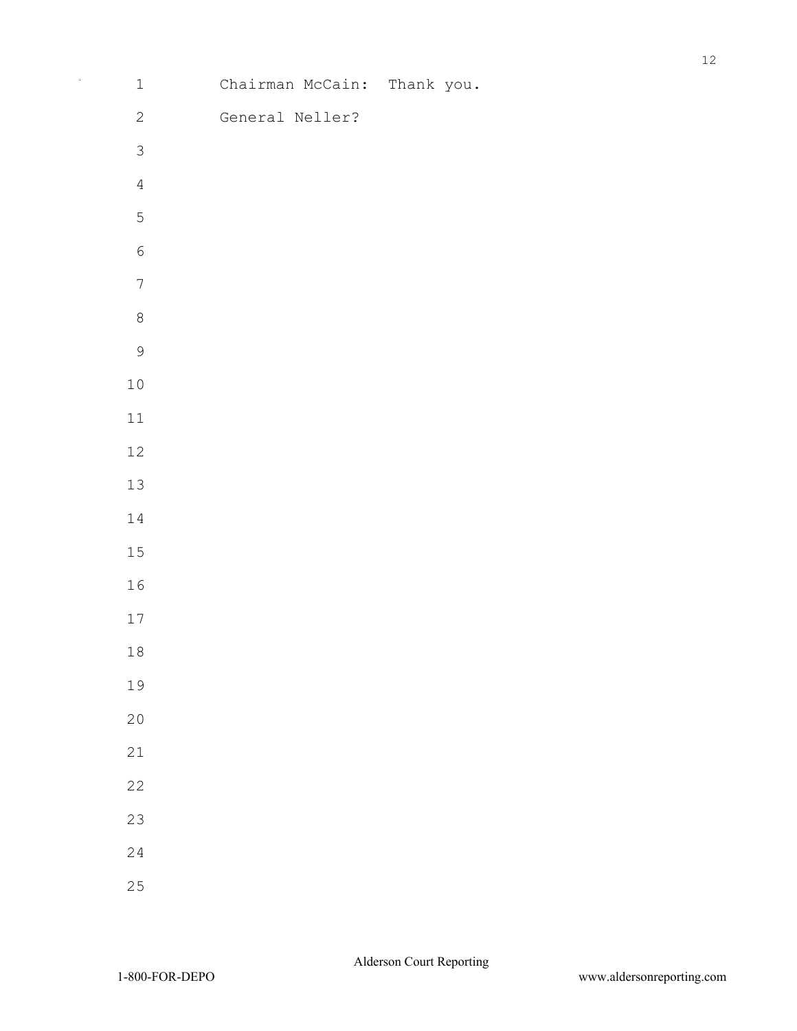Chairman McCain: Thank you.

General Neller?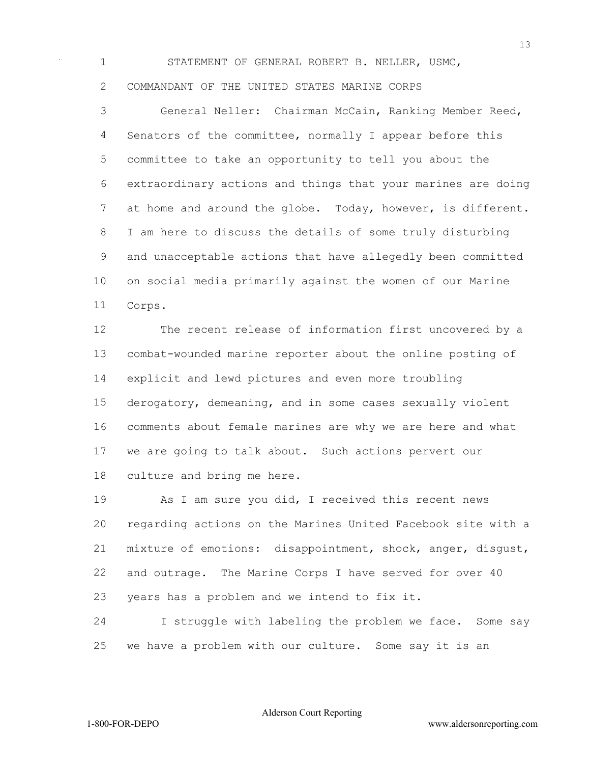STATEMENT OF GENERAL ROBERT B. NELLER, USMC, COMMANDANT OF THE UNITED STATES MARINE CORPS

General Neller: Chairman McCain, Ranking Member Reed, Senators of the committee, normally I appear before this committee to take an opportunity to tell you about the extraordinary actions and things that your marines are doing at home and around the globe. Today, however, is different. I am here to discuss the details of some truly disturbing and unacceptable actions that have allegedly been committed on social media primarily against the women of our Marine Corps.

The recent release of information first uncovered by a combat-wounded marine reporter about the online posting of explicit and lewd pictures and even more troubling derogatory, demeaning, and in some cases sexually violent comments about female marines are why we are here and what we are going to talk about. Such actions pervert our culture and bring me here.

As I am sure you did, I received this recent news regarding actions on the Marines United Facebook site with a mixture of emotions: disappointment, shock, anger, disgust, and outrage. The Marine Corps I have served for over 40 years has a problem and we intend to fix it.

I struggle with labeling the problem we face. Some say we have a problem with our culture. Some say it is an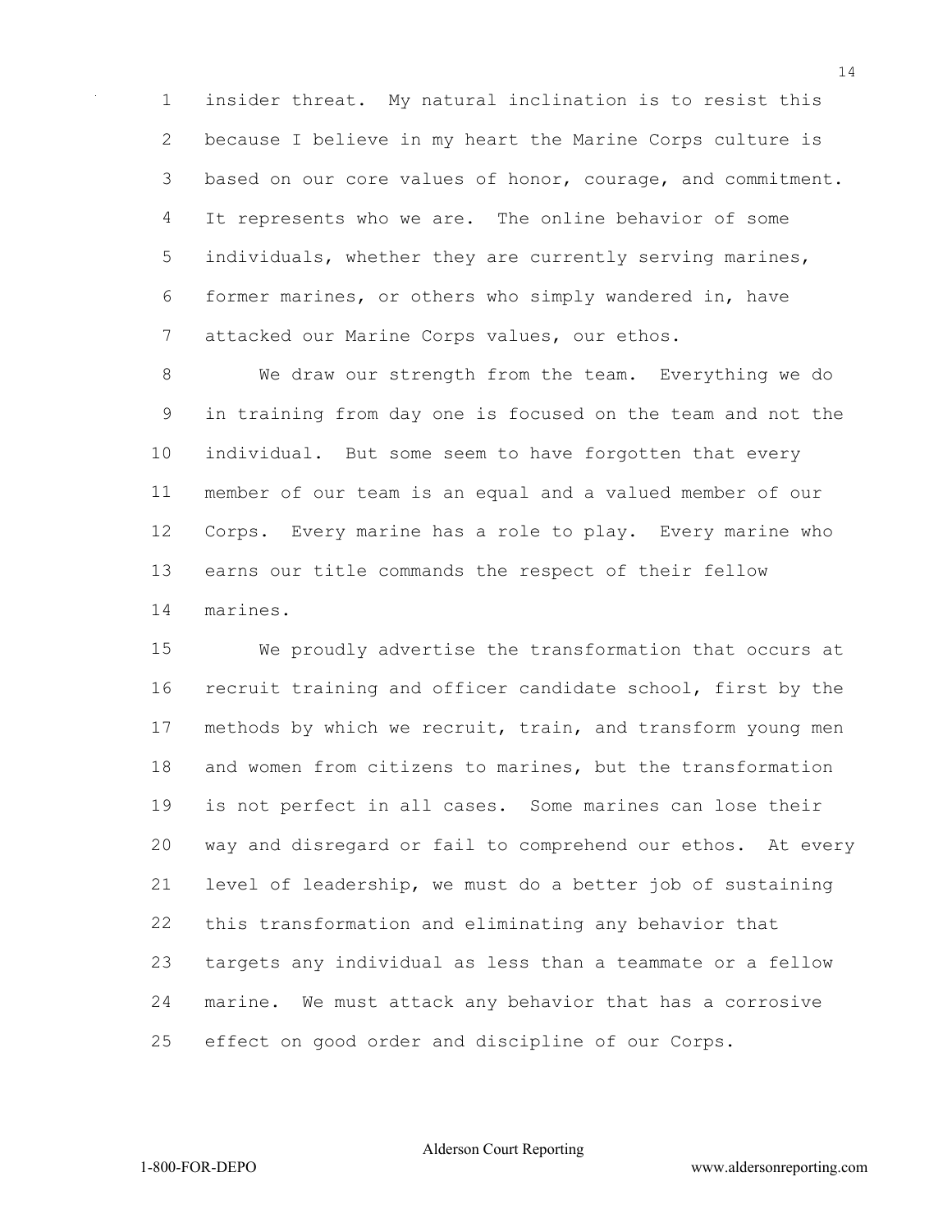insider threat. My natural inclination is to resist this because I believe in my heart the Marine Corps culture is based on our core values of honor, courage, and commitment. It represents who we are. The online behavior of some individuals, whether they are currently serving marines, former marines, or others who simply wandered in, have attacked our Marine Corps values, our ethos.

We draw our strength from the team. Everything we do in training from day one is focused on the team and not the individual. But some seem to have forgotten that every member of our team is an equal and a valued member of our Corps. Every marine has a role to play. Every marine who earns our title commands the respect of their fellow marines.

We proudly advertise the transformation that occurs at recruit training and officer candidate school, first by the methods by which we recruit, train, and transform young men and women from citizens to marines, but the transformation is not perfect in all cases. Some marines can lose their way and disregard or fail to comprehend our ethos. At every level of leadership, we must do a better job of sustaining this transformation and eliminating any behavior that targets any individual as less than a teammate or a fellow marine. We must attack any behavior that has a corrosive effect on good order and discipline of our Corps.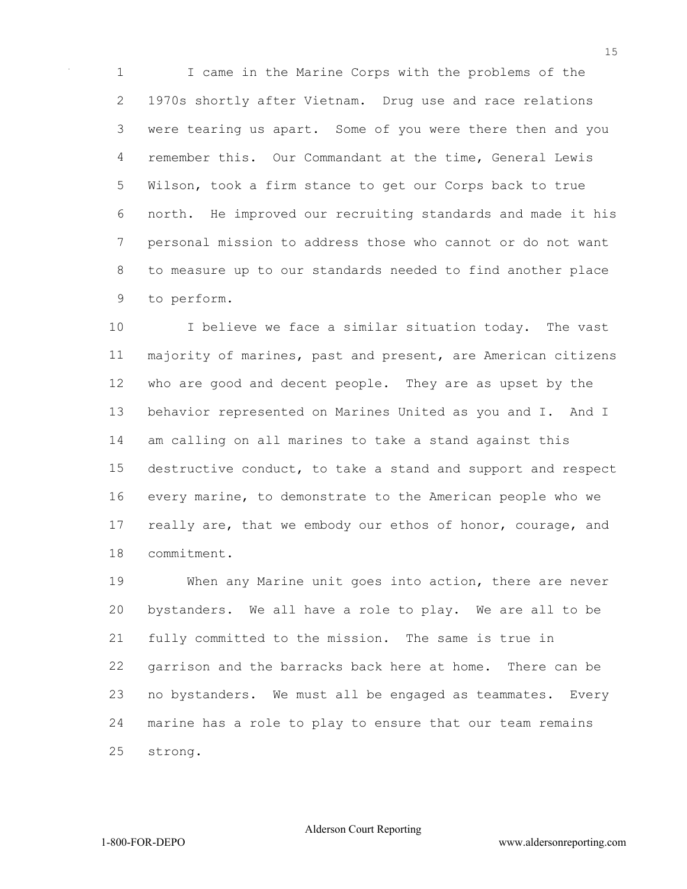I came in the Marine Corps with the problems of the 1970s shortly after Vietnam. Drug use and race relations were tearing us apart. Some of you were there then and you remember this. Our Commandant at the time, General Lewis Wilson, took a firm stance to get our Corps back to true north. He improved our recruiting standards and made it his personal mission to address those who cannot or do not want to measure up to our standards needed to find another place to perform.

I believe we face a similar situation today. The vast majority of marines, past and present, are American citizens who are good and decent people. They are as upset by the behavior represented on Marines United as you and I. And I am calling on all marines to take a stand against this destructive conduct, to take a stand and support and respect every marine, to demonstrate to the American people who we really are, that we embody our ethos of honor, courage, and commitment.

When any Marine unit goes into action, there are never bystanders. We all have a role to play. We are all to be fully committed to the mission. The same is true in garrison and the barracks back here at home. There can be no bystanders. We must all be engaged as teammates. Every marine has a role to play to ensure that our team remains strong.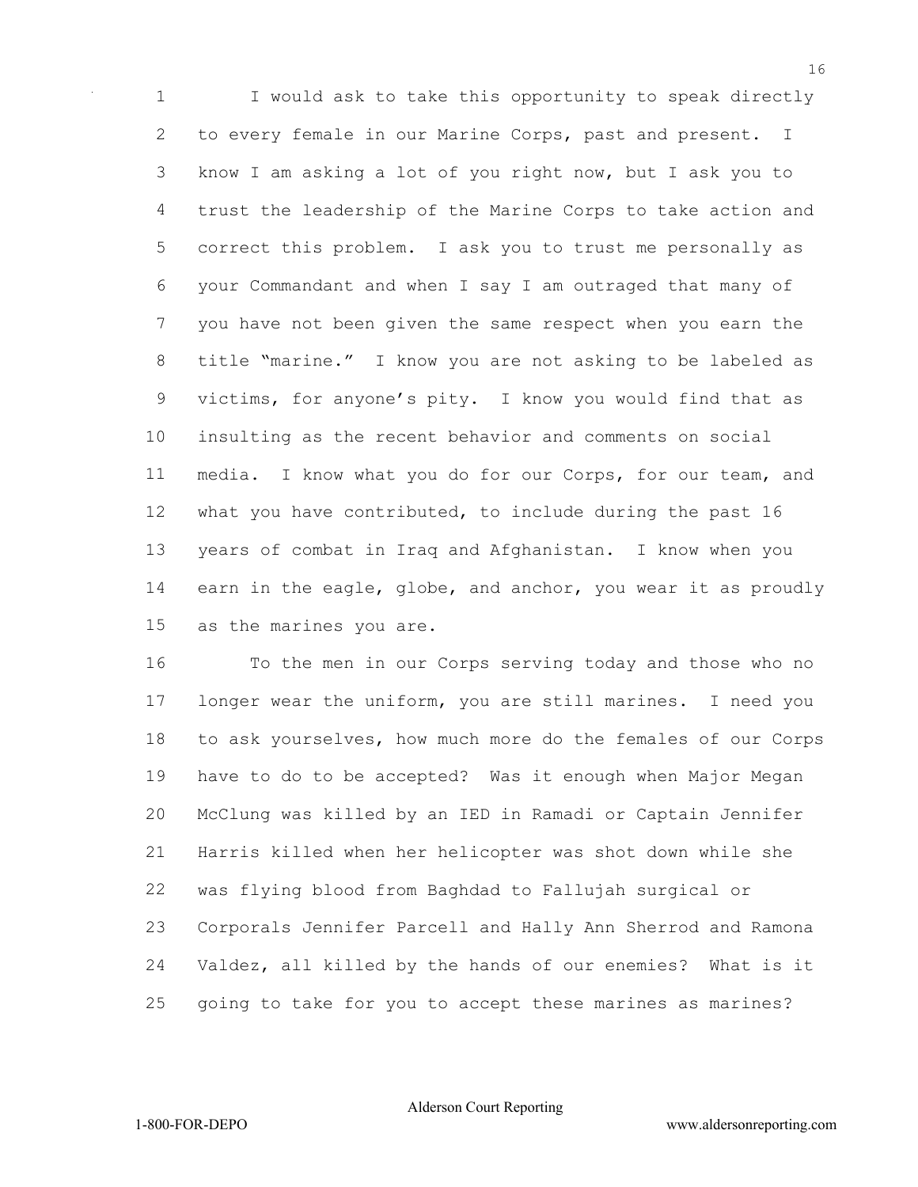I would ask to take this opportunity to speak directly to every female in our Marine Corps, past and present. I know I am asking a lot of you right now, but I ask you to trust the leadership of the Marine Corps to take action and correct this problem. I ask you to trust me personally as your Commandant and when I say I am outraged that many of you have not been given the same respect when you earn the title "marine." I know you are not asking to be labeled as victims, for anyone's pity. I know you would find that as insulting as the recent behavior and comments on social media. I know what you do for our Corps, for our team, and what you have contributed, to include during the past 16 years of combat in Iraq and Afghanistan. I know when you earn in the eagle, globe, and anchor, you wear it as proudly as the marines you are.

To the men in our Corps serving today and those who no longer wear the uniform, you are still marines. I need you to ask yourselves, how much more do the females of our Corps have to do to be accepted? Was it enough when Major Megan McClung was killed by an IED in Ramadi or Captain Jennifer Harris killed when her helicopter was shot down while she was flying blood from Baghdad to Fallujah surgical or Corporals Jennifer Parcell and Hally Ann Sherrod and Ramona Valdez, all killed by the hands of our enemies? What is it going to take for you to accept these marines as marines?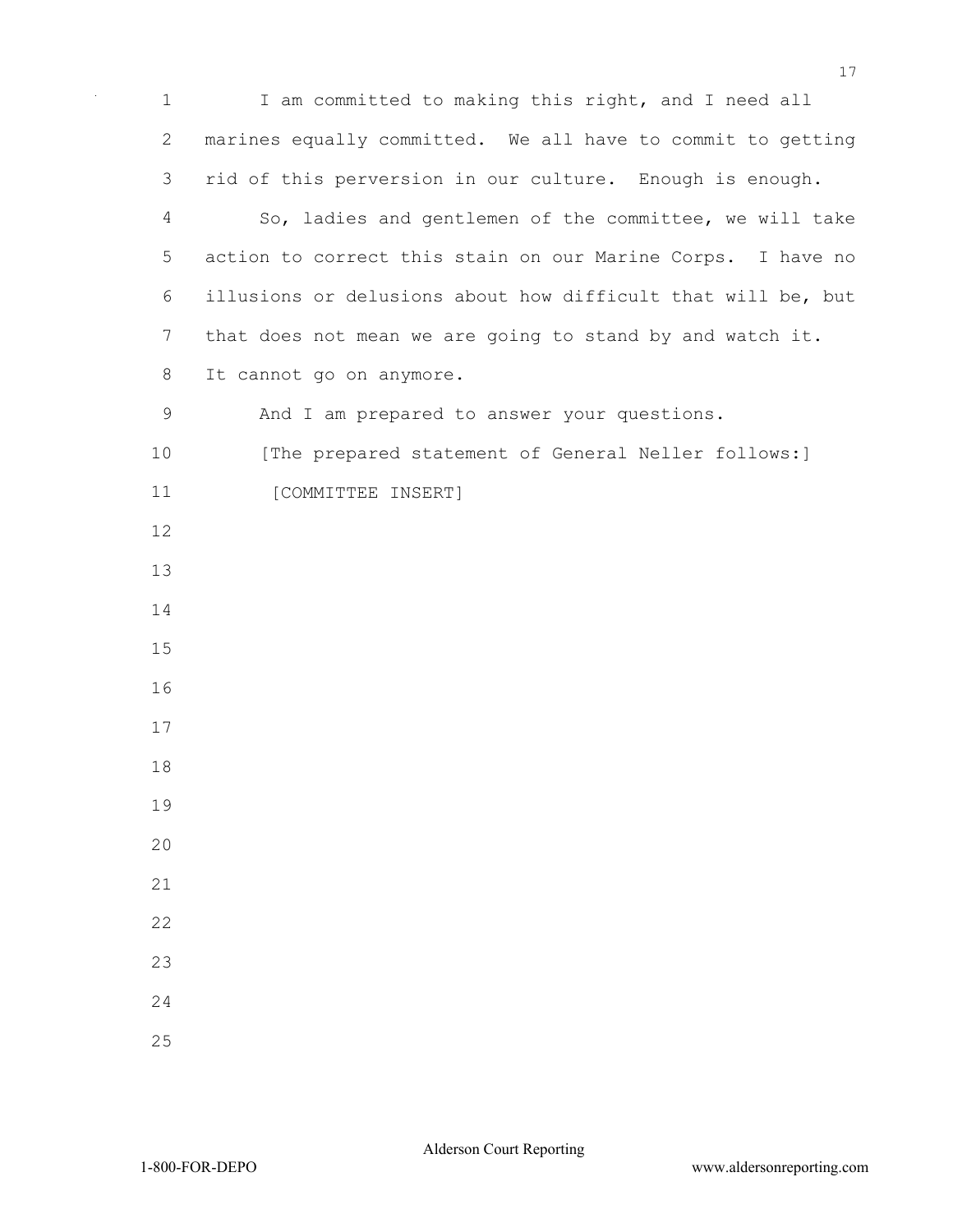I am committed to making this right, and I need all marines equally committed. We all have to commit to getting rid of this perversion in our culture. Enough is enough.

So, ladies and gentlemen of the committee, we will take action to correct this stain on our Marine Corps. I have no illusions or delusions about how difficult that will be, but that does not mean we are going to stand by and watch it. It cannot go on anymore.

And I am prepared to answer your questions.

[The prepared statement of General Neller follows:]

[COMMITTEE INSERT]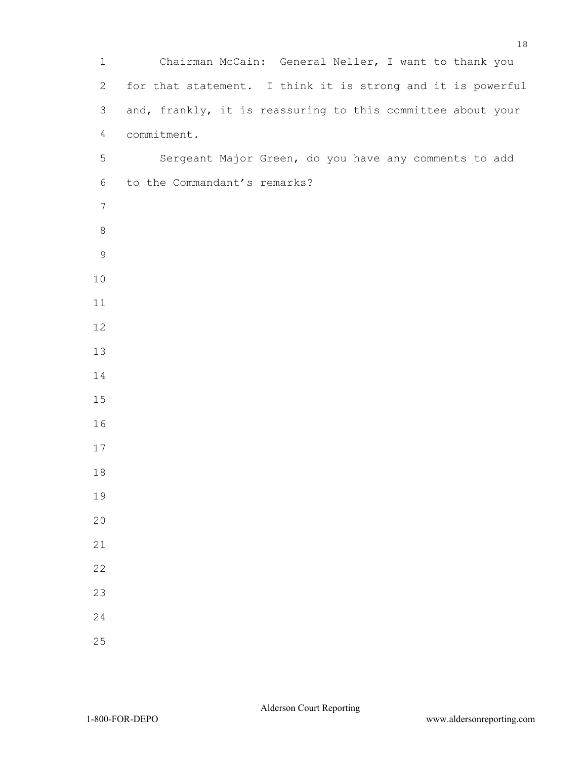Chairman McCain: General Neller, I want to thank you for that statement. I think it is strong and it is powerful and, frankly, it is reassuring to this committee about your commitment.

Sergeant Major Green, do you have any comments to add to the Commandant's remarks?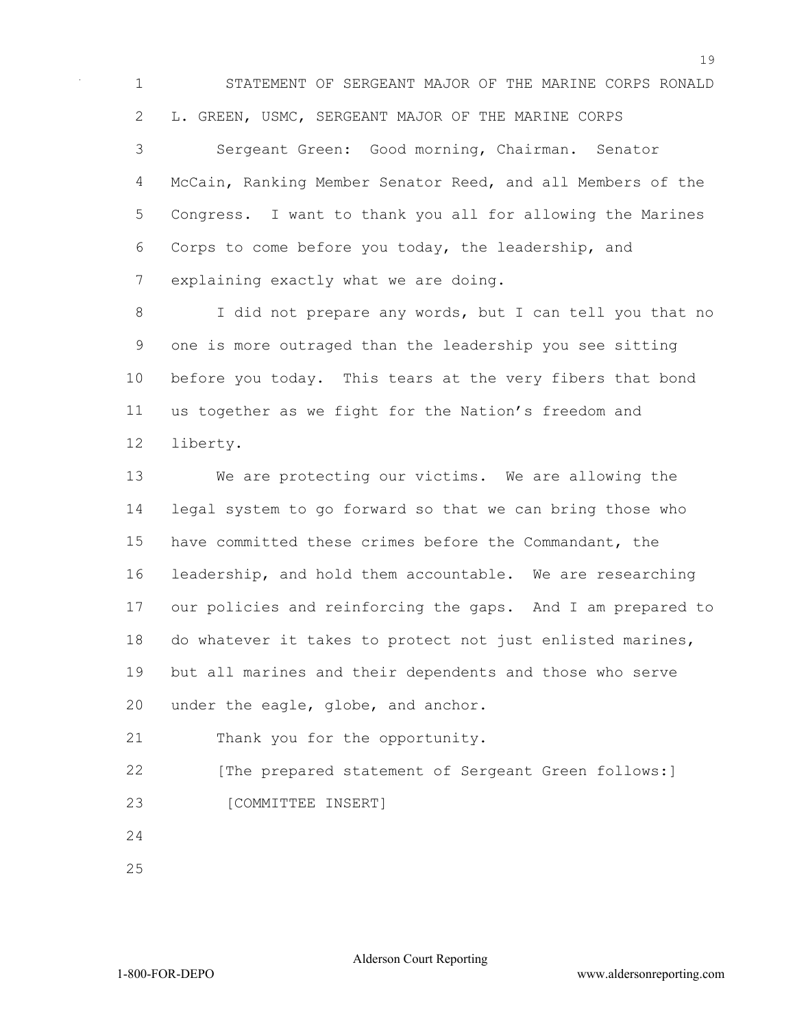STATEMENT OF SERGEANT MAJOR OF THE MARINE CORPS RONALD L. GREEN, USMC, SERGEANT MAJOR OF THE MARINE CORPS

Sergeant Green: Good morning, Chairman. Senator McCain, Ranking Member Senator Reed, and all Members of the Congress. I want to thank you all for allowing the Marines Corps to come before you today, the leadership, and explaining exactly what we are doing.

I did not prepare any words, but I can tell you that no one is more outraged than the leadership you see sitting before you today. This tears at the very fibers that bond us together as we fight for the Nation's freedom and liberty.

We are protecting our victims. We are allowing the legal system to go forward so that we can bring those who have committed these crimes before the Commandant, the leadership, and hold them accountable. We are researching our policies and reinforcing the gaps. And I am prepared to do whatever it takes to protect not just enlisted marines, but all marines and their dependents and those who serve under the eagle, globe, and anchor.

Thank you for the opportunity.

[The prepared statement of Sergeant Green follows:]

[COMMITTEE INSERT]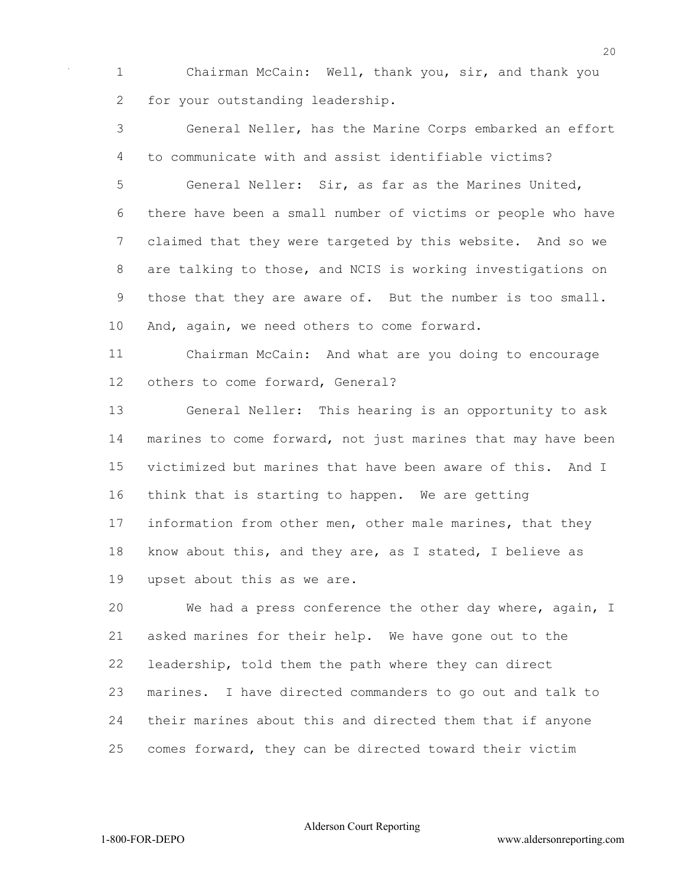Chairman McCain: Well, thank you, sir, and thank you for your outstanding leadership.

General Neller, has the Marine Corps embarked an effort to communicate with and assist identifiable victims?

General Neller: Sir, as far as the Marines United, there have been a small number of victims or people who have claimed that they were targeted by this website. And so we are talking to those, and NCIS is working investigations on those that they are aware of. But the number is too small. And, again, we need others to come forward.

Chairman McCain: And what are you doing to encourage others to come forward, General?

General Neller: This hearing is an opportunity to ask marines to come forward, not just marines that may have been victimized but marines that have been aware of this. And I think that is starting to happen. We are getting information from other men, other male marines, that they know about this, and they are, as I stated, I believe as upset about this as we are.

We had a press conference the other day where, again, I asked marines for their help. We have gone out to the leadership, told them the path where they can direct marines. I have directed commanders to go out and talk to their marines about this and directed them that if anyone comes forward, they can be directed toward their victim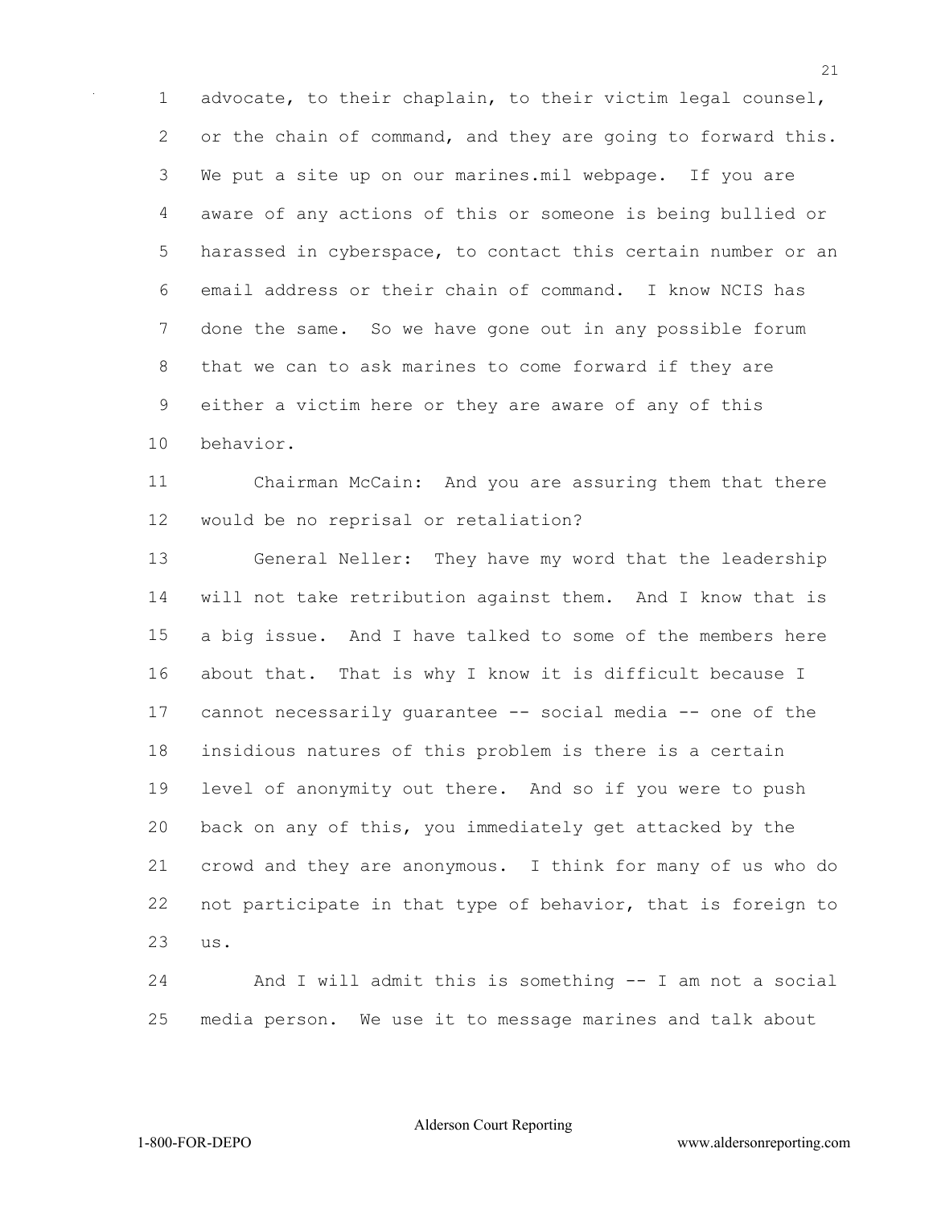advocate, to their chaplain, to their victim legal counsel, or the chain of command, and they are going to forward this. We put a site up on our marines.mil webpage. If you are aware of any actions of this or someone is being bullied or harassed in cyberspace, to contact this certain number or an email address or their chain of command. I know NCIS has done the same. So we have gone out in any possible forum that we can to ask marines to come forward if they are either a victim here or they are aware of any of this behavior.

Chairman McCain: And you are assuring them that there would be no reprisal or retaliation?

General Neller: They have my word that the leadership will not take retribution against them. And I know that is a big issue. And I have talked to some of the members here about that. That is why I know it is difficult because I cannot necessarily guarantee -- social media -- one of the insidious natures of this problem is there is a certain level of anonymity out there. And so if you were to push back on any of this, you immediately get attacked by the crowd and they are anonymous. I think for many of us who do not participate in that type of behavior, that is foreign to us.

And I will admit this is something -- I am not a social media person. We use it to message marines and talk about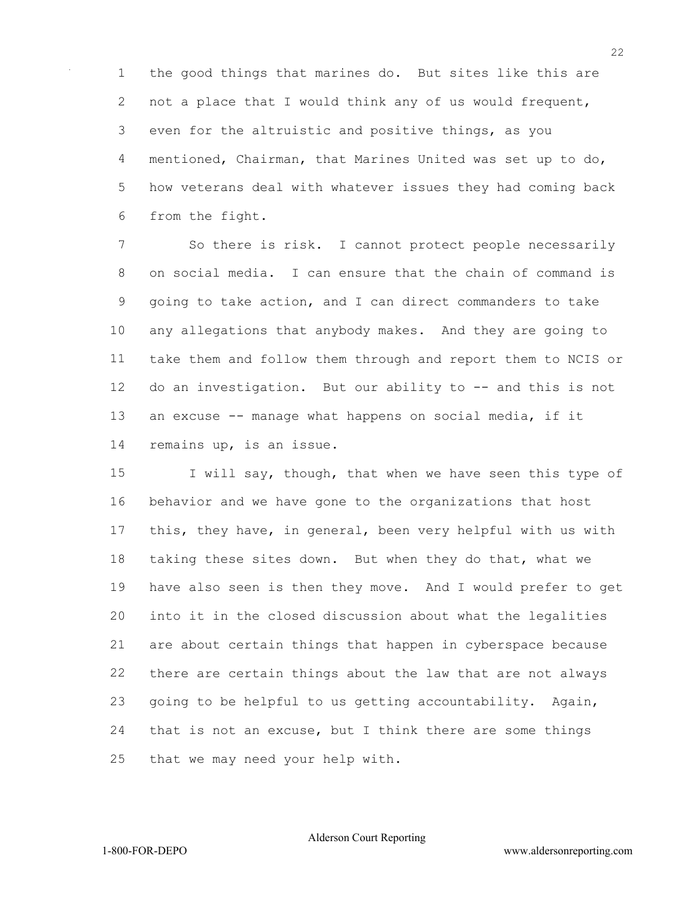the good things that marines do. But sites like this are not a place that I would think any of us would frequent, even for the altruistic and positive things, as you mentioned, Chairman, that Marines United was set up to do, how veterans deal with whatever issues they had coming back from the fight.

So there is risk. I cannot protect people necessarily on social media. I can ensure that the chain of command is going to take action, and I can direct commanders to take any allegations that anybody makes. And they are going to take them and follow them through and report them to NCIS or do an investigation. But our ability to -- and this is not an excuse -- manage what happens on social media, if it remains up, is an issue.

I will say, though, that when we have seen this type of behavior and we have gone to the organizations that host this, they have, in general, been very helpful with us with taking these sites down. But when they do that, what we have also seen is then they move. And I would prefer to get into it in the closed discussion about what the legalities are about certain things that happen in cyberspace because there are certain things about the law that are not always going to be helpful to us getting accountability. Again, that is not an excuse, but I think there are some things that we may need your help with.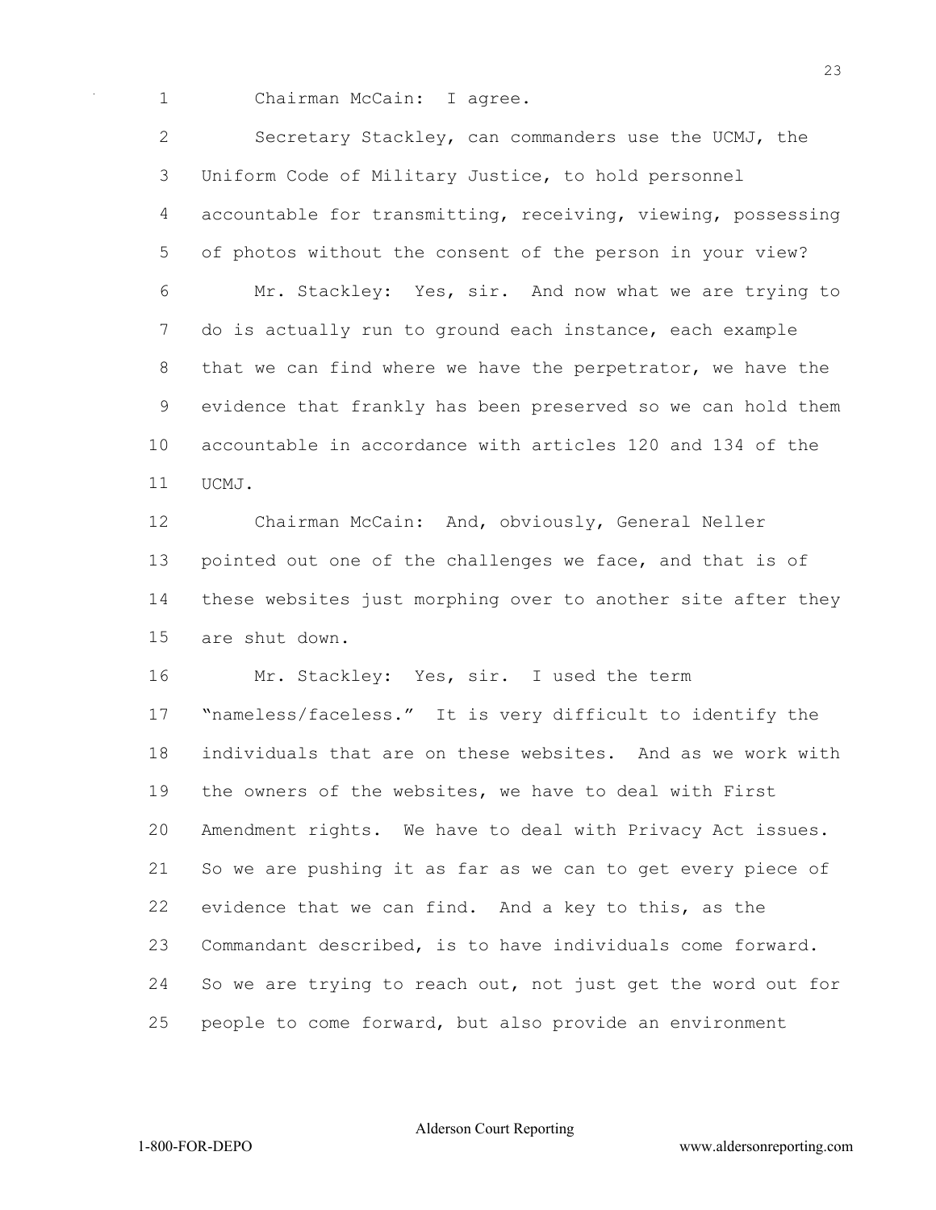Chairman McCain: I agree.

Secretary Stackley, can commanders use the UCMJ, the Uniform Code of Military Justice, to hold personnel accountable for transmitting, receiving, viewing, possessing of photos without the consent of the person in your view?

Mr. Stackley: Yes, sir. And now what we are trying to do is actually run to ground each instance, each example that we can find where we have the perpetrator, we have the evidence that frankly has been preserved so we can hold them accountable in accordance with articles 120 and 134 of the UCMJ.

Chairman McCain: And, obviously, General Neller pointed out one of the challenges we face, and that is of these websites just morphing over to another site after they are shut down.

Mr. Stackley: Yes, sir. I used the term "nameless/faceless." It is very difficult to identify the individuals that are on these websites. And as we work with the owners of the websites, we have to deal with First Amendment rights. We have to deal with Privacy Act issues. So we are pushing it as far as we can to get every piece of evidence that we can find. And a key to this, as the Commandant described, is to have individuals come forward. So we are trying to reach out, not just get the word out for people to come forward, but also provide an environment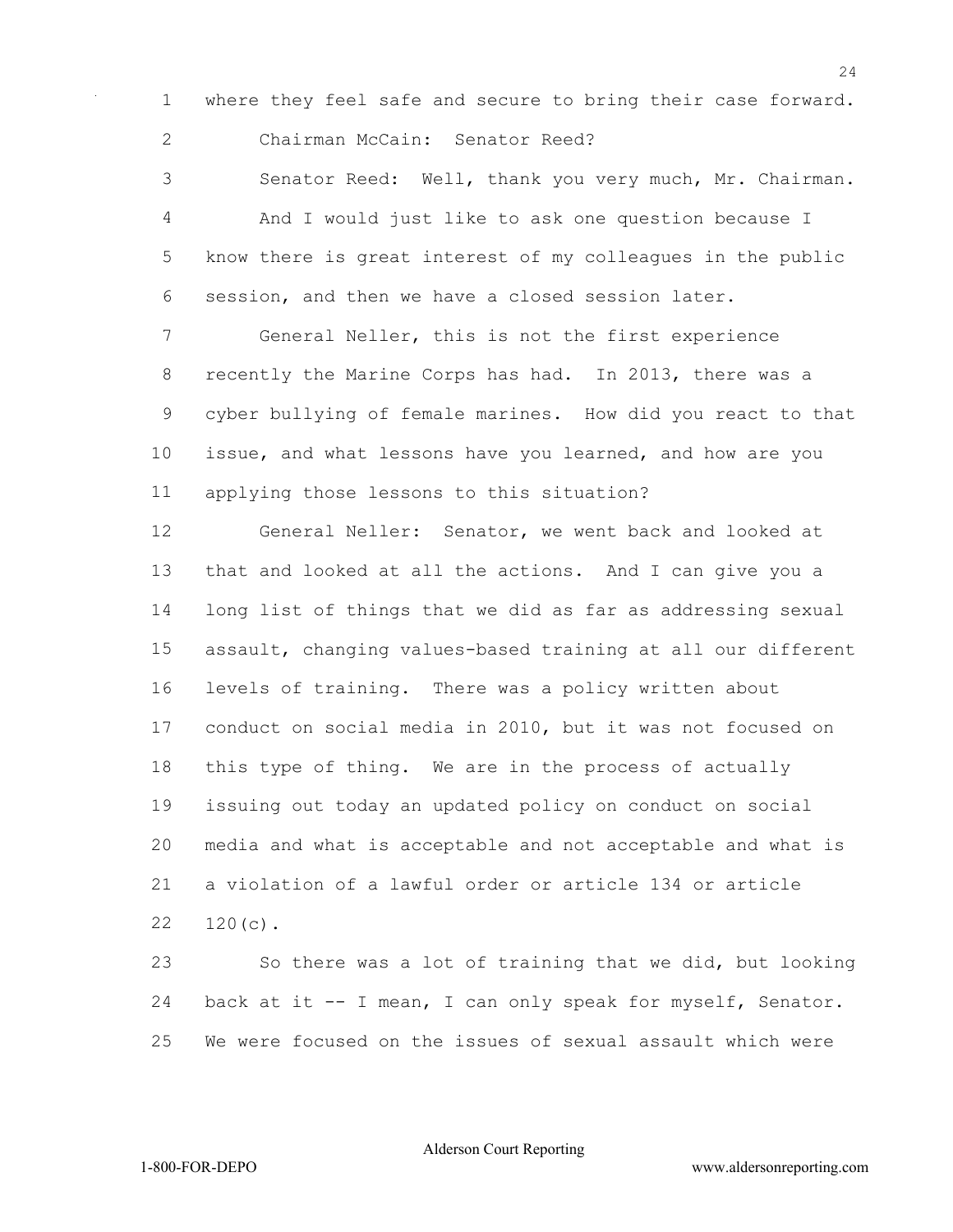where they feel safe and secure to bring their case forward.

Chairman McCain: Senator Reed?

Senator Reed: Well, thank you very much, Mr. Chairman. And I would just like to ask one question because I know there is great interest of my colleagues in the public session, and then we have a closed session later.

General Neller, this is not the first experience recently the Marine Corps has had. In 2013, there was a cyber bullying of female marines. How did you react to that issue, and what lessons have you learned, and how are you applying those lessons to this situation?

General Neller: Senator, we went back and looked at that and looked at all the actions. And I can give you a long list of things that we did as far as addressing sexual assault, changing values-based training at all our different levels of training. There was a policy written about conduct on social media in 2010, but it was not focused on this type of thing. We are in the process of actually issuing out today an updated policy on conduct on social media and what is acceptable and not acceptable and what is a violation of a lawful order or article 134 or article 120(c).

So there was a lot of training that we did, but looking back at it -- I mean, I can only speak for myself, Senator. We were focused on the issues of sexual assault which were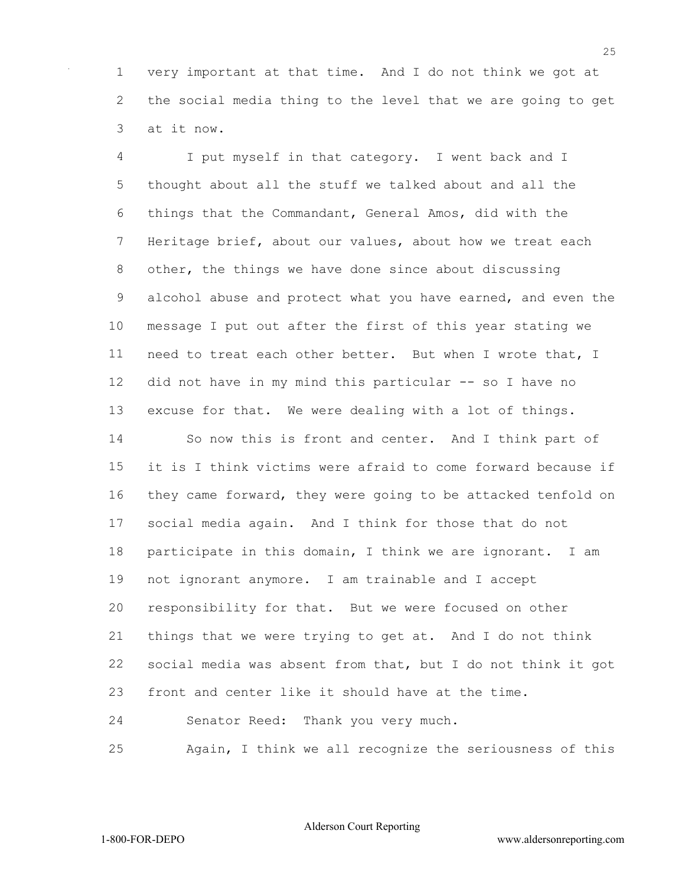very important at that time. And I do not think we got at the social media thing to the level that we are going to get at it now.

I put myself in that category. I went back and I thought about all the stuff we talked about and all the things that the Commandant, General Amos, did with the Heritage brief, about our values, about how we treat each other, the things we have done since about discussing alcohol abuse and protect what you have earned, and even the message I put out after the first of this year stating we need to treat each other better. But when I wrote that, I did not have in my mind this particular -- so I have no excuse for that. We were dealing with a lot of things.

So now this is front and center. And I think part of it is I think victims were afraid to come forward because if they came forward, they were going to be attacked tenfold on social media again. And I think for those that do not participate in this domain, I think we are ignorant. I am not ignorant anymore. I am trainable and I accept responsibility for that. But we were focused on other things that we were trying to get at. And I do not think social media was absent from that, but I do not think it got front and center like it should have at the time.

Senator Reed: Thank you very much.

Again, I think we all recognize the seriousness of this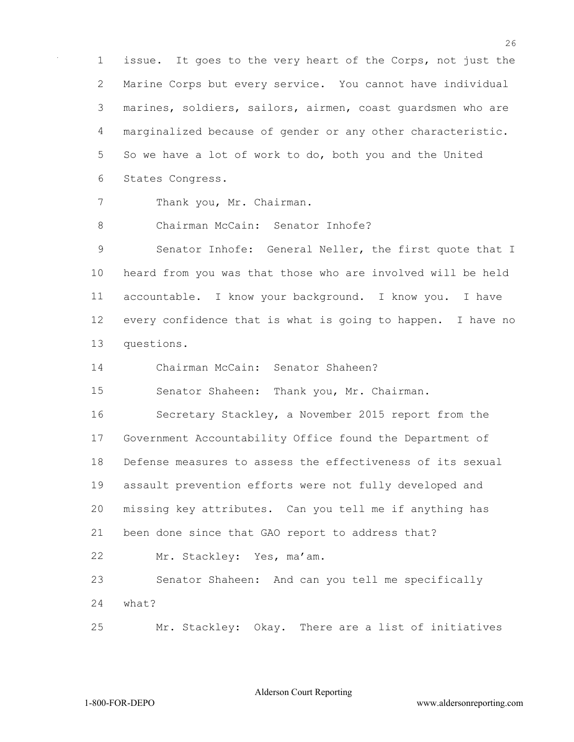issue. It goes to the very heart of the Corps, not just the Marine Corps but every service. You cannot have individual marines, soldiers, sailors, airmen, coast guardsmen who are marginalized because of gender or any other characteristic. So we have a lot of work to do, both you and the United States Congress.

Thank you, Mr. Chairman.

Chairman McCain: Senator Inhofe?

Senator Inhofe: General Neller, the first quote that I heard from you was that those who are involved will be held accountable. I know your background. I know you. I have every confidence that is what is going to happen. I have no questions.

Chairman McCain: Senator Shaheen?

Senator Shaheen: Thank you, Mr. Chairman.

Secretary Stackley, a November 2015 report from the Government Accountability Office found the Department of Defense measures to assess the effectiveness of its sexual assault prevention efforts were not fully developed and missing key attributes. Can you tell me if anything has been done since that GAO report to address that?

Mr. Stackley: Yes, ma'am.

Senator Shaheen: And can you tell me specifically what?

Mr. Stackley: Okay. There are a list of initiatives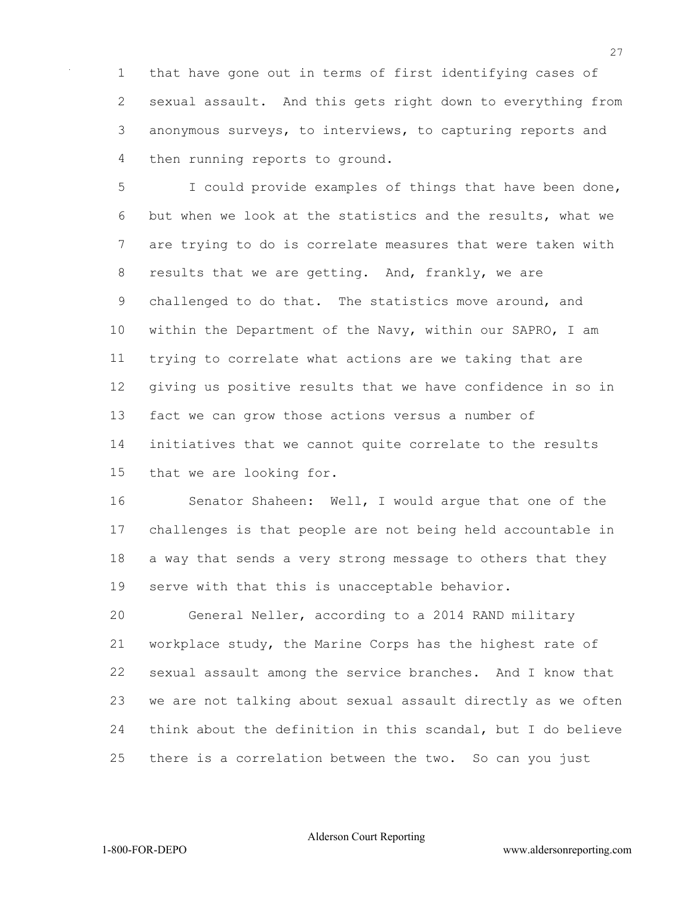that have gone out in terms of first identifying cases of sexual assault. And this gets right down to everything from anonymous surveys, to interviews, to capturing reports and then running reports to ground.

I could provide examples of things that have been done, but when we look at the statistics and the results, what we are trying to do is correlate measures that were taken with results that we are getting. And, frankly, we are challenged to do that. The statistics move around, and within the Department of the Navy, within our SAPRO, I am trying to correlate what actions are we taking that are giving us positive results that we have confidence in so in fact we can grow those actions versus a number of initiatives that we cannot quite correlate to the results that we are looking for.

Senator Shaheen: Well, I would argue that one of the challenges is that people are not being held accountable in a way that sends a very strong message to others that they serve with that this is unacceptable behavior.

General Neller, according to a 2014 RAND military workplace study, the Marine Corps has the highest rate of sexual assault among the service branches. And I know that we are not talking about sexual assault directly as we often think about the definition in this scandal, but I do believe there is a correlation between the two. So can you just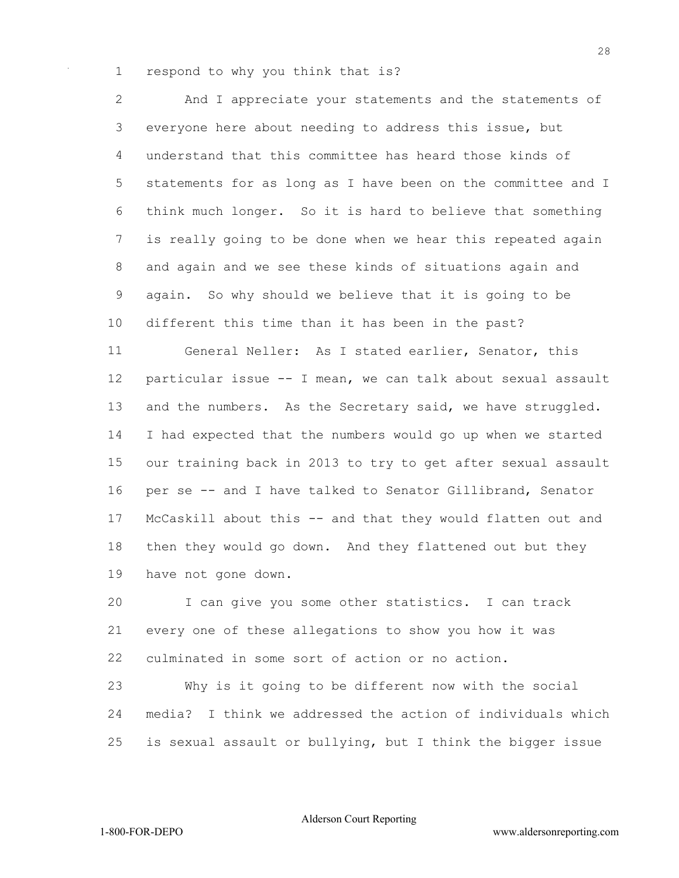respond to why you think that is?

And I appreciate your statements and the statements of everyone here about needing to address this issue, but understand that this committee has heard those kinds of statements for as long as I have been on the committee and I think much longer. So it is hard to believe that something is really going to be done when we hear this repeated again and again and we see these kinds of situations again and again. So why should we believe that it is going to be different this time than it has been in the past?

General Neller: As I stated earlier, Senator, this particular issue -- I mean, we can talk about sexual assault and the numbers. As the Secretary said, we have struggled. I had expected that the numbers would go up when we started our training back in 2013 to try to get after sexual assault per se -- and I have talked to Senator Gillibrand, Senator McCaskill about this -- and that they would flatten out and then they would go down. And they flattened out but they have not gone down.

I can give you some other statistics. I can track every one of these allegations to show you how it was culminated in some sort of action or no action.

Why is it going to be different now with the social media? I think we addressed the action of individuals which is sexual assault or bullying, but I think the bigger issue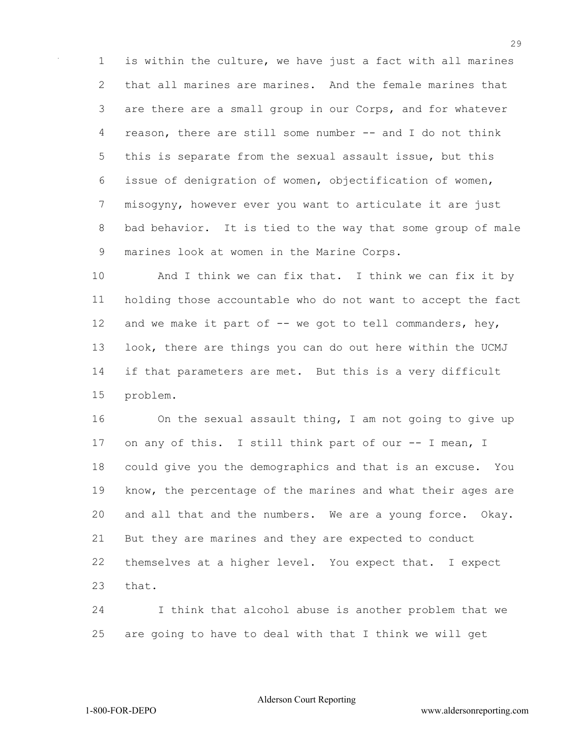is within the culture, we have just a fact with all marines that all marines are marines. And the female marines that are there are a small group in our Corps, and for whatever reason, there are still some number -- and I do not think this is separate from the sexual assault issue, but this issue of denigration of women, objectification of women, misogyny, however ever you want to articulate it are just bad behavior. It is tied to the way that some group of male marines look at women in the Marine Corps.

And I think we can fix that. I think we can fix it by holding those accountable who do not want to accept the fact and we make it part of -- we got to tell commanders, hey, look, there are things you can do out here within the UCMJ if that parameters are met. But this is a very difficult problem.

On the sexual assault thing, I am not going to give up on any of this. I still think part of our -- I mean, I could give you the demographics and that is an excuse. You know, the percentage of the marines and what their ages are and all that and the numbers. We are a young force. Okay. But they are marines and they are expected to conduct themselves at a higher level. You expect that. I expect that.

I think that alcohol abuse is another problem that we are going to have to deal with that I think we will get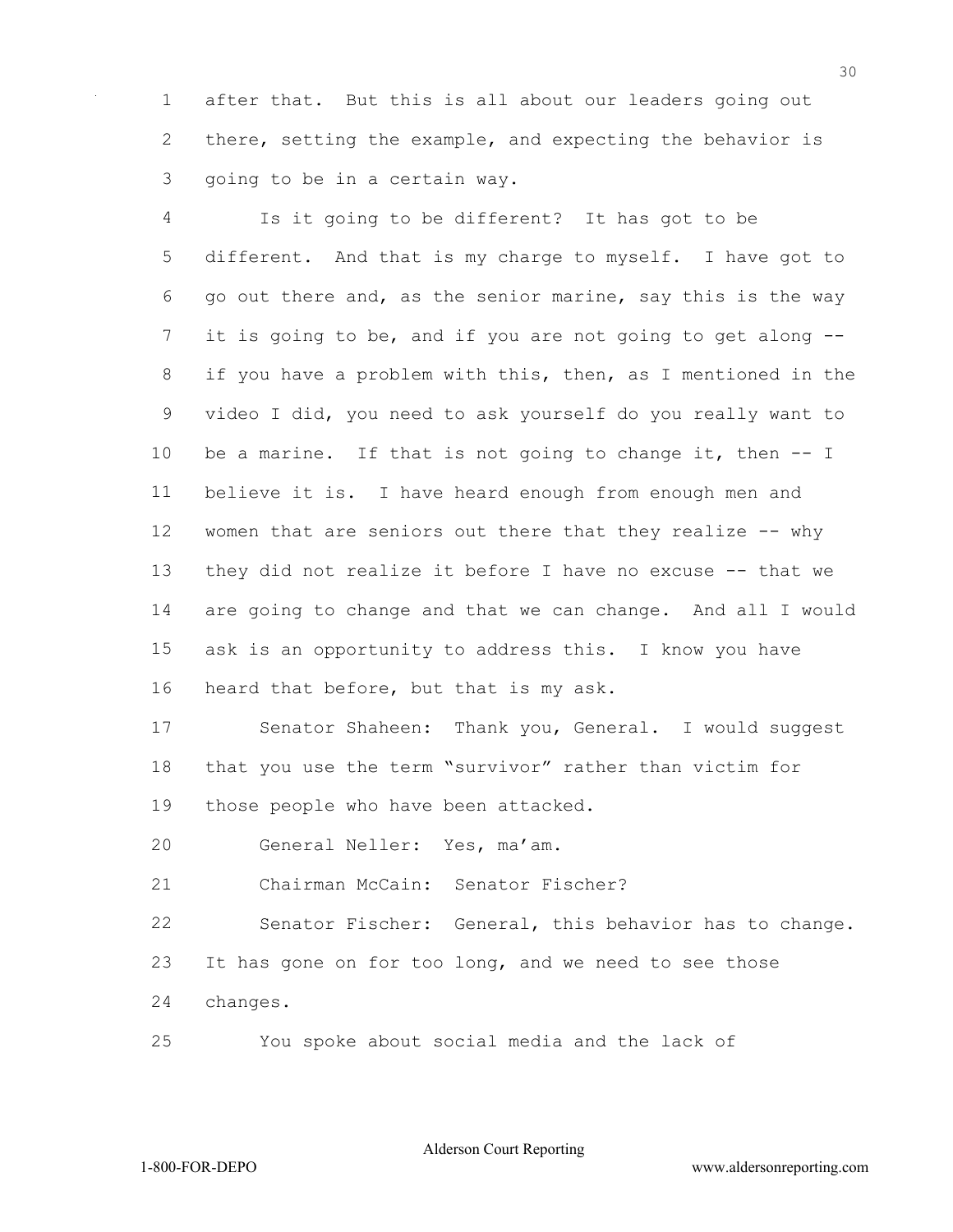after that. But this is all about our leaders going out there, setting the example, and expecting the behavior is going to be in a certain way.

Is it going to be different? It has got to be different. And that is my charge to myself. I have got to go out there and, as the senior marine, say this is the way it is going to be, and if you are not going to get along -- if you have a problem with this, then, as I mentioned in the video I did, you need to ask yourself do you really want to be a marine. If that is not going to change it, then -- I believe it is. I have heard enough from enough men and women that are seniors out there that they realize -- why they did not realize it before I have no excuse -- that we are going to change and that we can change. And all I would ask is an opportunity to address this. I know you have heard that before, but that is my ask.

Senator Shaheen: Thank you, General. I would suggest that you use the term "survivor" rather than victim for those people who have been attacked.

General Neller: Yes, ma'am.

Chairman McCain: Senator Fischer?

Senator Fischer: General, this behavior has to change. It has gone on for too long, and we need to see those changes.

You spoke about social media and the lack of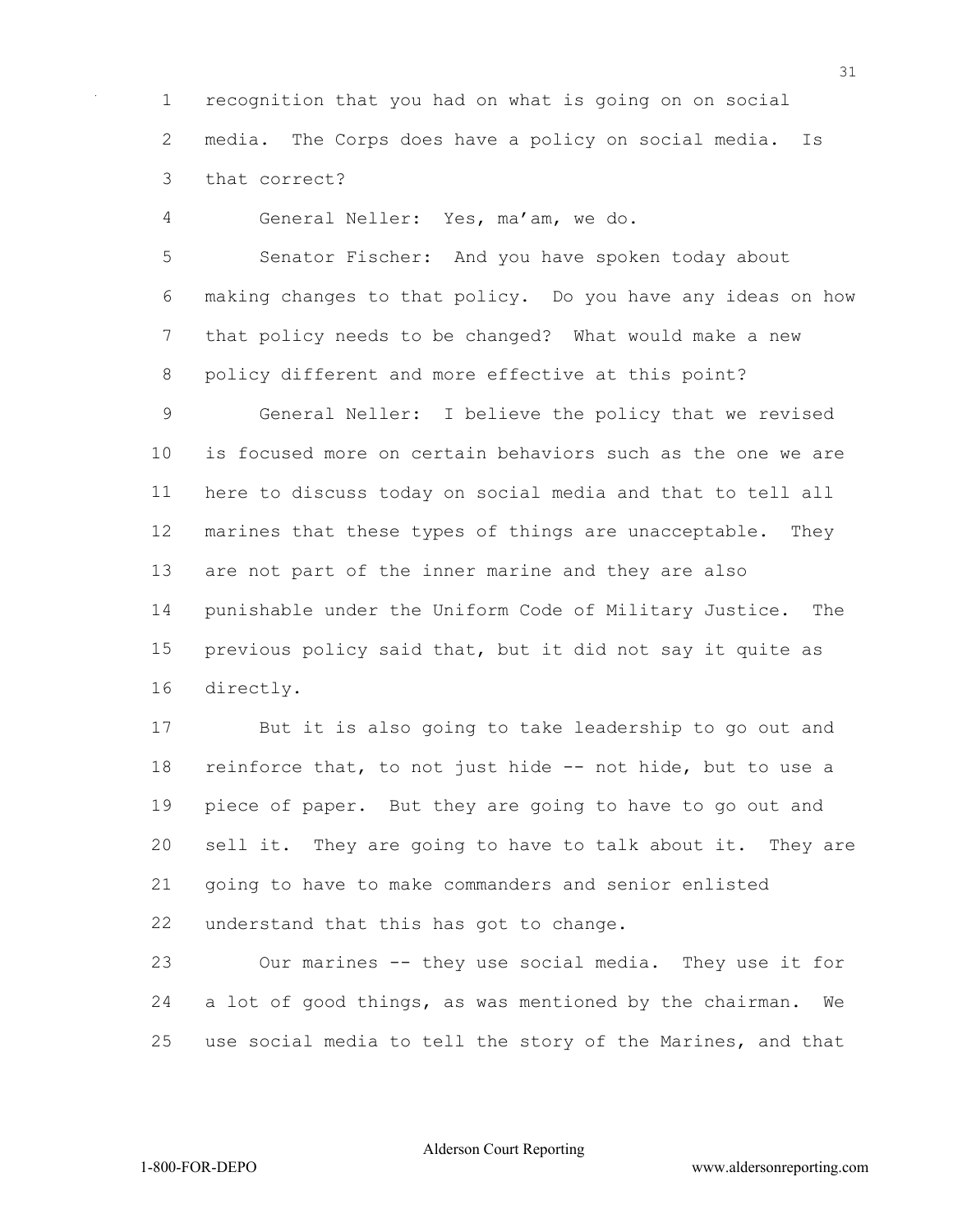recognition that you had on what is going on on social media. The Corps does have a policy on social media. Is that correct?

General Neller: Yes, ma'am, we do.

Senator Fischer: And you have spoken today about making changes to that policy. Do you have any ideas on how that policy needs to be changed? What would make a new policy different and more effective at this point?

General Neller: I believe the policy that we revised is focused more on certain behaviors such as the one we are here to discuss today on social media and that to tell all marines that these types of things are unacceptable. They are not part of the inner marine and they are also punishable under the Uniform Code of Military Justice. The previous policy said that, but it did not say it quite as directly.

But it is also going to take leadership to go out and reinforce that, to not just hide -- not hide, but to use a piece of paper. But they are going to have to go out and sell it. They are going to have to talk about it. They are going to have to make commanders and senior enlisted understand that this has got to change.

Our marines -- they use social media. They use it for a lot of good things, as was mentioned by the chairman. We use social media to tell the story of the Marines, and that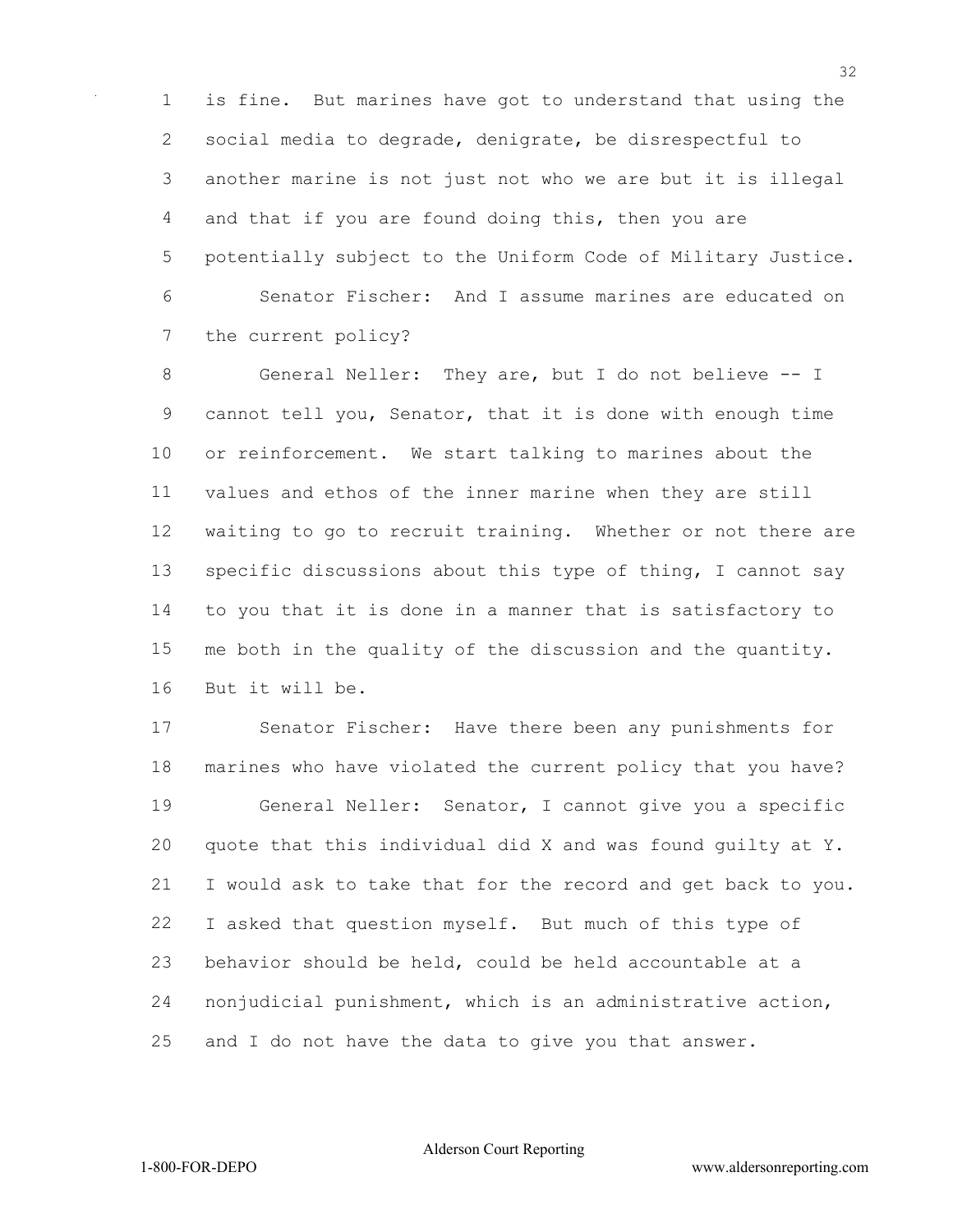is fine. But marines have got to understand that using the social media to degrade, denigrate, be disrespectful to another marine is not just not who we are but it is illegal and that if you are found doing this, then you are potentially subject to the Uniform Code of Military Justice.

Senator Fischer: And I assume marines are educated on the current policy?

General Neller: They are, but I do not believe -- I cannot tell you, Senator, that it is done with enough time or reinforcement. We start talking to marines about the values and ethos of the inner marine when they are still waiting to go to recruit training. Whether or not there are specific discussions about this type of thing, I cannot say to you that it is done in a manner that is satisfactory to me both in the quality of the discussion and the quantity. But it will be.

Senator Fischer: Have there been any punishments for marines who have violated the current policy that you have?

General Neller: Senator, I cannot give you a specific quote that this individual did X and was found guilty at Y. I would ask to take that for the record and get back to you. I asked that question myself. But much of this type of behavior should be held, could be held accountable at a nonjudicial punishment, which is an administrative action, and I do not have the data to give you that answer.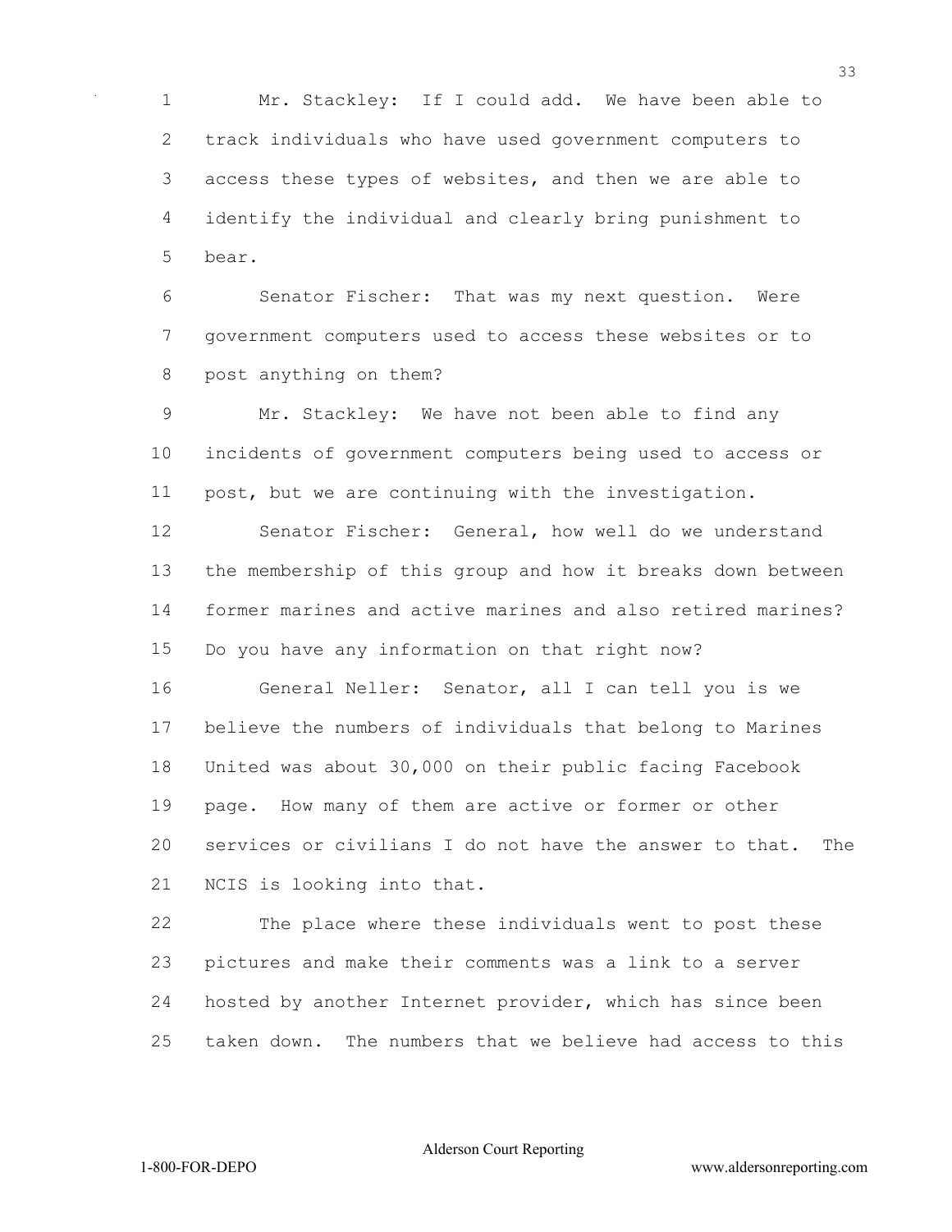Mr. Stackley: If I could add. We have been able to track individuals who have used government computers to access these types of websites, and then we are able to identify the individual and clearly bring punishment to bear.

Senator Fischer: That was my next question. Were government computers used to access these websites or to post anything on them?

Mr. Stackley: We have not been able to find any incidents of government computers being used to access or post, but we are continuing with the investigation.

Senator Fischer: General, how well do we understand the membership of this group and how it breaks down between former marines and active marines and also retired marines? Do you have any information on that right now?

General Neller: Senator, all I can tell you is we believe the numbers of individuals that belong to Marines United was about 30,000 on their public facing Facebook page. How many of them are active or former or other services or civilians I do not have the answer to that. The NCIS is looking into that.

The place where these individuals went to post these pictures and make their comments was a link to a server hosted by another Internet provider, which has since been taken down. The numbers that we believe had access to this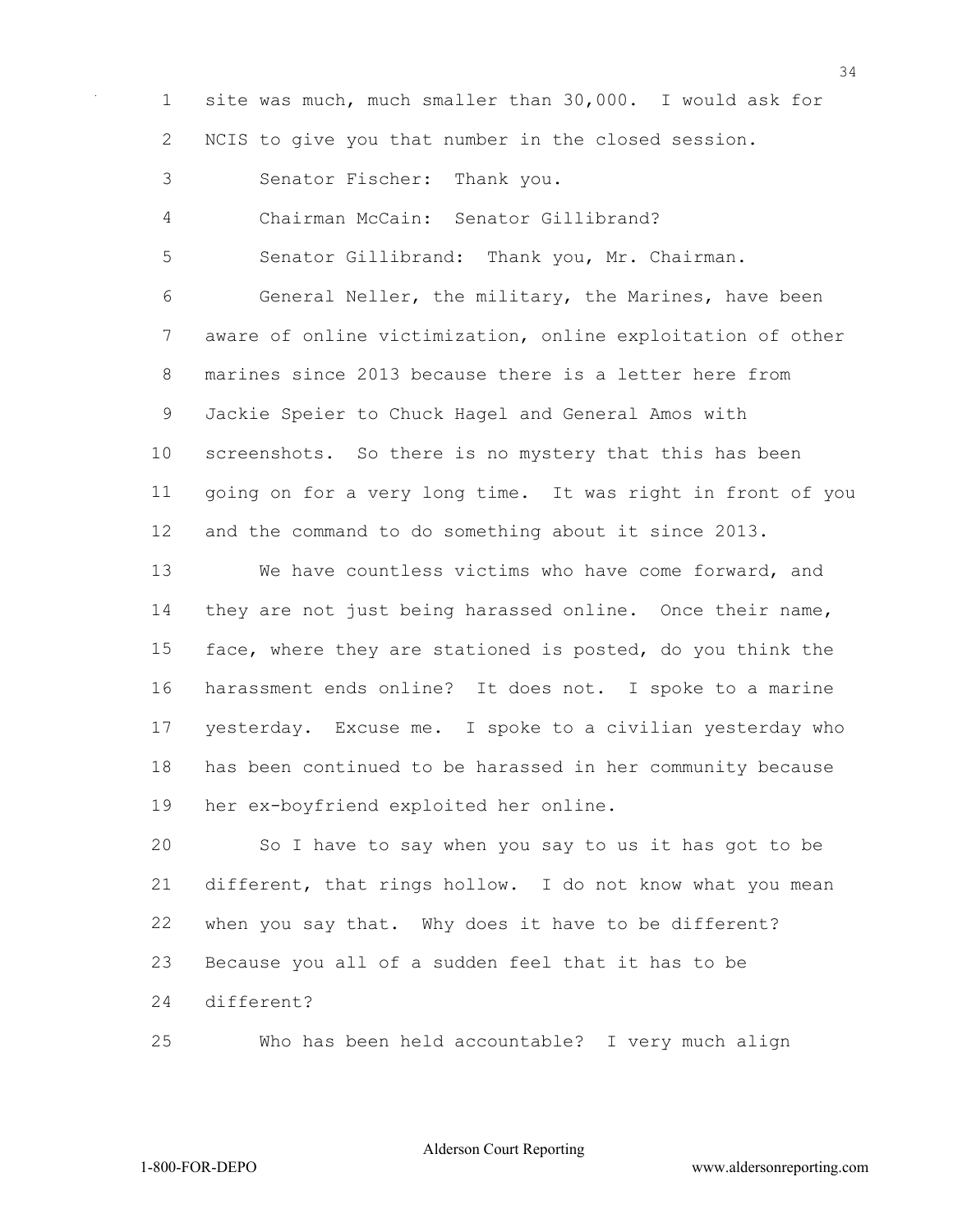site was much, much smaller than 30,000. I would ask for NCIS to give you that number in the closed session.

Senator Fischer: Thank you.

Chairman McCain: Senator Gillibrand?

Senator Gillibrand: Thank you, Mr. Chairman.

General Neller, the military, the Marines, have been aware of online victimization, online exploitation of other marines since 2013 because there is a letter here from Jackie Speier to Chuck Hagel and General Amos with screenshots. So there is no mystery that this has been going on for a very long time. It was right in front of you and the command to do something about it since 2013.

We have countless victims who have come forward, and they are not just being harassed online. Once their name, face, where they are stationed is posted, do you think the harassment ends online? It does not. I spoke to a marine yesterday. Excuse me. I spoke to a civilian yesterday who has been continued to be harassed in her community because her ex-boyfriend exploited her online.

So I have to say when you say to us it has got to be different, that rings hollow. I do not know what you mean when you say that. Why does it have to be different? Because you all of a sudden feel that it has to be different?

Who has been held accountable? I very much align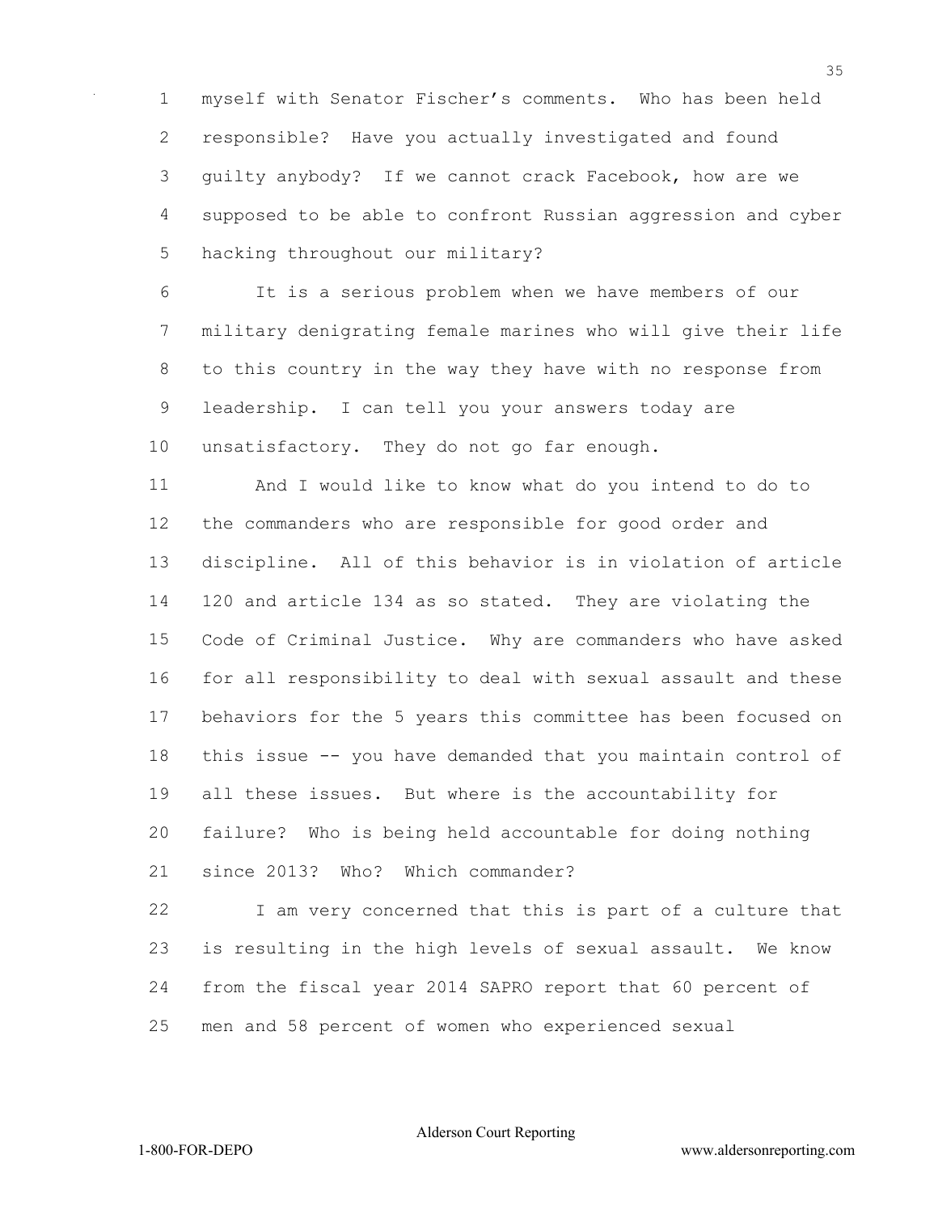myself with Senator Fischer's comments. Who has been held responsible? Have you actually investigated and found guilty anybody? If we cannot crack Facebook, how are we supposed to be able to confront Russian aggression and cyber hacking throughout our military?

It is a serious problem when we have members of our military denigrating female marines who will give their life to this country in the way they have with no response from leadership. I can tell you your answers today are unsatisfactory. They do not go far enough.

And I would like to know what do you intend to do to the commanders who are responsible for good order and discipline. All of this behavior is in violation of article 120 and article 134 as so stated. They are violating the Code of Criminal Justice. Why are commanders who have asked for all responsibility to deal with sexual assault and these behaviors for the 5 years this committee has been focused on this issue -- you have demanded that you maintain control of all these issues. But where is the accountability for failure? Who is being held accountable for doing nothing since 2013? Who? Which commander?

I am very concerned that this is part of a culture that is resulting in the high levels of sexual assault. We know from the fiscal year 2014 SAPRO report that 60 percent of men and 58 percent of women who experienced sexual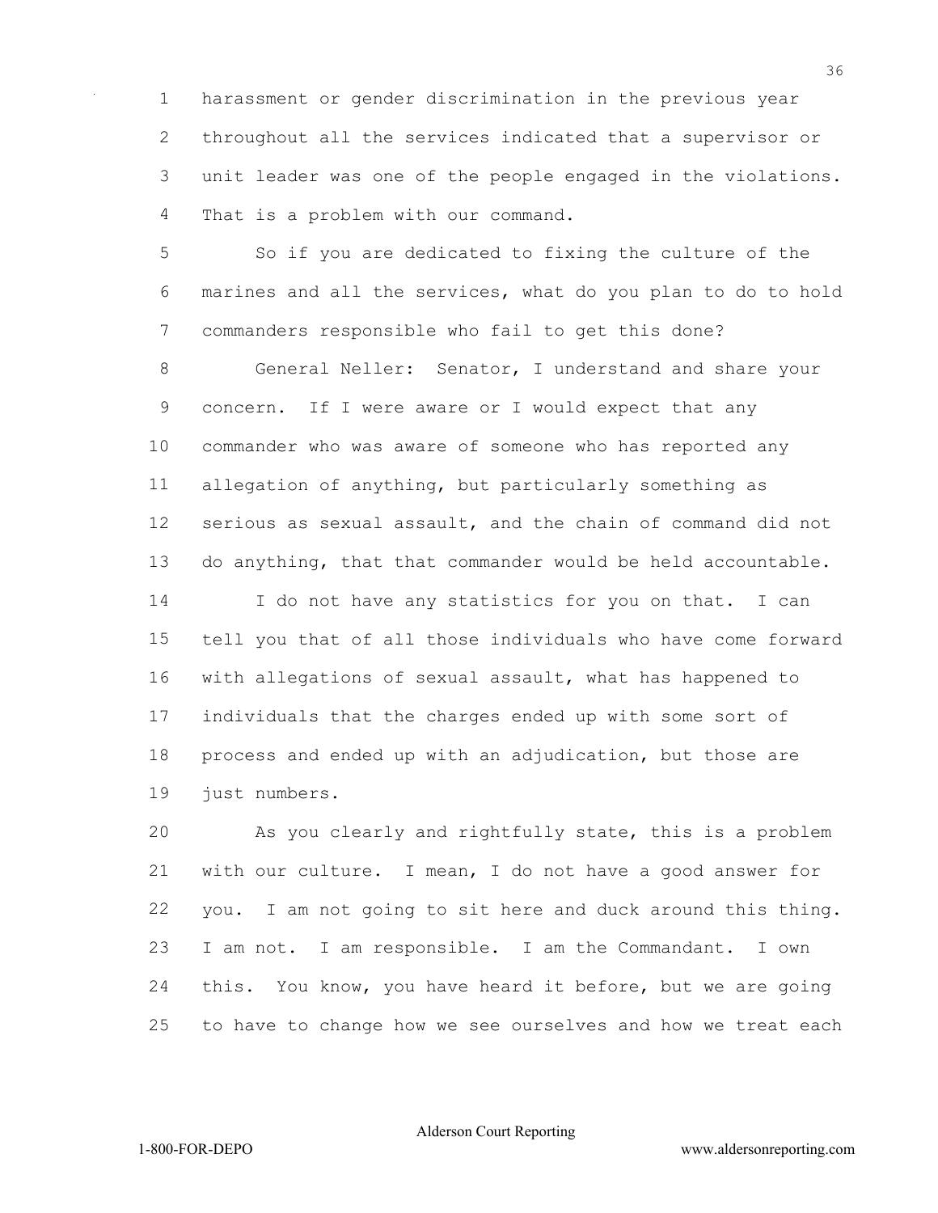harassment or gender discrimination in the previous year throughout all the services indicated that a supervisor or unit leader was one of the people engaged in the violations. That is a problem with our command.

So if you are dedicated to fixing the culture of the marines and all the services, what do you plan to do to hold commanders responsible who fail to get this done?

General Neller: Senator, I understand and share your concern. If I were aware or I would expect that any commander who was aware of someone who has reported any allegation of anything, but particularly something as serious as sexual assault, and the chain of command did not do anything, that that commander would be held accountable.

I do not have any statistics for you on that. I can tell you that of all those individuals who have come forward with allegations of sexual assault, what has happened to individuals that the charges ended up with some sort of process and ended up with an adjudication, but those are just numbers.

As you clearly and rightfully state, this is a problem with our culture. I mean, I do not have a good answer for you. I am not going to sit here and duck around this thing. I am not. I am responsible. I am the Commandant. I own this. You know, you have heard it before, but we are going to have to change how we see ourselves and how we treat each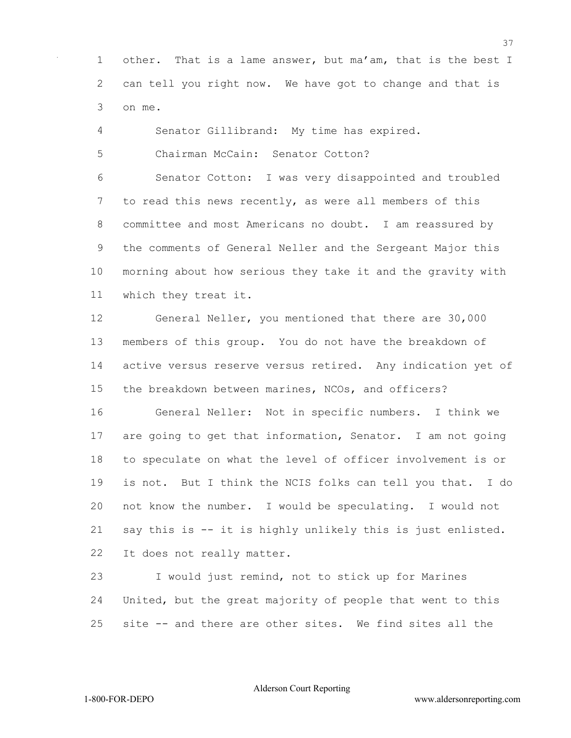other. That is a lame answer, but ma'am, that is the best I can tell you right now. We have got to change and that is on me.

Senator Gillibrand: My time has expired.

Chairman McCain: Senator Cotton?

Senator Cotton: I was very disappointed and troubled to read this news recently, as were all members of this committee and most Americans no doubt. I am reassured by the comments of General Neller and the Sergeant Major this morning about how serious they take it and the gravity with which they treat it.

General Neller, you mentioned that there are 30,000 members of this group. You do not have the breakdown of active versus reserve versus retired. Any indication yet of the breakdown between marines, NCOs, and officers?

General Neller: Not in specific numbers. I think we are going to get that information, Senator. I am not going to speculate on what the level of officer involvement is or is not. But I think the NCIS folks can tell you that. I do not know the number. I would be speculating. I would not say this is -- it is highly unlikely this is just enlisted. It does not really matter.

I would just remind, not to stick up for Marines United, but the great majority of people that went to this site -- and there are other sites. We find sites all the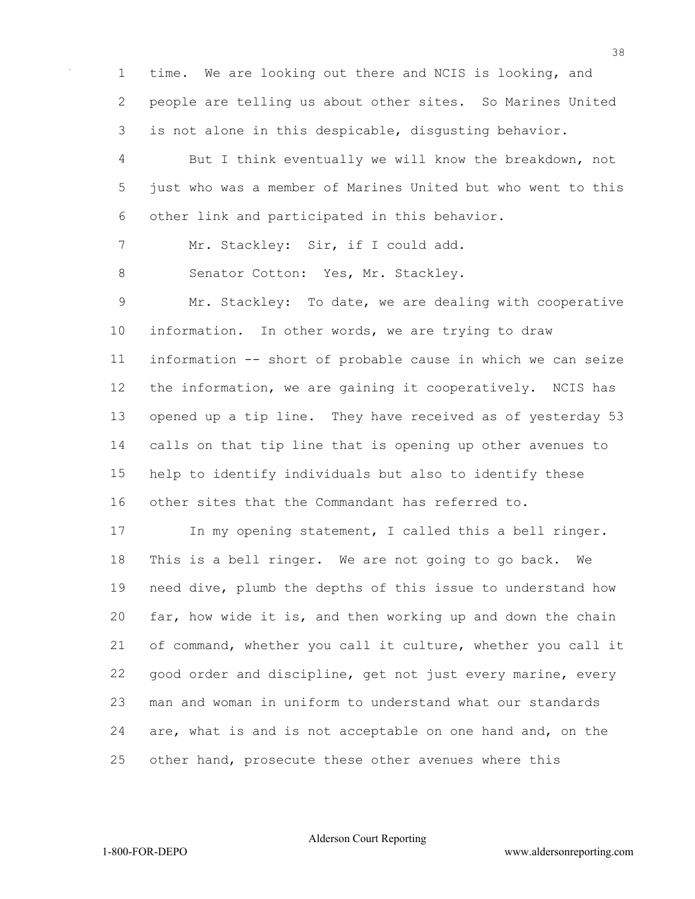time. We are looking out there and NCIS is looking, and people are telling us about other sites. So Marines United is not alone in this despicable, disgusting behavior.

But I think eventually we will know the breakdown, not just who was a member of Marines United but who went to this other link and participated in this behavior.

Mr. Stackley: Sir, if I could add.

Senator Cotton: Yes, Mr. Stackley.

Mr. Stackley: To date, we are dealing with cooperative information. In other words, we are trying to draw information -- short of probable cause in which we can seize the information, we are gaining it cooperatively. NCIS has opened up a tip line. They have received as of yesterday 53 calls on that tip line that is opening up other avenues to help to identify individuals but also to identify these other sites that the Commandant has referred to.

In my opening statement, I called this a bell ringer. This is a bell ringer. We are not going to go back. We need dive, plumb the depths of this issue to understand how far, how wide it is, and then working up and down the chain of command, whether you call it culture, whether you call it good order and discipline, get not just every marine, every man and woman in uniform to understand what our standards are, what is and is not acceptable on one hand and, on the other hand, prosecute these other avenues where this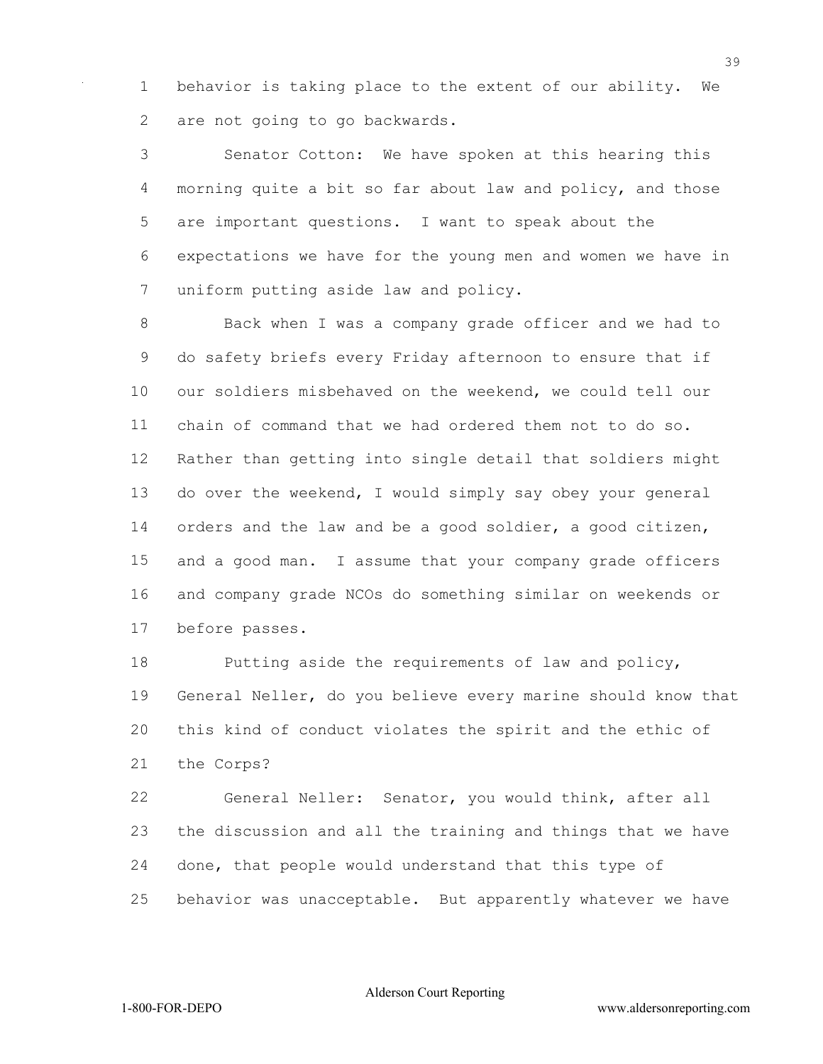behavior is taking place to the extent of our ability. We are not going to go backwards.

Senator Cotton: We have spoken at this hearing this morning quite a bit so far about law and policy, and those are important questions. I want to speak about the expectations we have for the young men and women we have in uniform putting aside law and policy.

Back when I was a company grade officer and we had to do safety briefs every Friday afternoon to ensure that if our soldiers misbehaved on the weekend, we could tell our chain of command that we had ordered them not to do so. Rather than getting into single detail that soldiers might do over the weekend, I would simply say obey your general orders and the law and be a good soldier, a good citizen, and a good man. I assume that your company grade officers and company grade NCOs do something similar on weekends or before passes.

Putting aside the requirements of law and policy, General Neller, do you believe every marine should know that this kind of conduct violates the spirit and the ethic of the Corps?

General Neller: Senator, you would think, after all the discussion and all the training and things that we have done, that people would understand that this type of behavior was unacceptable. But apparently whatever we have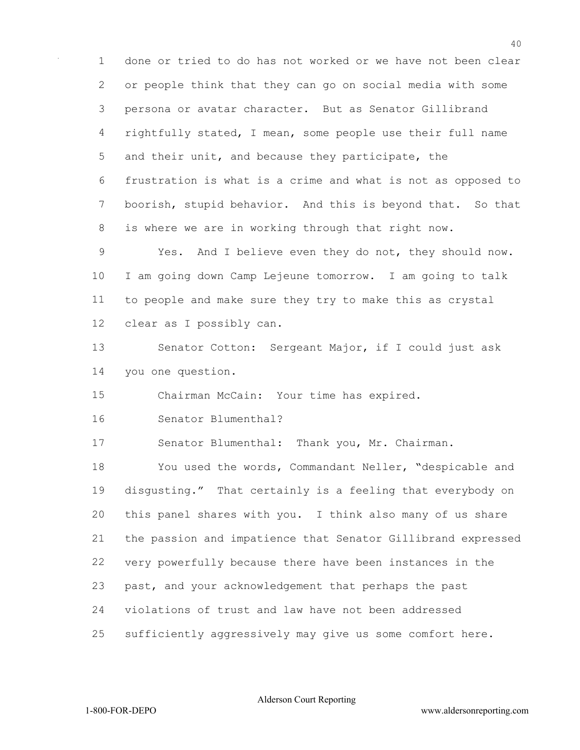done or tried to do has not worked or we have not been clear or people think that they can go on social media with some persona or avatar character. But as Senator Gillibrand rightfully stated, I mean, some people use their full name and their unit, and because they participate, the frustration is what is a crime and what is not as opposed to boorish, stupid behavior. And this is beyond that. So that is where we are in working through that right now.

Yes. And I believe even they do not, they should now. I am going down Camp Lejeune tomorrow. I am going to talk to people and make sure they try to make this as crystal clear as I possibly can.

Senator Cotton: Sergeant Major, if I could just ask you one question.

Chairman McCain: Your time has expired.

Senator Blumenthal?

Senator Blumenthal: Thank you, Mr. Chairman.

You used the words, Commandant Neller, "despicable and disgusting." That certainly is a feeling that everybody on this panel shares with you. I think also many of us share the passion and impatience that Senator Gillibrand expressed very powerfully because there have been instances in the past, and your acknowledgement that perhaps the past violations of trust and law have not been addressed sufficiently aggressively may give us some comfort here.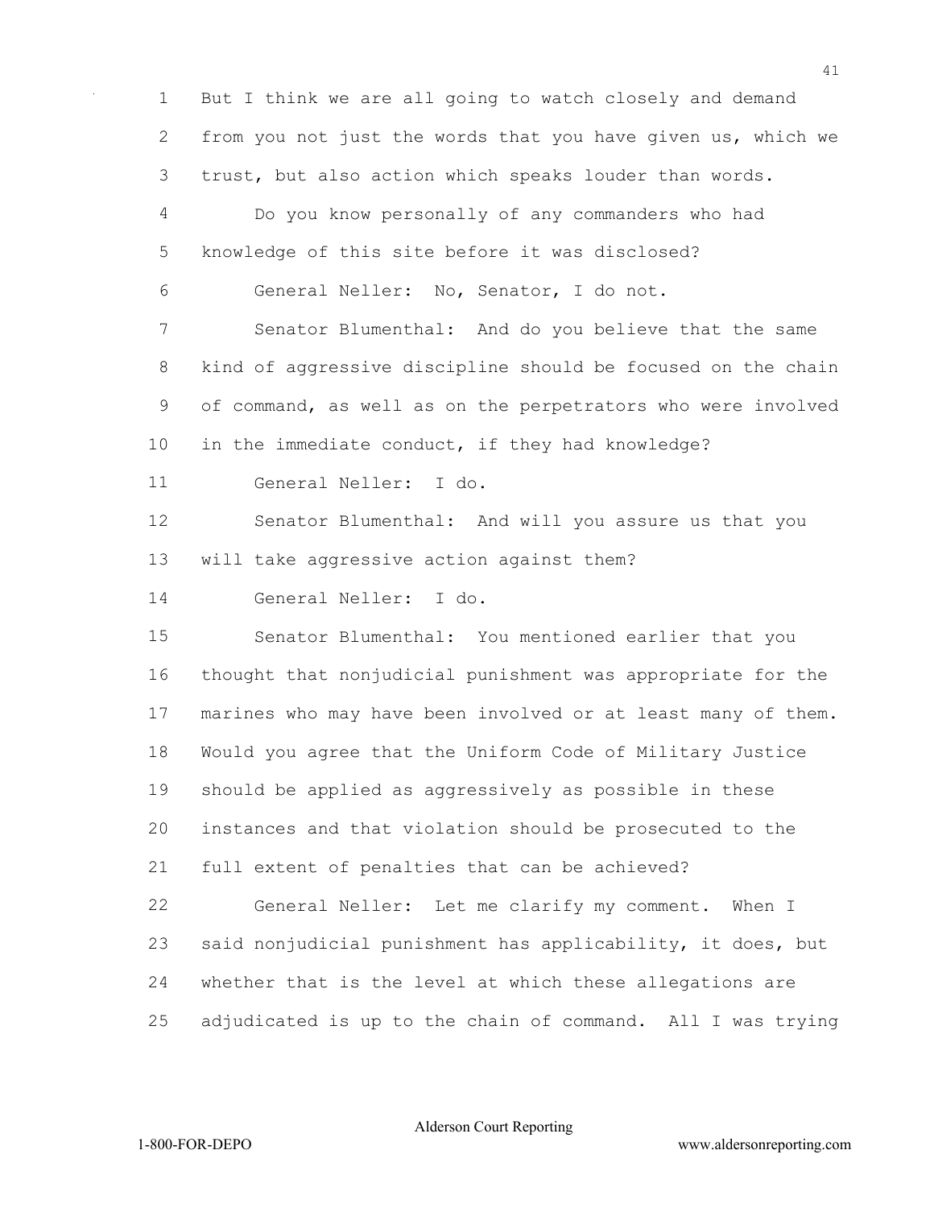But I think we are all going to watch closely and demand from you not just the words that you have given us, which we trust, but also action which speaks louder than words.

Do you know personally of any commanders who had knowledge of this site before it was disclosed?

General Neller: No, Senator, I do not.

Senator Blumenthal: And do you believe that the same kind of aggressive discipline should be focused on the chain of command, as well as on the perpetrators who were involved in the immediate conduct, if they had knowledge?

General Neller: I do.

Senator Blumenthal: And will you assure us that you will take aggressive action against them?

General Neller: I do.

Senator Blumenthal: You mentioned earlier that you thought that nonjudicial punishment was appropriate for the marines who may have been involved or at least many of them. Would you agree that the Uniform Code of Military Justice should be applied as aggressively as possible in these instances and that violation should be prosecuted to the full extent of penalties that can be achieved?

General Neller: Let me clarify my comment. When I said nonjudicial punishment has applicability, it does, but whether that is the level at which these allegations are adjudicated is up to the chain of command. All I was trying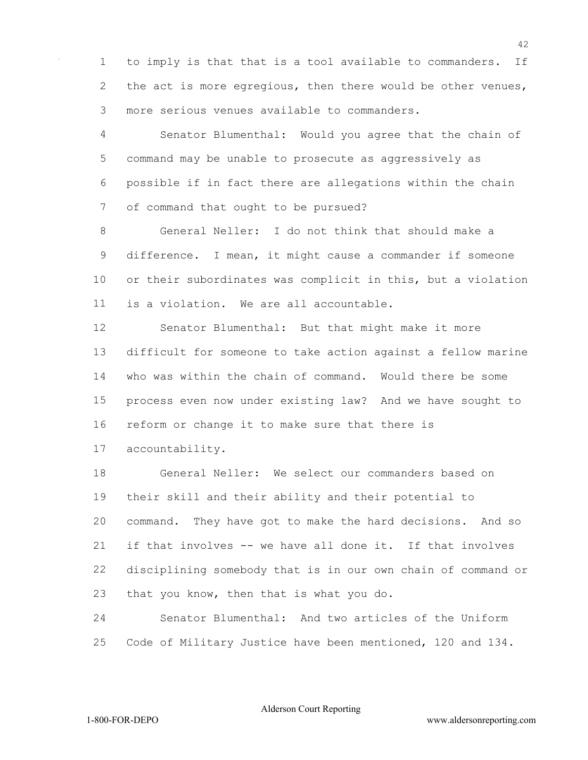to imply is that that is a tool available to commanders. If the act is more egregious, then there would be other venues, more serious venues available to commanders.

Senator Blumenthal: Would you agree that the chain of command may be unable to prosecute as aggressively as possible if in fact there are allegations within the chain of command that ought to be pursued?

General Neller: I do not think that should make a difference. I mean, it might cause a commander if someone or their subordinates was complicit in this, but a violation is a violation. We are all accountable.

Senator Blumenthal: But that might make it more difficult for someone to take action against a fellow marine who was within the chain of command. Would there be some process even now under existing law? And we have sought to reform or change it to make sure that there is accountability.

General Neller: We select our commanders based on their skill and their ability and their potential to command. They have got to make the hard decisions. And so if that involves -- we have all done it. If that involves disciplining somebody that is in our own chain of command or that you know, then that is what you do.

Senator Blumenthal: And two articles of the Uniform Code of Military Justice have been mentioned, 120 and 134.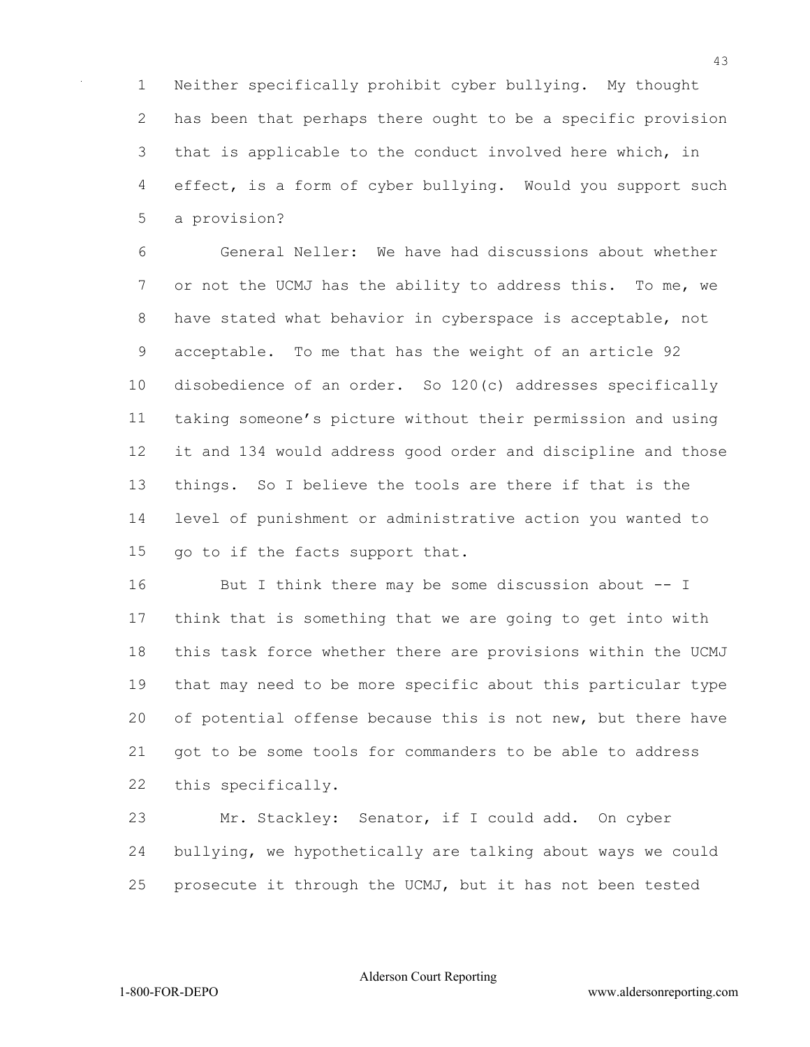Neither specifically prohibit cyber bullying. My thought has been that perhaps there ought to be a specific provision that is applicable to the conduct involved here which, in effect, is a form of cyber bullying. Would you support such a provision?

General Neller: We have had discussions about whether or not the UCMJ has the ability to address this. To me, we have stated what behavior in cyberspace is acceptable, not acceptable. To me that has the weight of an article 92 disobedience of an order. So 120(c) addresses specifically taking someone's picture without their permission and using it and 134 would address good order and discipline and those things. So I believe the tools are there if that is the level of punishment or administrative action you wanted to go to if the facts support that.

But I think there may be some discussion about -- I think that is something that we are going to get into with this task force whether there are provisions within the UCMJ that may need to be more specific about this particular type of potential offense because this is not new, but there have got to be some tools for commanders to be able to address this specifically.

Mr. Stackley: Senator, if I could add. On cyber bullying, we hypothetically are talking about ways we could prosecute it through the UCMJ, but it has not been tested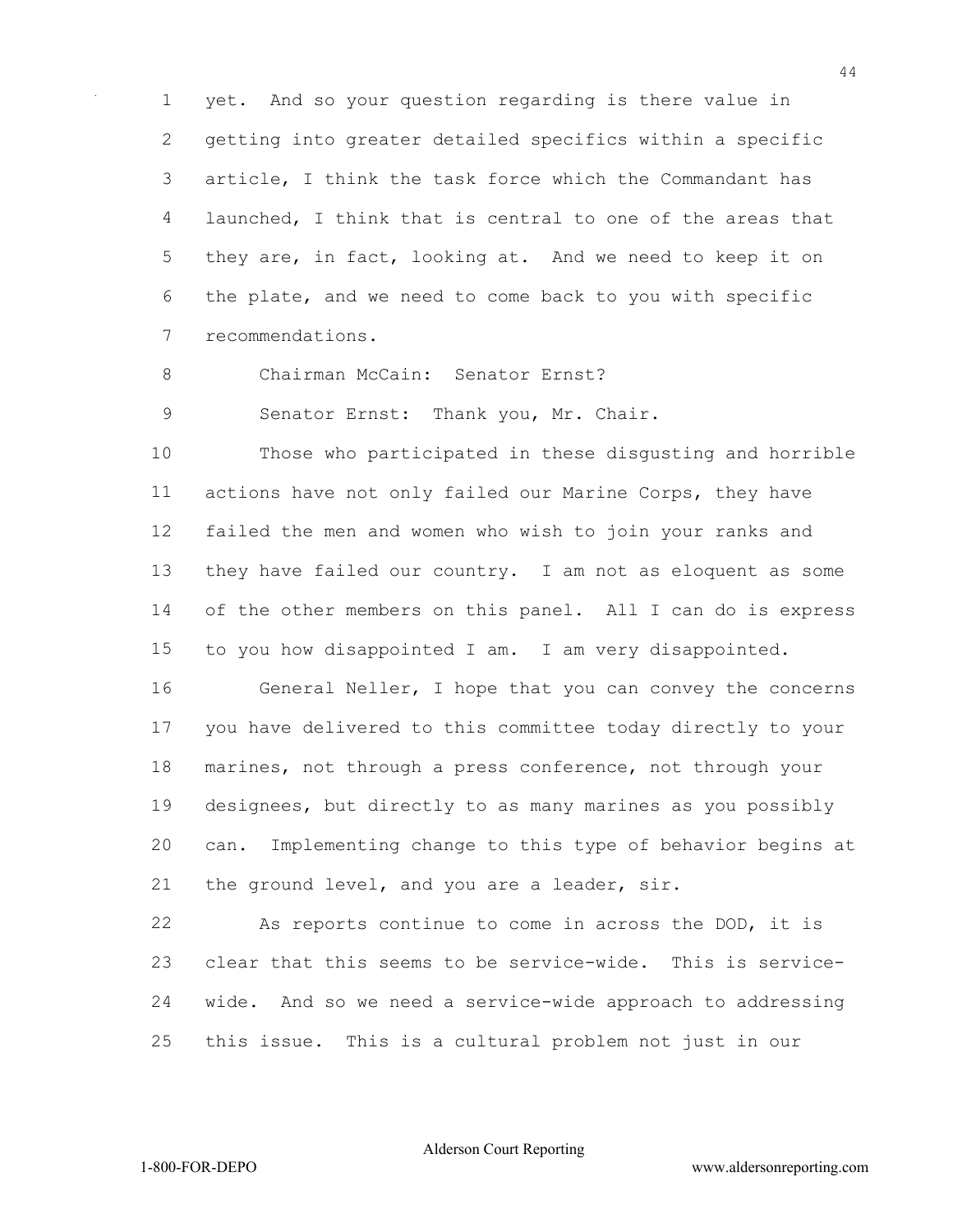yet. And so your question regarding is there value in getting into greater detailed specifics within a specific article, I think the task force which the Commandant has launched, I think that is central to one of the areas that they are, in fact, looking at. And we need to keep it on the plate, and we need to come back to you with specific recommendations.

Chairman McCain: Senator Ernst?

Senator Ernst: Thank you, Mr. Chair.

Those who participated in these disgusting and horrible actions have not only failed our Marine Corps, they have failed the men and women who wish to join your ranks and they have failed our country. I am not as eloquent as some of the other members on this panel. All I can do is express to you how disappointed I am. I am very disappointed.

General Neller, I hope that you can convey the concerns you have delivered to this committee today directly to your marines, not through a press conference, not through your designees, but directly to as many marines as you possibly can. Implementing change to this type of behavior begins at the ground level, and you are a leader, sir.

As reports continue to come in across the DOD, it is clear that this seems to be service-wide. This is service-wide. And so we need a service-wide approach to addressing this issue. This is a cultural problem not just in our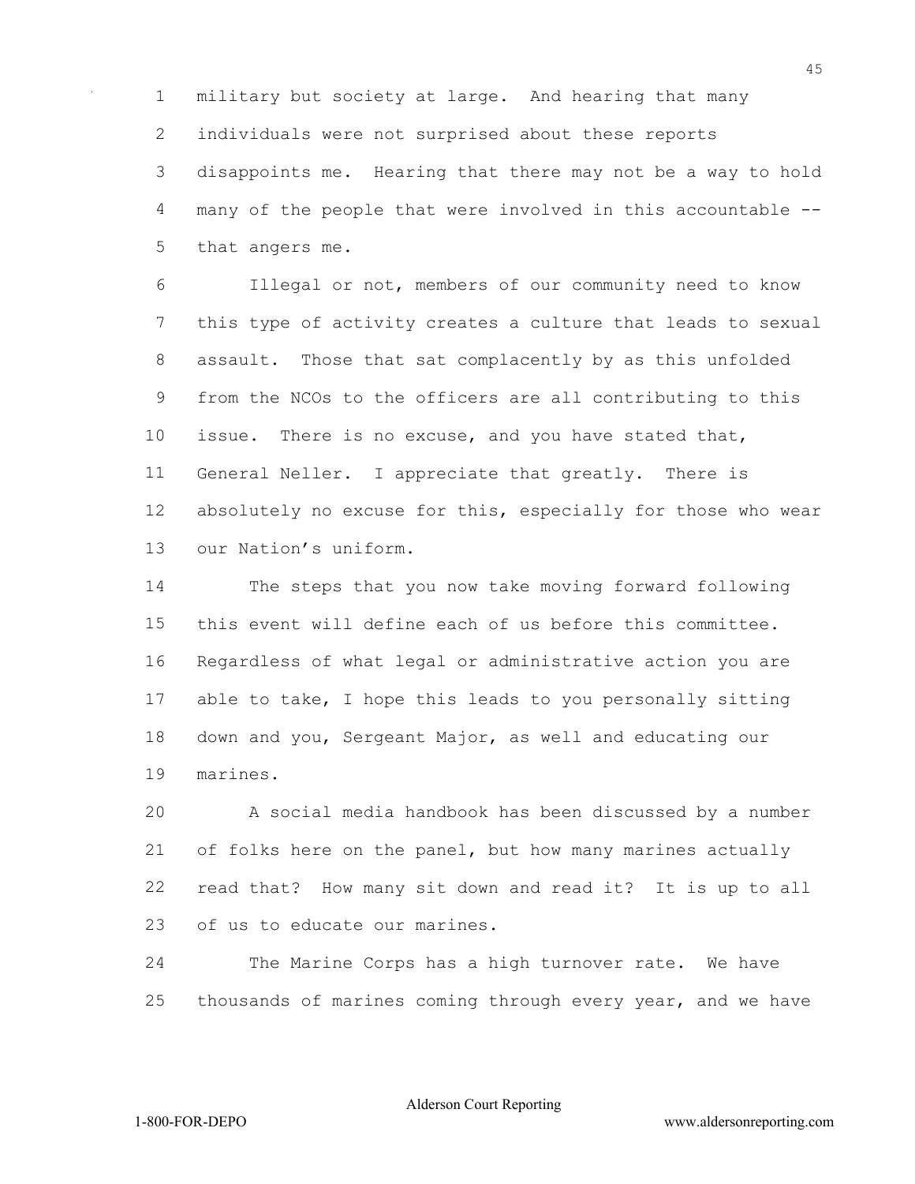military but society at large. And hearing that many individuals were not surprised about these reports disappoints me. Hearing that there may not be a way to hold many of the people that were involved in this accountable -- that angers me.

Illegal or not, members of our community need to know this type of activity creates a culture that leads to sexual assault. Those that sat complacently by as this unfolded from the NCOs to the officers are all contributing to this issue. There is no excuse, and you have stated that, General Neller. I appreciate that greatly. There is absolutely no excuse for this, especially for those who wear our Nation's uniform.

The steps that you now take moving forward following this event will define each of us before this committee. Regardless of what legal or administrative action you are able to take, I hope this leads to you personally sitting down and you, Sergeant Major, as well and educating our marines.

A social media handbook has been discussed by a number of folks here on the panel, but how many marines actually read that? How many sit down and read it? It is up to all of us to educate our marines.

The Marine Corps has a high turnover rate. We have thousands of marines coming through every year, and we have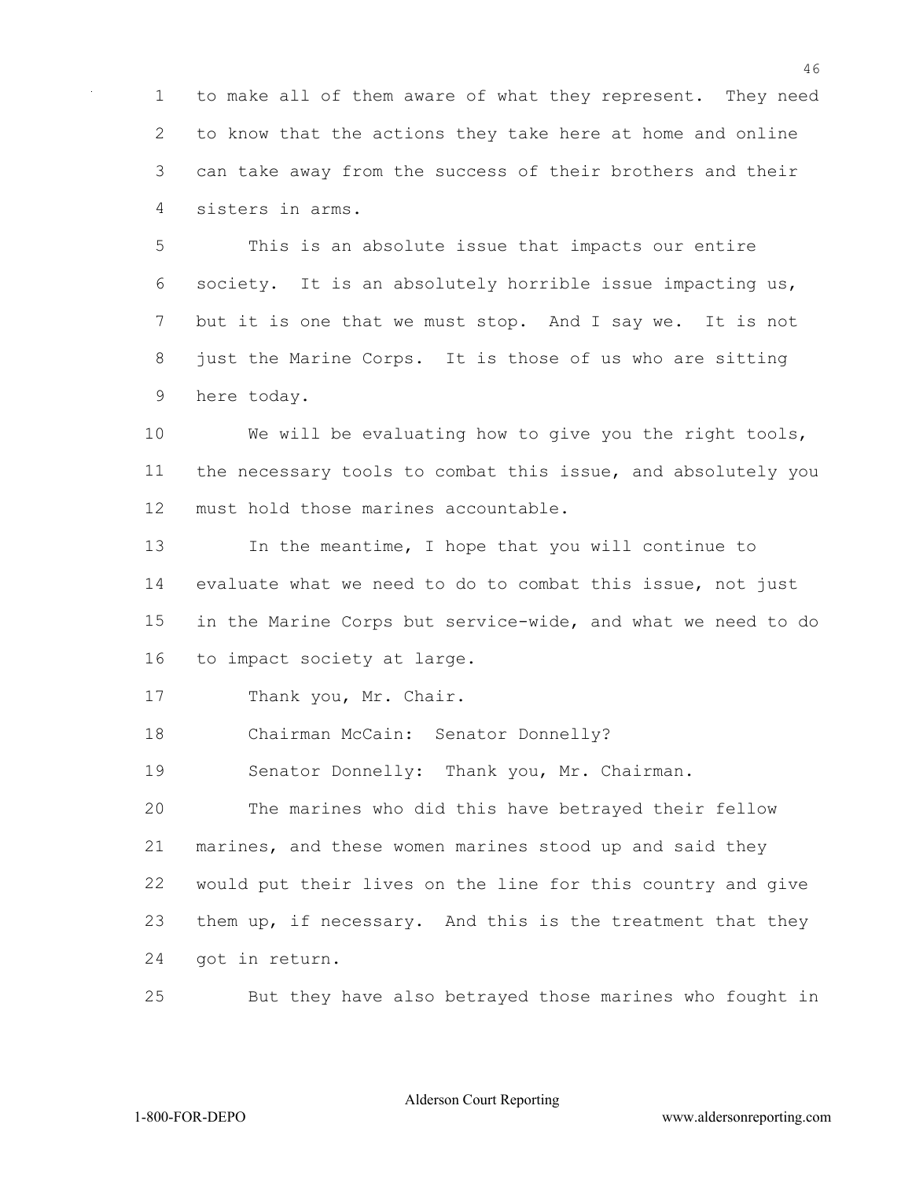to make all of them aware of what they represent. They need to know that the actions they take here at home and online can take away from the success of their brothers and their sisters in arms.

This is an absolute issue that impacts our entire society. It is an absolutely horrible issue impacting us, but it is one that we must stop. And I say we. It is not just the Marine Corps. It is those of us who are sitting here today.

We will be evaluating how to give you the right tools, the necessary tools to combat this issue, and absolutely you must hold those marines accountable.

In the meantime, I hope that you will continue to evaluate what we need to do to combat this issue, not just in the Marine Corps but service-wide, and what we need to do to impact society at large.

Thank you, Mr. Chair.

Chairman McCain: Senator Donnelly?

Senator Donnelly: Thank you, Mr. Chairman.

The marines who did this have betrayed their fellow marines, and these women marines stood up and said they would put their lives on the line for this country and give them up, if necessary. And this is the treatment that they got in return.

But they have also betrayed those marines who fought in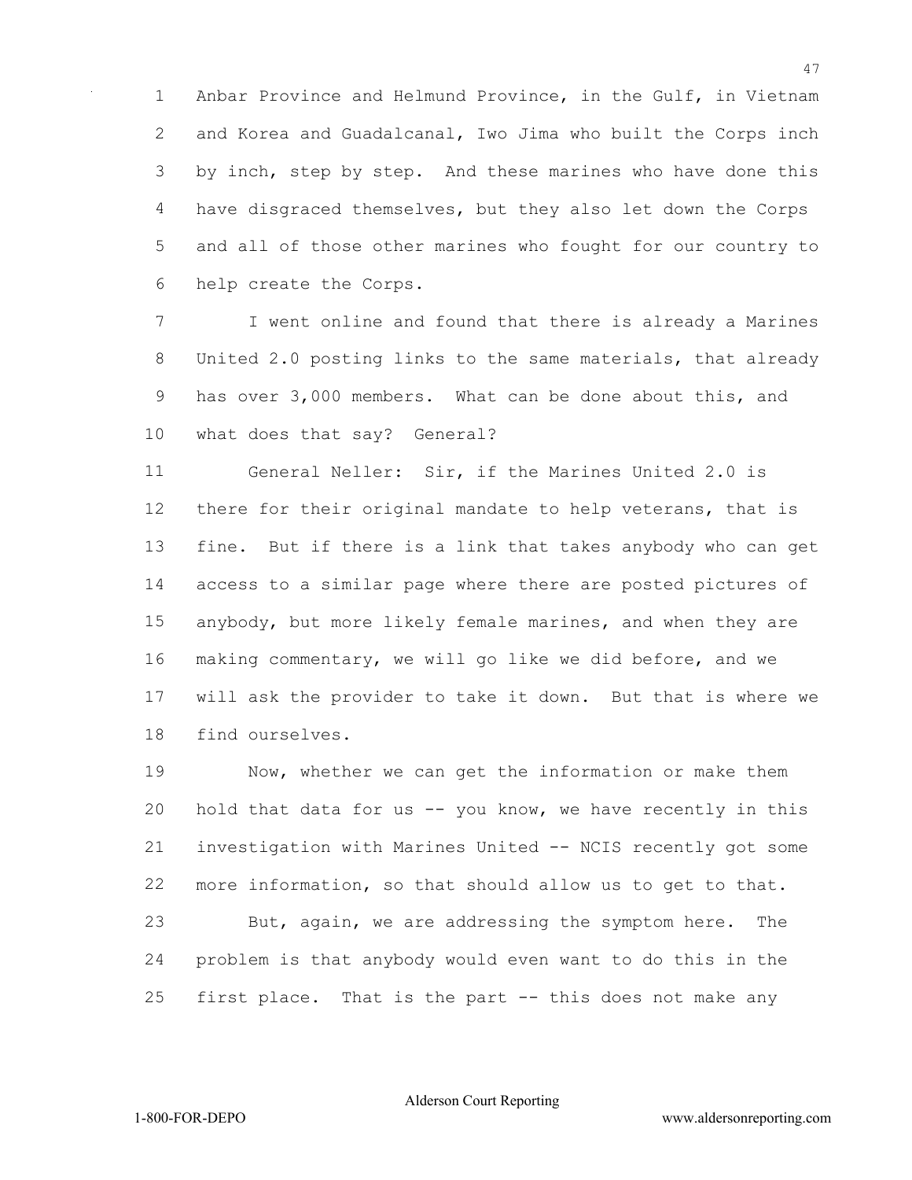Anbar Province and Helmund Province, in the Gulf, in Vietnam and Korea and Guadalcanal, Iwo Jima who built the Corps inch by inch, step by step. And these marines who have done this have disgraced themselves, but they also let down the Corps and all of those other marines who fought for our country to help create the Corps.

I went online and found that there is already a Marines United 2.0 posting links to the same materials, that already has over 3,000 members. What can be done about this, and what does that say? General?

General Neller: Sir, if the Marines United 2.0 is there for their original mandate to help veterans, that is fine. But if there is a link that takes anybody who can get access to a similar page where there are posted pictures of anybody, but more likely female marines, and when they are making commentary, we will go like we did before, and we will ask the provider to take it down. But that is where we find ourselves.

Now, whether we can get the information or make them hold that data for us -- you know, we have recently in this investigation with Marines United -- NCIS recently got some more information, so that should allow us to get to that.

But, again, we are addressing the symptom here. The problem is that anybody would even want to do this in the first place. That is the part -- this does not make any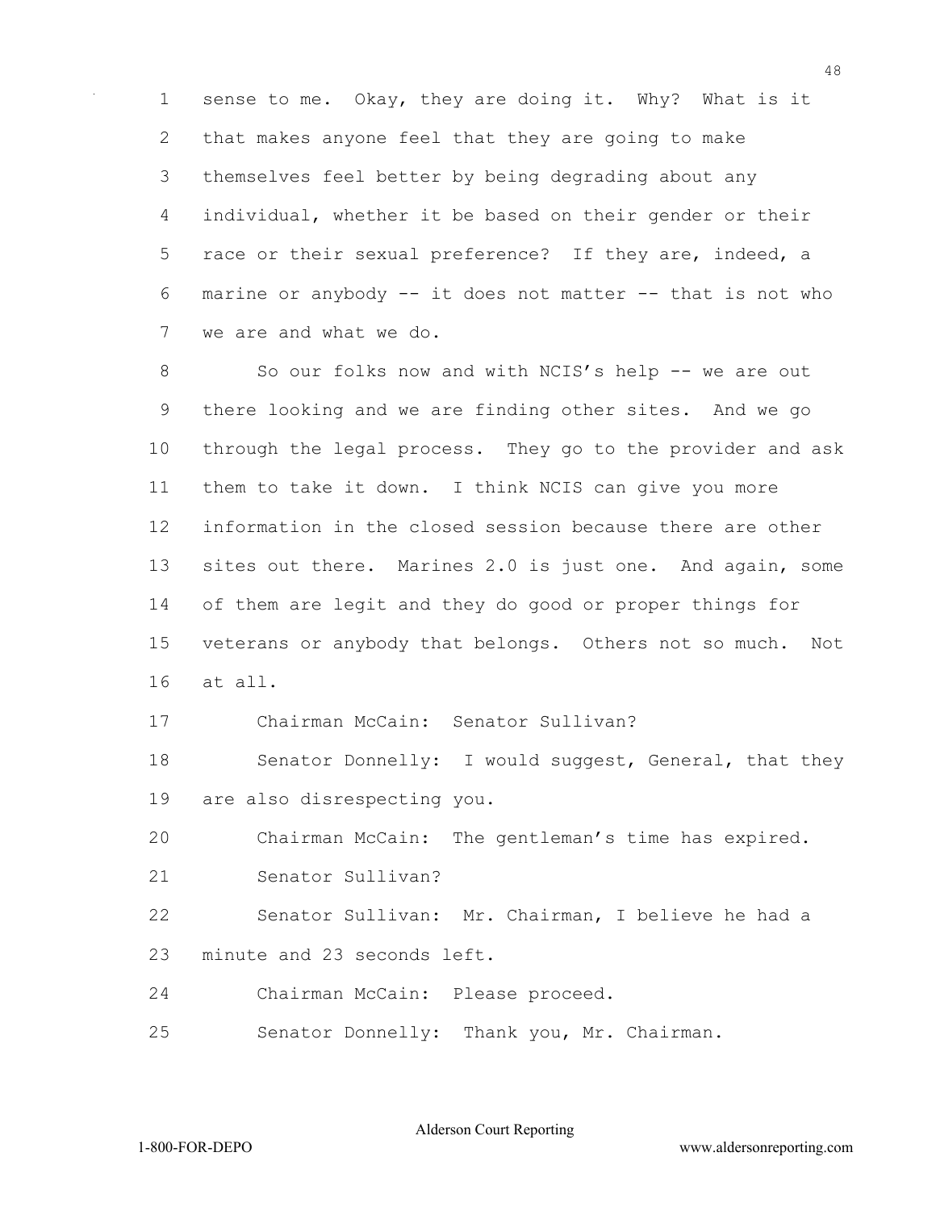sense to me. Okay, they are doing it. Why? What is it that makes anyone feel that they are going to make themselves feel better by being degrading about any individual, whether it be based on their gender or their race or their sexual preference? If they are, indeed, a marine or anybody -- it does not matter -- that is not who we are and what we do.

So our folks now and with NCIS's help -- we are out there looking and we are finding other sites. And we go through the legal process. They go to the provider and ask them to take it down. I think NCIS can give you more information in the closed session because there are other sites out there. Marines 2.0 is just one. And again, some of them are legit and they do good or proper things for veterans or anybody that belongs. Others not so much. Not at all.

Chairman McCain: Senator Sullivan?

Senator Donnelly: I would suggest, General, that they are also disrespecting you.

Chairman McCain: The gentleman's time has expired.

Senator Sullivan?

Senator Sullivan: Mr. Chairman, I believe he had a minute and 23 seconds left.

Chairman McCain: Please proceed.

Senator Donnelly: Thank you, Mr. Chairman.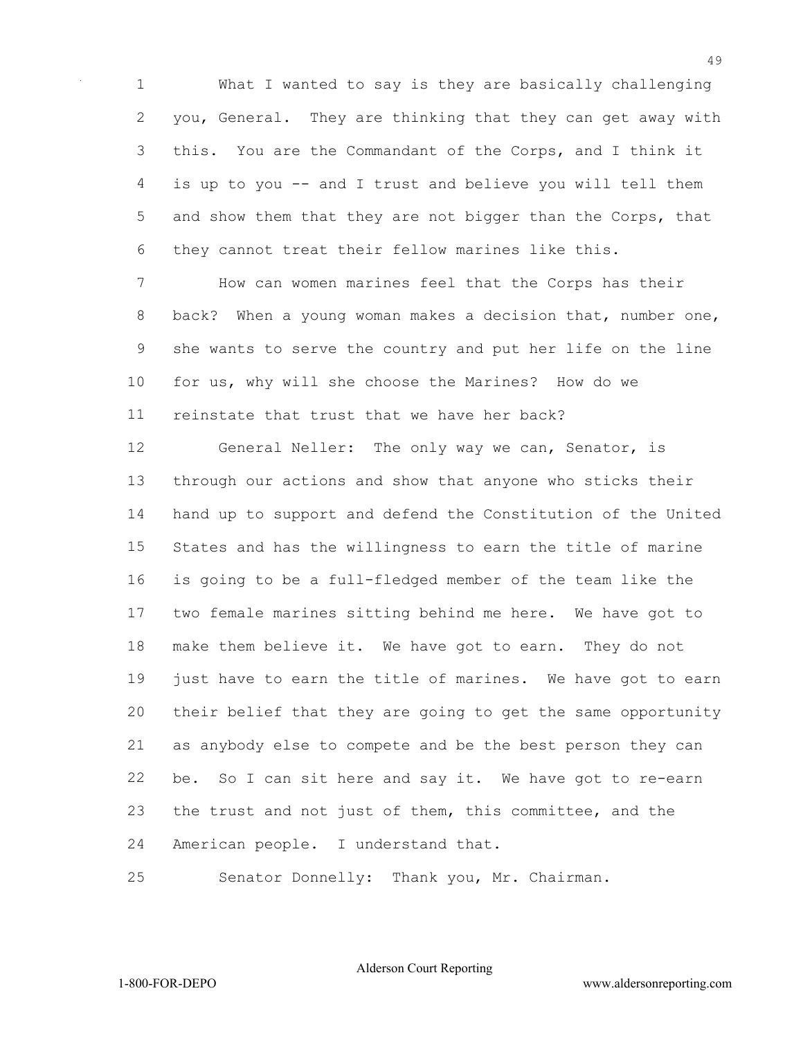What I wanted to say is they are basically challenging you, General. They are thinking that they can get away with this. You are the Commandant of the Corps, and I think it is up to you -- and I trust and believe you will tell them and show them that they are not bigger than the Corps, that they cannot treat their fellow marines like this.

How can women marines feel that the Corps has their back? When a young woman makes a decision that, number one, she wants to serve the country and put her life on the line for us, why will she choose the Marines? How do we reinstate that trust that we have her back?

General Neller: The only way we can, Senator, is through our actions and show that anyone who sticks their hand up to support and defend the Constitution of the United States and has the willingness to earn the title of marine is going to be a full-fledged member of the team like the two female marines sitting behind me here. We have got to make them believe it. We have got to earn. They do not just have to earn the title of marines. We have got to earn their belief that they are going to get the same opportunity as anybody else to compete and be the best person they can be. So I can sit here and say it. We have got to re-earn the trust and not just of them, this committee, and the American people. I understand that.

Senator Donnelly: Thank you, Mr. Chairman.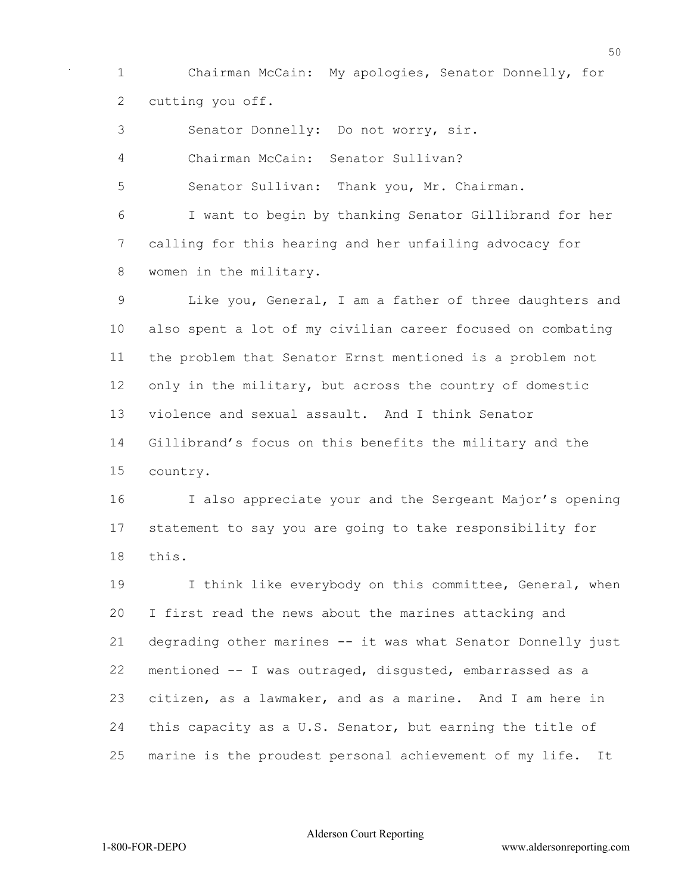Chairman McCain: My apologies, Senator Donnelly, for cutting you off.

Senator Donnelly: Do not worry, sir.

Chairman McCain: Senator Sullivan?

Senator Sullivan: Thank you, Mr. Chairman.

I want to begin by thanking Senator Gillibrand for her calling for this hearing and her unfailing advocacy for women in the military.

Like you, General, I am a father of three daughters and also spent a lot of my civilian career focused on combating the problem that Senator Ernst mentioned is a problem not only in the military, but across the country of domestic violence and sexual assault. And I think Senator Gillibrand's focus on this benefits the military and the country.

I also appreciate your and the Sergeant Major's opening statement to say you are going to take responsibility for this.

I think like everybody on this committee, General, when I first read the news about the marines attacking and degrading other marines -- it was what Senator Donnelly just mentioned -- I was outraged, disgusted, embarrassed as a citizen, as a lawmaker, and as a marine. And I am here in this capacity as a U.S. Senator, but earning the title of marine is the proudest personal achievement of my life. It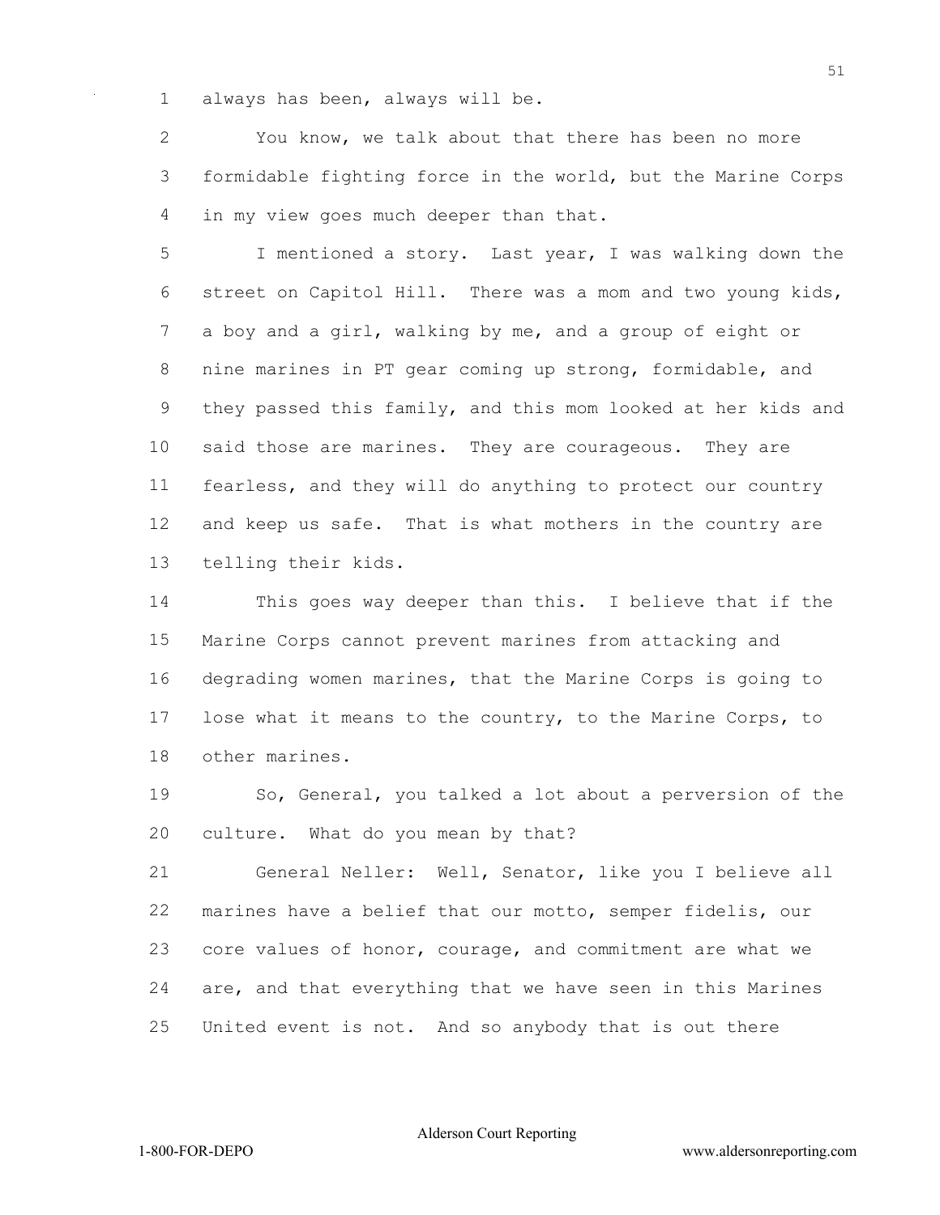always has been, always will be.

You know, we talk about that there has been no more formidable fighting force in the world, but the Marine Corps in my view goes much deeper than that.

I mentioned a story. Last year, I was walking down the street on Capitol Hill. There was a mom and two young kids, a boy and a girl, walking by me, and a group of eight or nine marines in PT gear coming up strong, formidable, and they passed this family, and this mom looked at her kids and said those are marines. They are courageous. They are fearless, and they will do anything to protect our country and keep us safe. That is what mothers in the country are telling their kids.

This goes way deeper than this. I believe that if the Marine Corps cannot prevent marines from attacking and degrading women marines, that the Marine Corps is going to lose what it means to the country, to the Marine Corps, to other marines.

So, General, you talked a lot about a perversion of the culture. What do you mean by that?

General Neller: Well, Senator, like you I believe all marines have a belief that our motto, semper fidelis, our core values of honor, courage, and commitment are what we are, and that everything that we have seen in this Marines United event is not. And so anybody that is out there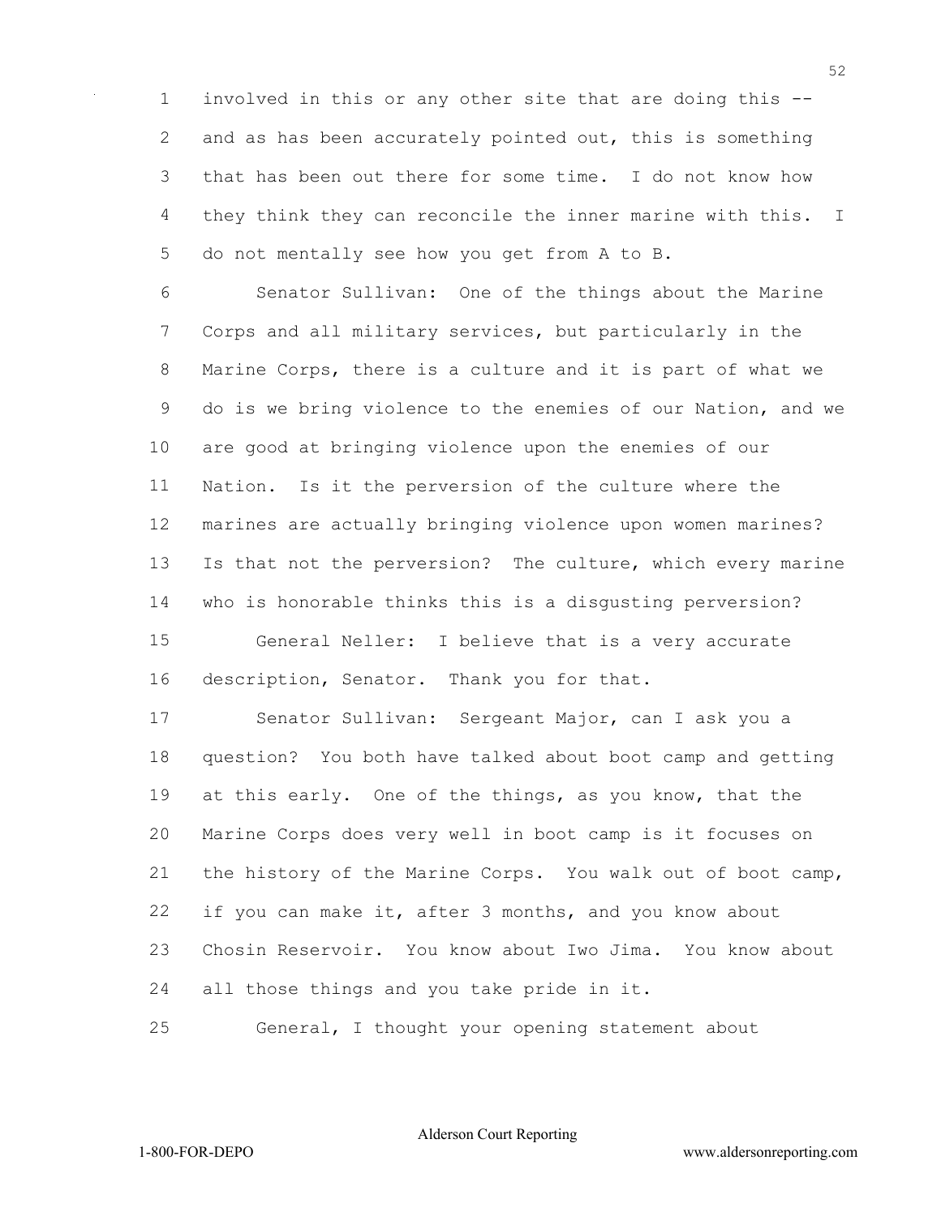involved in this or any other site that are doing this -- and as has been accurately pointed out, this is something that has been out there for some time. I do not know how they think they can reconcile the inner marine with this. I do not mentally see how you get from A to B.

Senator Sullivan: One of the things about the Marine Corps and all military services, but particularly in the Marine Corps, there is a culture and it is part of what we do is we bring violence to the enemies of our Nation, and we are good at bringing violence upon the enemies of our Nation. Is it the perversion of the culture where the marines are actually bringing violence upon women marines? Is that not the perversion? The culture, which every marine who is honorable thinks this is a disgusting perversion?

General Neller: I believe that is a very accurate description, Senator. Thank you for that.

Senator Sullivan: Sergeant Major, can I ask you a question? You both have talked about boot camp and getting at this early. One of the things, as you know, that the Marine Corps does very well in boot camp is it focuses on the history of the Marine Corps. You walk out of boot camp, if you can make it, after 3 months, and you know about Chosin Reservoir. You know about Iwo Jima. You know about all those things and you take pride in it.

General, I thought your opening statement about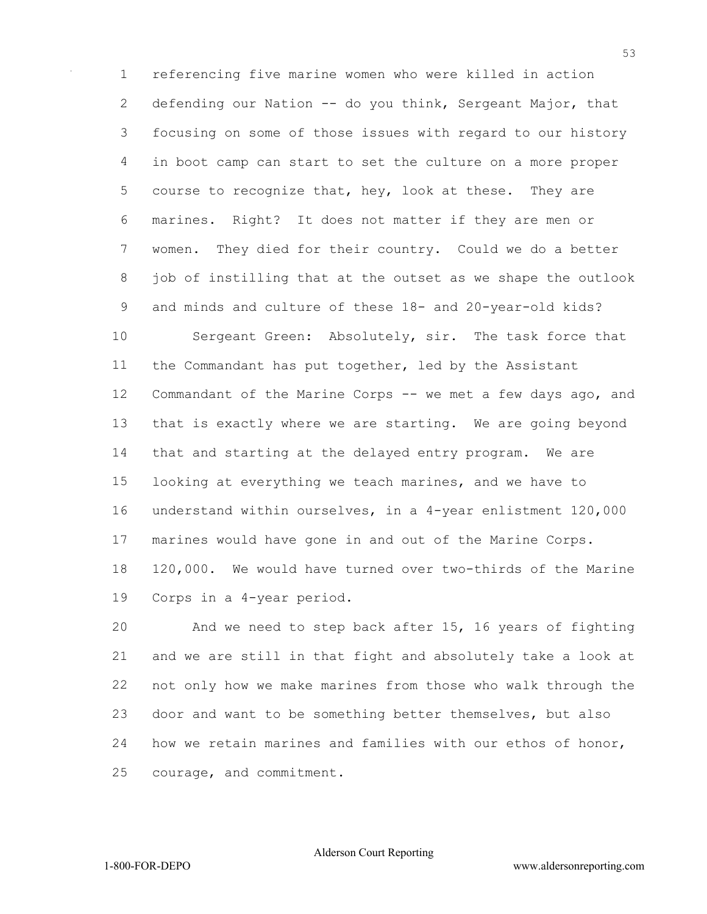referencing five marine women who were killed in action defending our Nation -- do you think, Sergeant Major, that focusing on some of those issues with regard to our history in boot camp can start to set the culture on a more proper course to recognize that, hey, look at these. They are marines. Right? It does not matter if they are men or women. They died for their country. Could we do a better job of instilling that at the outset as we shape the outlook and minds and culture of these 18- and 20-year-old kids?

Sergeant Green: Absolutely, sir. The task force that the Commandant has put together, led by the Assistant Commandant of the Marine Corps -- we met a few days ago, and that is exactly where we are starting. We are going beyond that and starting at the delayed entry program. We are looking at everything we teach marines, and we have to understand within ourselves, in a 4-year enlistment 120,000 marines would have gone in and out of the Marine Corps. 120,000. We would have turned over two-thirds of the Marine Corps in a 4-year period.

And we need to step back after 15, 16 years of fighting and we are still in that fight and absolutely take a look at not only how we make marines from those who walk through the door and want to be something better themselves, but also how we retain marines and families with our ethos of honor, courage, and commitment.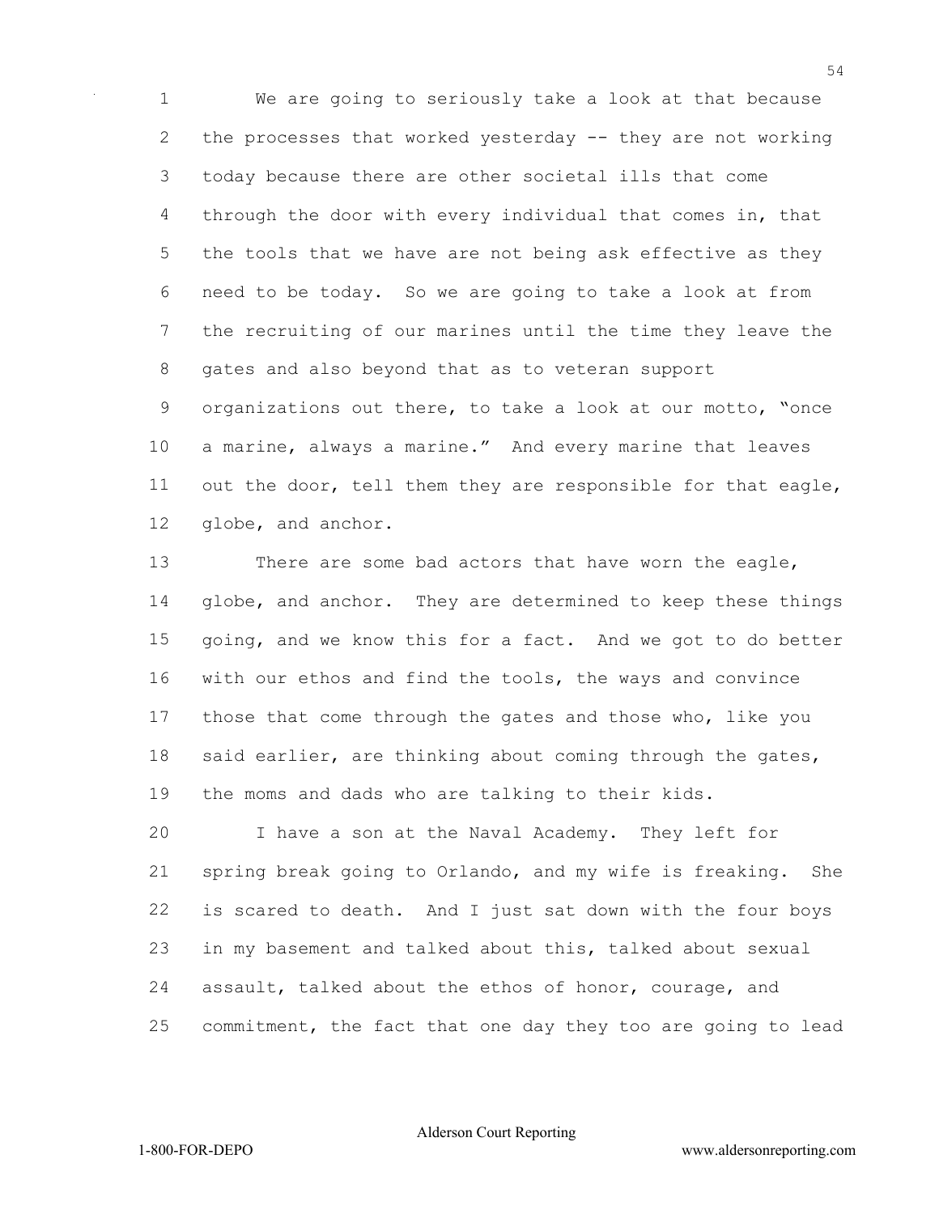We are going to seriously take a look at that because the processes that worked yesterday -- they are not working today because there are other societal ills that come through the door with every individual that comes in, that the tools that we have are not being ask effective as they need to be today. So we are going to take a look at from the recruiting of our marines until the time they leave the gates and also beyond that as to veteran support organizations out there, to take a look at our motto, "once a marine, always a marine." And every marine that leaves out the door, tell them they are responsible for that eagle, globe, and anchor.

There are some bad actors that have worn the eagle, globe, and anchor. They are determined to keep these things going, and we know this for a fact. And we got to do better with our ethos and find the tools, the ways and convince those that come through the gates and those who, like you said earlier, are thinking about coming through the gates, the moms and dads who are talking to their kids.

I have a son at the Naval Academy. They left for spring break going to Orlando, and my wife is freaking. She is scared to death. And I just sat down with the four boys in my basement and talked about this, talked about sexual assault, talked about the ethos of honor, courage, and commitment, the fact that one day they too are going to lead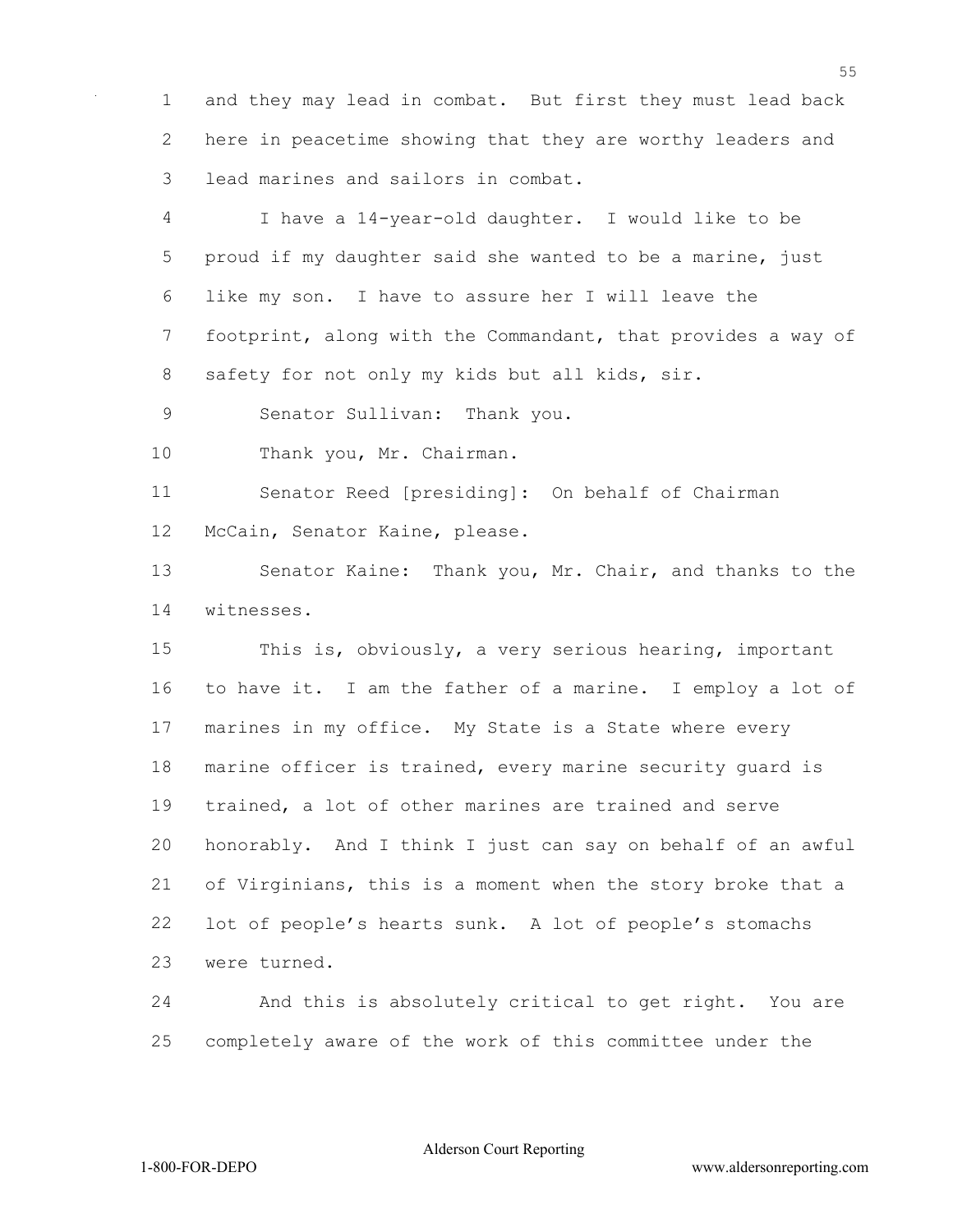and they may lead in combat. But first they must lead back here in peacetime showing that they are worthy leaders and lead marines and sailors in combat.

I have a 14-year-old daughter. I would like to be proud if my daughter said she wanted to be a marine, just like my son. I have to assure her I will leave the footprint, along with the Commandant, that provides a way of safety for not only my kids but all kids, sir.

Senator Sullivan: Thank you.

Thank you, Mr. Chairman.

Senator Reed [presiding]: On behalf of Chairman McCain, Senator Kaine, please.

Senator Kaine: Thank you, Mr. Chair, and thanks to the witnesses.

This is, obviously, a very serious hearing, important to have it. I am the father of a marine. I employ a lot of marines in my office. My State is a State where every marine officer is trained, every marine security guard is trained, a lot of other marines are trained and serve honorably. And I think I just can say on behalf of an awful of Virginians, this is a moment when the story broke that a lot of people's hearts sunk. A lot of people's stomachs were turned.

And this is absolutely critical to get right. You are completely aware of the work of this committee under the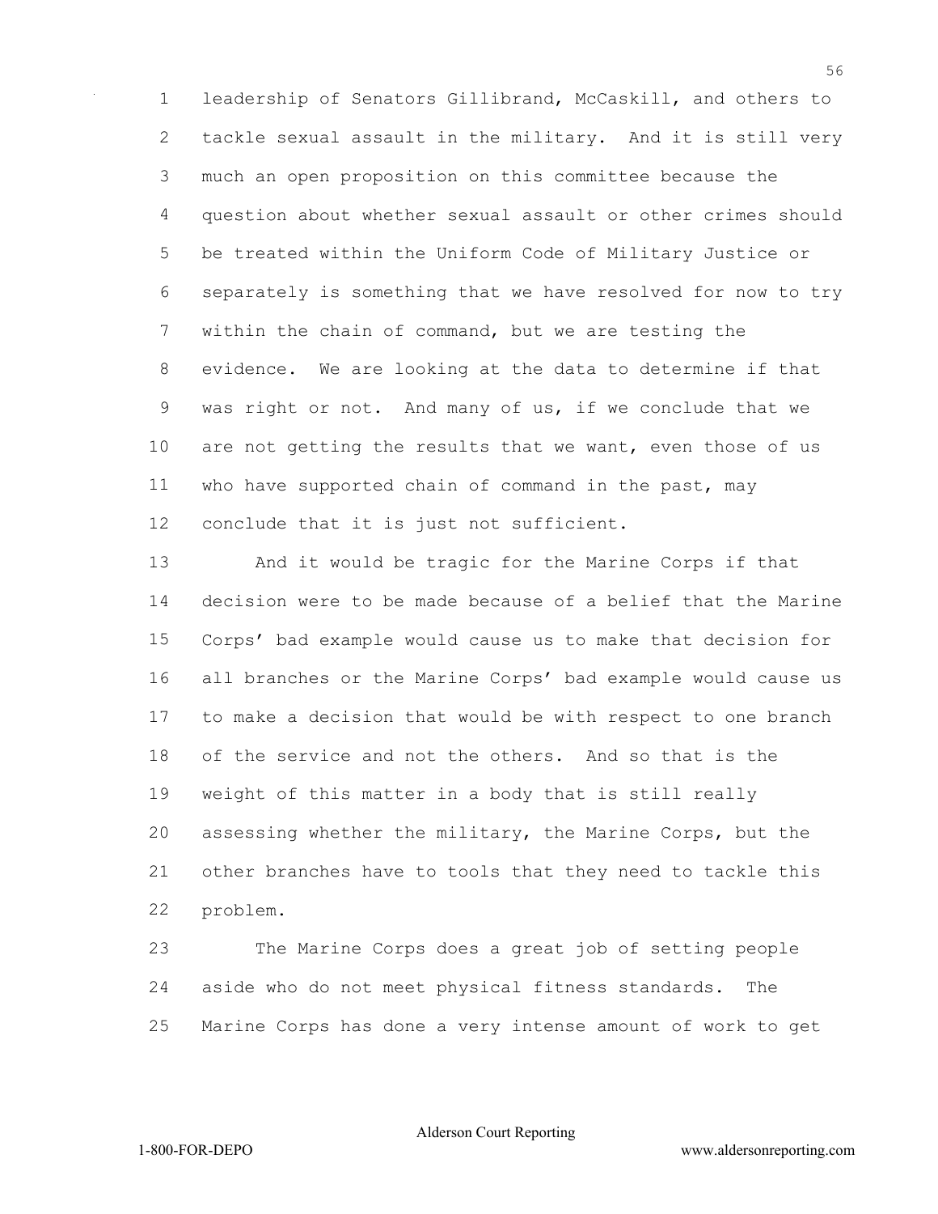leadership of Senators Gillibrand, McCaskill, and others to tackle sexual assault in the military. And it is still very much an open proposition on this committee because the question about whether sexual assault or other crimes should be treated within the Uniform Code of Military Justice or separately is something that we have resolved for now to try within the chain of command, but we are testing the evidence. We are looking at the data to determine if that was right or not. And many of us, if we conclude that we are not getting the results that we want, even those of us who have supported chain of command in the past, may conclude that it is just not sufficient.

And it would be tragic for the Marine Corps if that decision were to be made because of a belief that the Marine Corps' bad example would cause us to make that decision for all branches or the Marine Corps' bad example would cause us to make a decision that would be with respect to one branch of the service and not the others. And so that is the weight of this matter in a body that is still really assessing whether the military, the Marine Corps, but the other branches have to tools that they need to tackle this problem.

The Marine Corps does a great job of setting people aside who do not meet physical fitness standards. The Marine Corps has done a very intense amount of work to get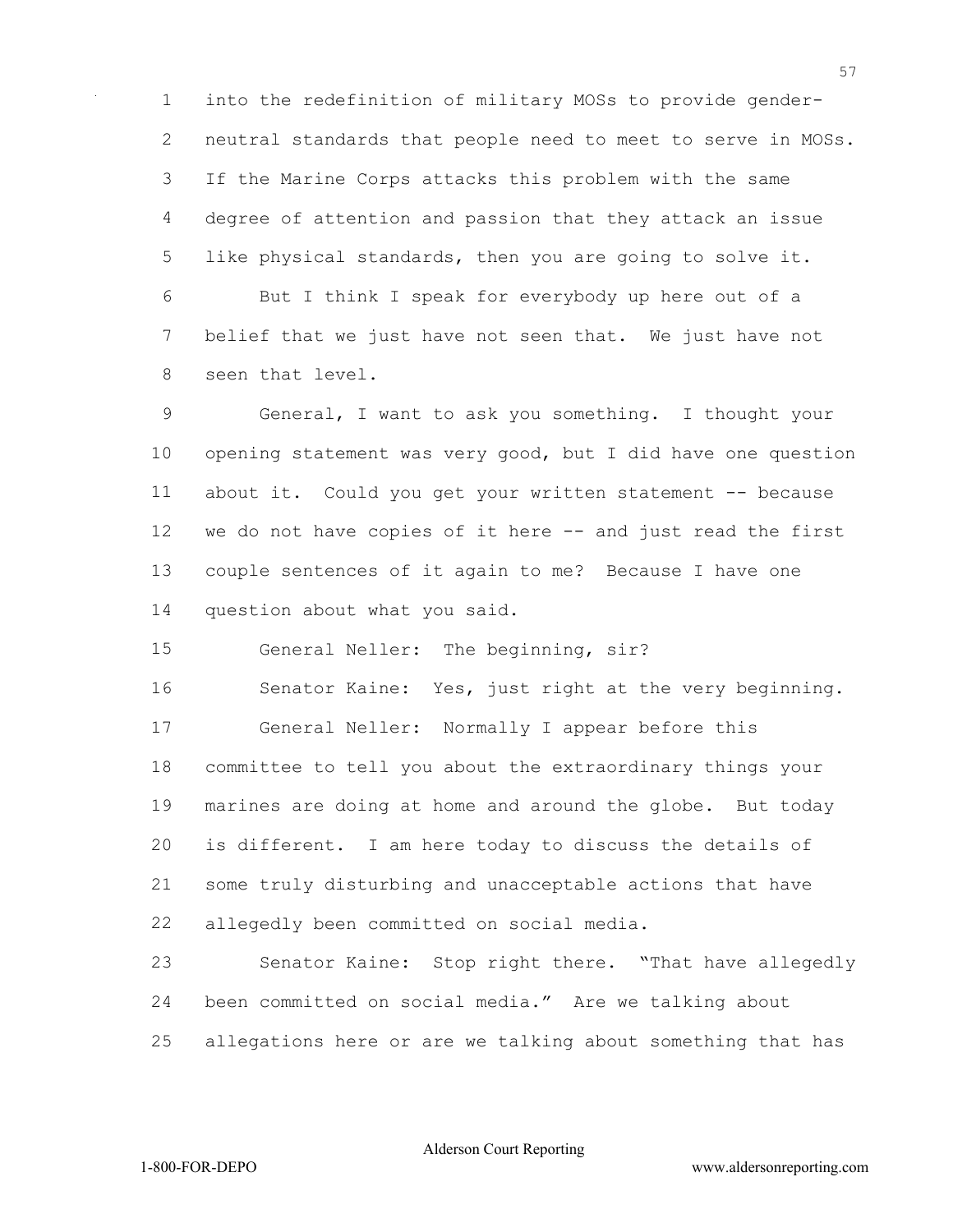into the redefinition of military MOSs to provide gender-neutral standards that people need to meet to serve in MOSs. If the Marine Corps attacks this problem with the same degree of attention and passion that they attack an issue like physical standards, then you are going to solve it.

But I think I speak for everybody up here out of a belief that we just have not seen that. We just have not seen that level.

General, I want to ask you something. I thought your opening statement was very good, but I did have one question about it. Could you get your written statement -- because we do not have copies of it here -- and just read the first couple sentences of it again to me? Because I have one question about what you said.

General Neller: The beginning, sir?

Senator Kaine: Yes, just right at the very beginning.

General Neller: Normally I appear before this committee to tell you about the extraordinary things your marines are doing at home and around the globe. But today is different. I am here today to discuss the details of some truly disturbing and unacceptable actions that have allegedly been committed on social media.

Senator Kaine: Stop right there. "That have allegedly been committed on social media." Are we talking about allegations here or are we talking about something that has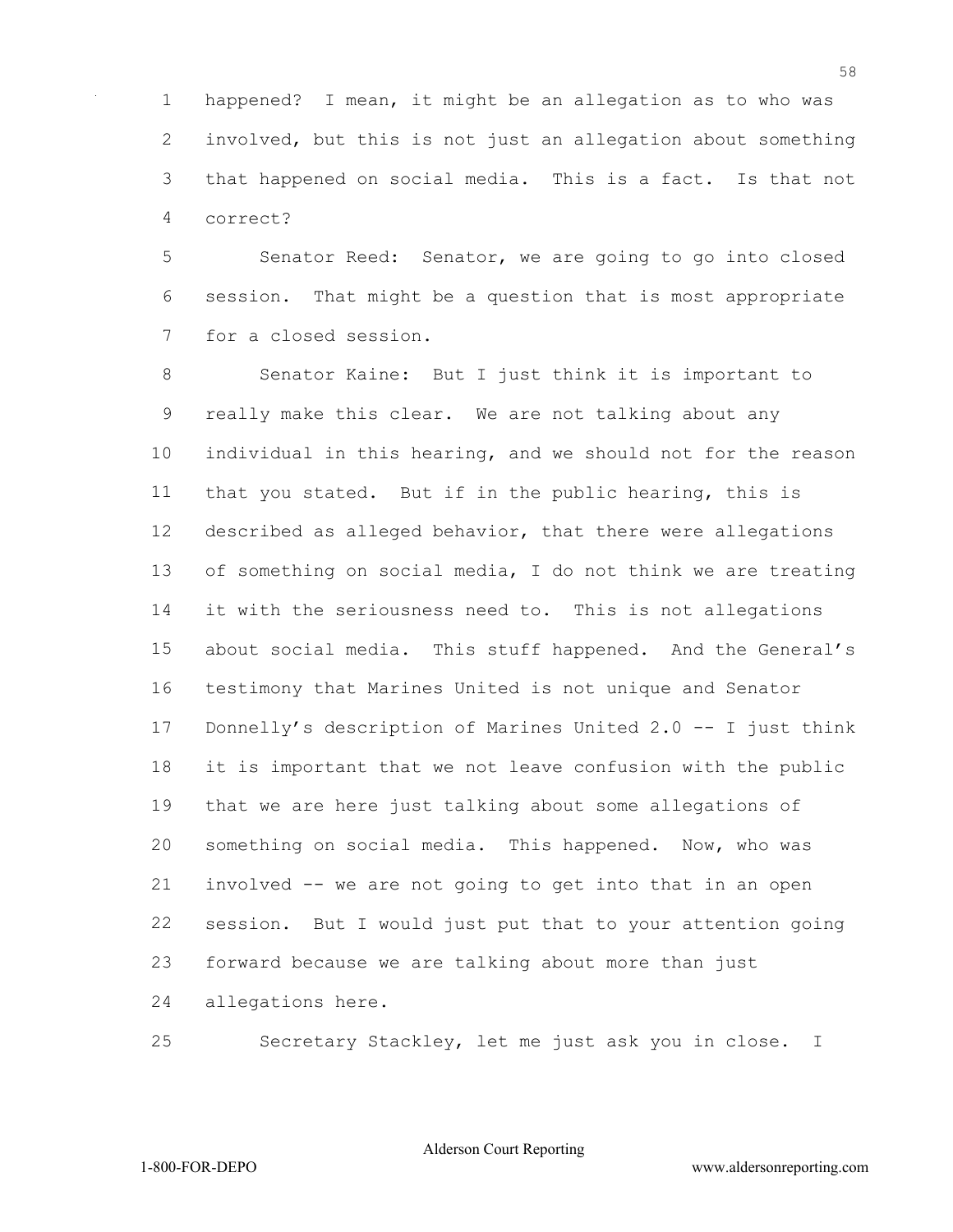happened? I mean, it might be an allegation as to who was involved, but this is not just an allegation about something that happened on social media. This is a fact. Is that not correct?

Senator Reed: Senator, we are going to go into closed session. That might be a question that is most appropriate for a closed session.

Senator Kaine: But I just think it is important to really make this clear. We are not talking about any individual in this hearing, and we should not for the reason that you stated. But if in the public hearing, this is described as alleged behavior, that there were allegations of something on social media, I do not think we are treating it with the seriousness need to. This is not allegations about social media. This stuff happened. And the General's testimony that Marines United is not unique and Senator Donnelly's description of Marines United 2.0 -- I just think it is important that we not leave confusion with the public that we are here just talking about some allegations of something on social media. This happened. Now, who was involved -- we are not going to get into that in an open session. But I would just put that to your attention going forward because we are talking about more than just allegations here.

Secretary Stackley, let me just ask you in close. I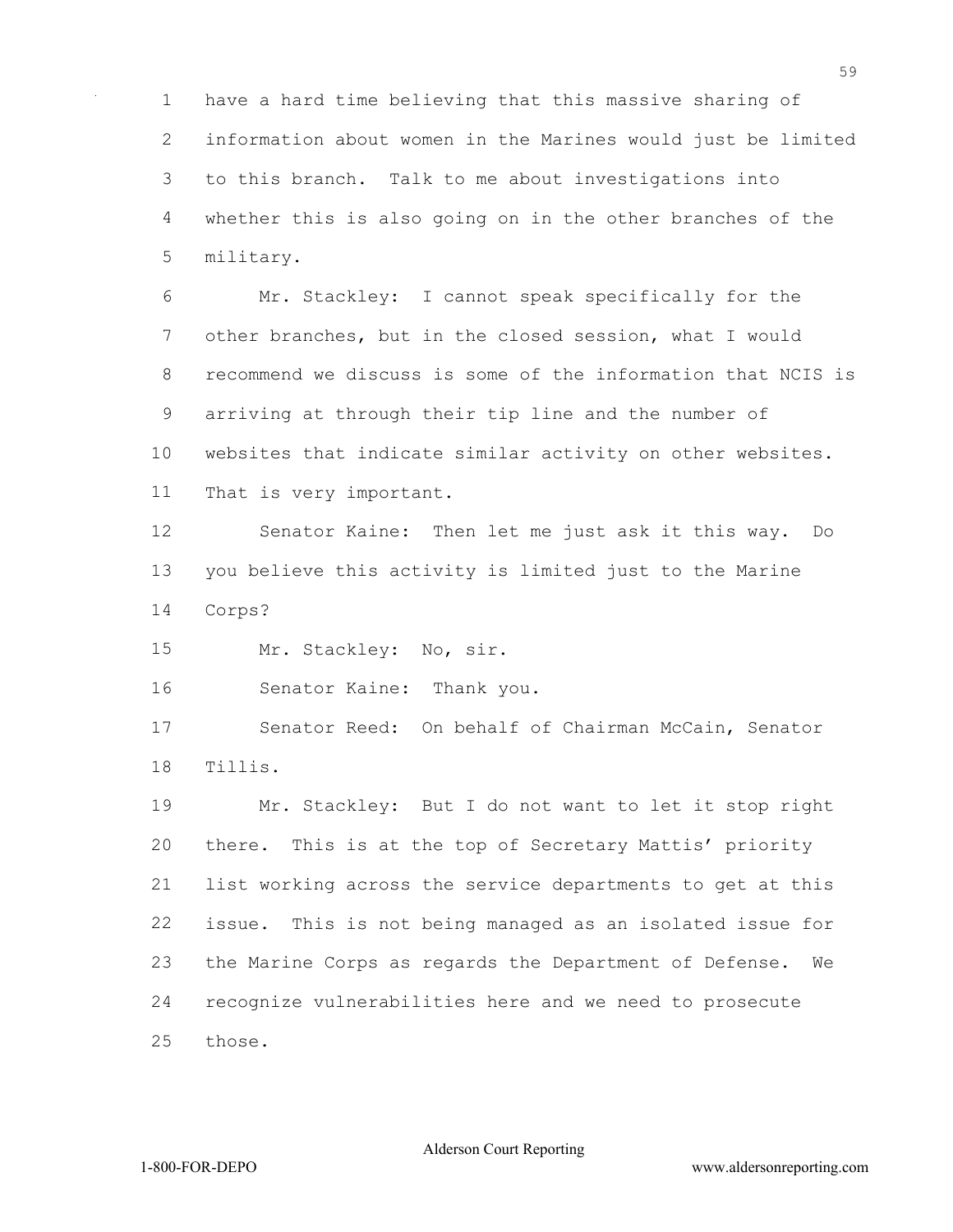have a hard time believing that this massive sharing of information about women in the Marines would just be limited to this branch. Talk to me about investigations into whether this is also going on in the other branches of the military.

Mr. Stackley: I cannot speak specifically for the other branches, but in the closed session, what I would recommend we discuss is some of the information that NCIS is arriving at through their tip line and the number of websites that indicate similar activity on other websites. That is very important.

Senator Kaine: Then let me just ask it this way. Do you believe this activity is limited just to the Marine Corps?

Mr. Stackley: No, sir.

Senator Kaine: Thank you.

Senator Reed: On behalf of Chairman McCain, Senator Tillis.

Mr. Stackley: But I do not want to let it stop right there. This is at the top of Secretary Mattis' priority list working across the service departments to get at this issue. This is not being managed as an isolated issue for the Marine Corps as regards the Department of Defense. We recognize vulnerabilities here and we need to prosecute those.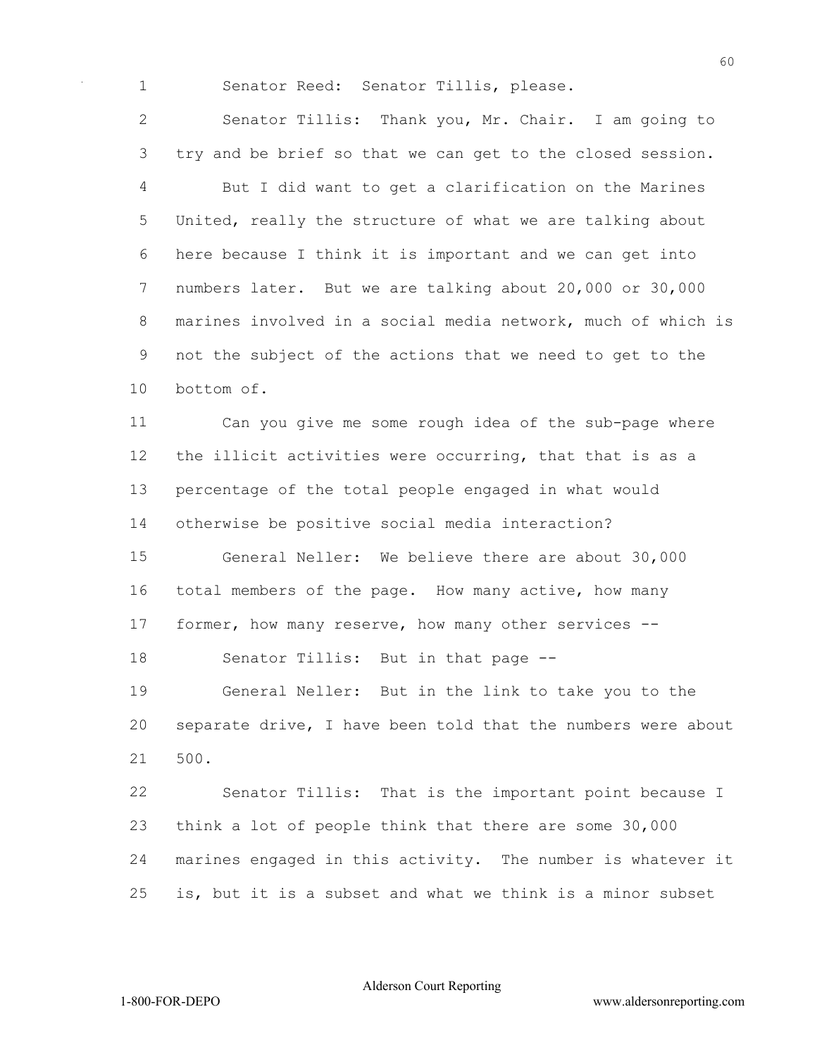Senator Reed: Senator Tillis, please.

Senator Tillis: Thank you, Mr. Chair. I am going to try and be brief so that we can get to the closed session.

But I did want to get a clarification on the Marines United, really the structure of what we are talking about here because I think it is important and we can get into numbers later. But we are talking about 20,000 or 30,000 marines involved in a social media network, much of which is not the subject of the actions that we need to get to the bottom of.

Can you give me some rough idea of the sub-page where the illicit activities were occurring, that that is as a percentage of the total people engaged in what would otherwise be positive social media interaction?

General Neller: We believe there are about 30,000 total members of the page. How many active, how many former, how many reserve, how many other services --

Senator Tillis: But in that page --

General Neller: But in the link to take you to the separate drive, I have been told that the numbers were about 500.

Senator Tillis: That is the important point because I think a lot of people think that there are some 30,000 marines engaged in this activity. The number is whatever it is, but it is a subset and what we think is a minor subset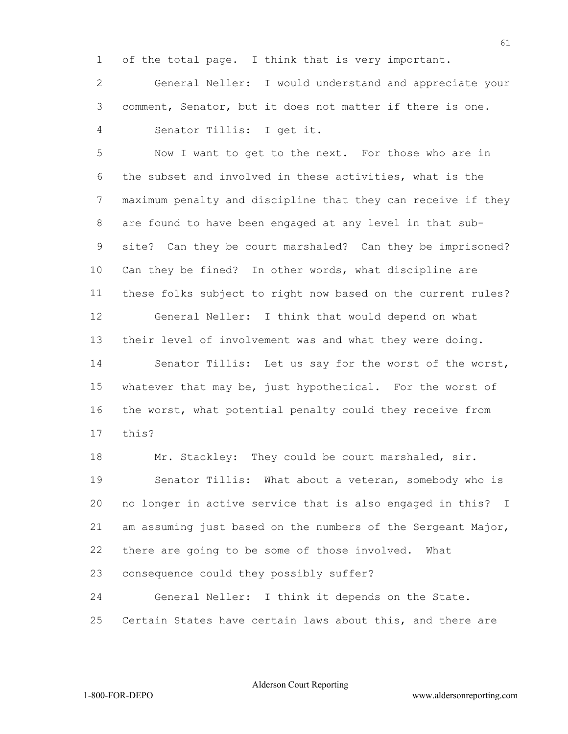1 of the total page. I think that is very important.

2 General Neller: I would understand and appreciate your
3 comment, Senator, but it does not matter if there is one.

4 Senator Tillis: I get it.

5 Now I want to get to the next. For those who are in
6 the subset and involved in these activities, what is the
7 maximum penalty and discipline that they can receive if they
8 are found to have been engaged at any level in that sub-
9 site? Can they be court marshaled? Can they be imprisoned?
10 Can they be fined? In other words, what discipline are
11 these folks subject to right now based on the current rules?

12 General Neller: I think that would depend on what
13 their level of involvement was and what they were doing.

14 Senator Tillis: Let us say for the worst of the worst,
15 whatever that may be, just hypothetical. For the worst of
16 the worst, what potential penalty could they receive from
17 this?

18 Mr. Stackley: They could be court marshaled, sir.

19 Senator Tillis: What about a veteran, somebody who is
20 no longer in active service that is also engaged in this? I
21 am assuming just based on the numbers of the Sergeant Major,
22 there are going to be some of those involved. What
23 consequence could they possibly suffer?

24 General Neller: I think it depends on the State.
25 Certain States have certain laws about this, and there are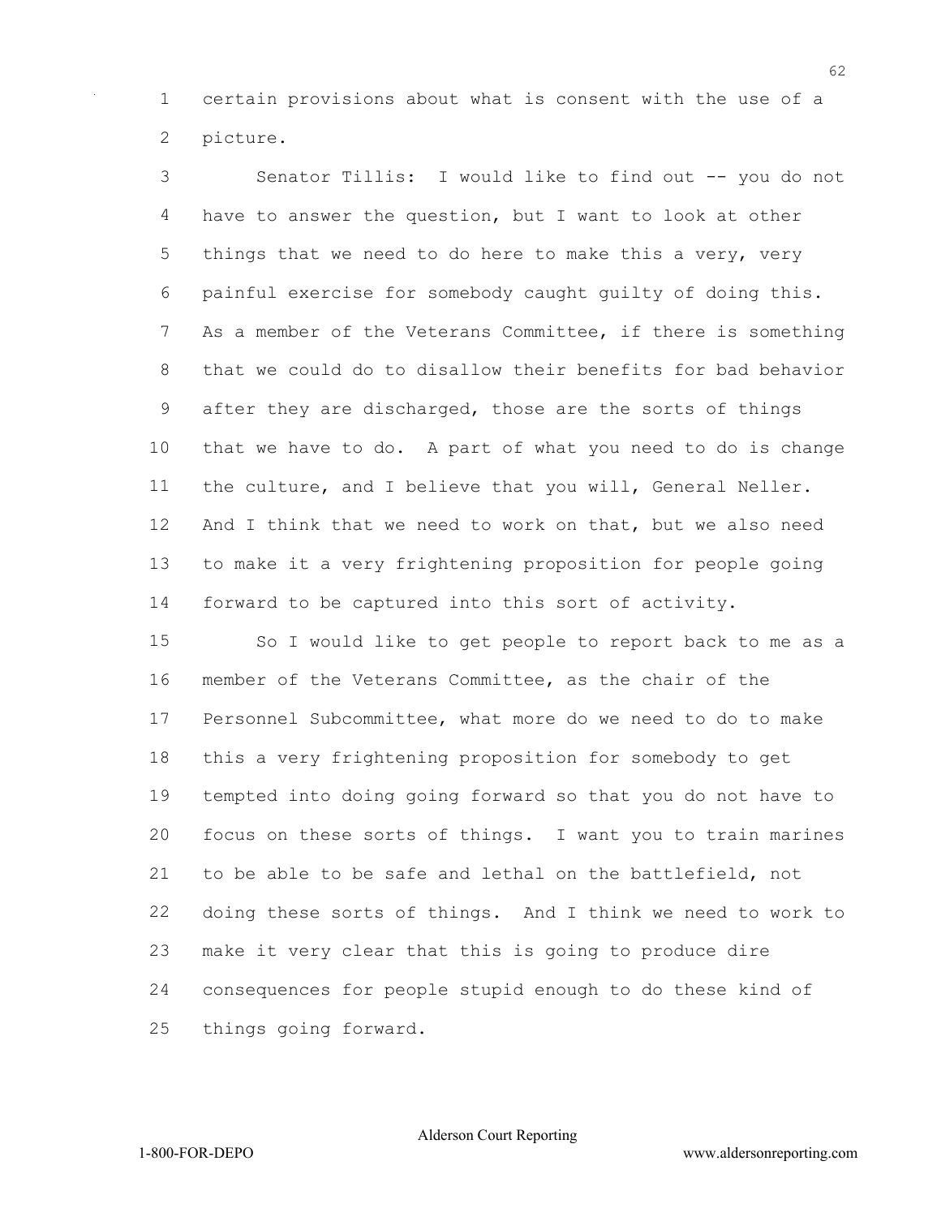certain provisions about what is consent with the use of a picture.

Senator Tillis: I would like to find out -- you do not have to answer the question, but I want to look at other things that we need to do here to make this a very, very painful exercise for somebody caught guilty of doing this. As a member of the Veterans Committee, if there is something that we could do to disallow their benefits for bad behavior after they are discharged, those are the sorts of things that we have to do. A part of what you need to do is change the culture, and I believe that you will, General Neller. And I think that we need to work on that, but we also need to make it a very frightening proposition for people going forward to be captured into this sort of activity.

So I would like to get people to report back to me as a member of the Veterans Committee, as the chair of the Personnel Subcommittee, what more do we need to do to make this a very frightening proposition for somebody to get tempted into doing going forward so that you do not have to focus on these sorts of things. I want you to train marines to be able to be safe and lethal on the battlefield, not doing these sorts of things. And I think we need to work to make it very clear that this is going to produce dire consequences for people stupid enough to do these kind of things going forward.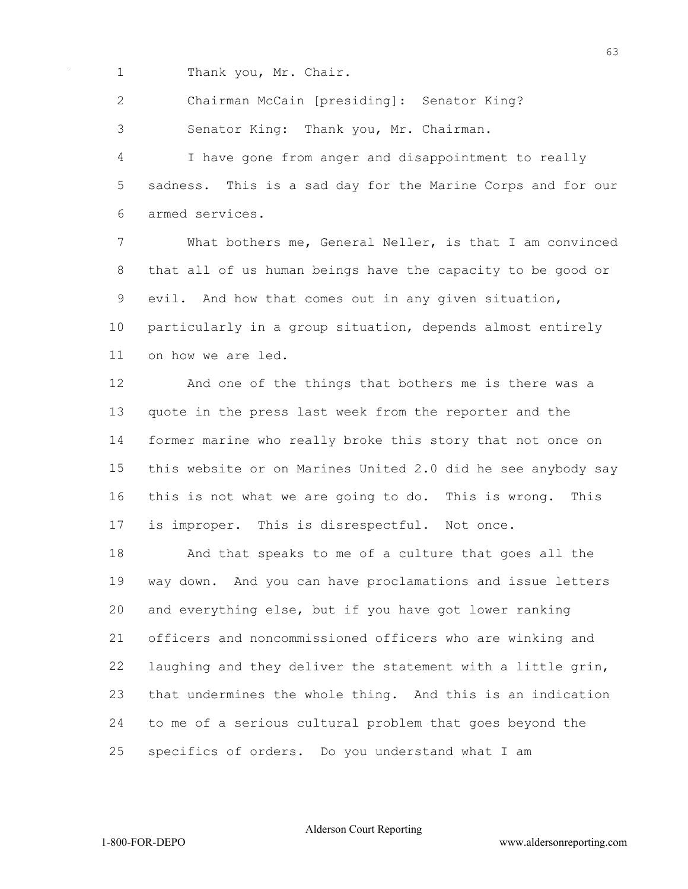Thank you, Mr. Chair.

Chairman McCain [presiding]: Senator King?

Senator King: Thank you, Mr. Chairman.

I have gone from anger and disappointment to really sadness. This is a sad day for the Marine Corps and for our armed services.

What bothers me, General Neller, is that I am convinced that all of us human beings have the capacity to be good or evil. And how that comes out in any given situation, particularly in a group situation, depends almost entirely on how we are led.

And one of the things that bothers me is there was a quote in the press last week from the reporter and the former marine who really broke this story that not once on this website or on Marines United 2.0 did he see anybody say this is not what we are going to do. This is wrong. This is improper. This is disrespectful. Not once.

And that speaks to me of a culture that goes all the way down. And you can have proclamations and issue letters and everything else, but if you have got lower ranking officers and noncommissioned officers who are winking and laughing and they deliver the statement with a little grin, that undermines the whole thing. And this is an indication to me of a serious cultural problem that goes beyond the specifics of orders. Do you understand what I am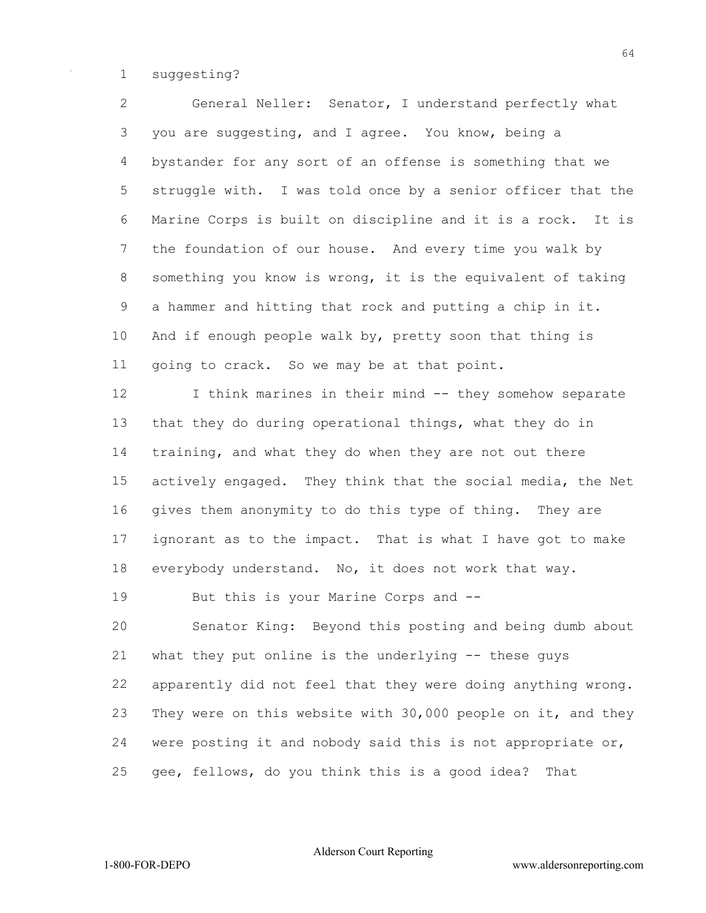suggesting?

General Neller: Senator, I understand perfectly what you are suggesting, and I agree. You know, being a bystander for any sort of an offense is something that we struggle with. I was told once by a senior officer that the Marine Corps is built on discipline and it is a rock. It is the foundation of our house. And every time you walk by something you know is wrong, it is the equivalent of taking a hammer and hitting that rock and putting a chip in it. And if enough people walk by, pretty soon that thing is going to crack. So we may be at that point.

I think marines in their mind -- they somehow separate that they do during operational things, what they do in training, and what they do when they are not out there actively engaged. They think that the social media, the Net gives them anonymity to do this type of thing. They are ignorant as to the impact. That is what I have got to make everybody understand. No, it does not work that way.

But this is your Marine Corps and --

Senator King: Beyond this posting and being dumb about what they put online is the underlying -- these guys apparently did not feel that they were doing anything wrong. They were on this website with 30,000 people on it, and they were posting it and nobody said this is not appropriate or, gee, fellows, do you think this is a good idea? That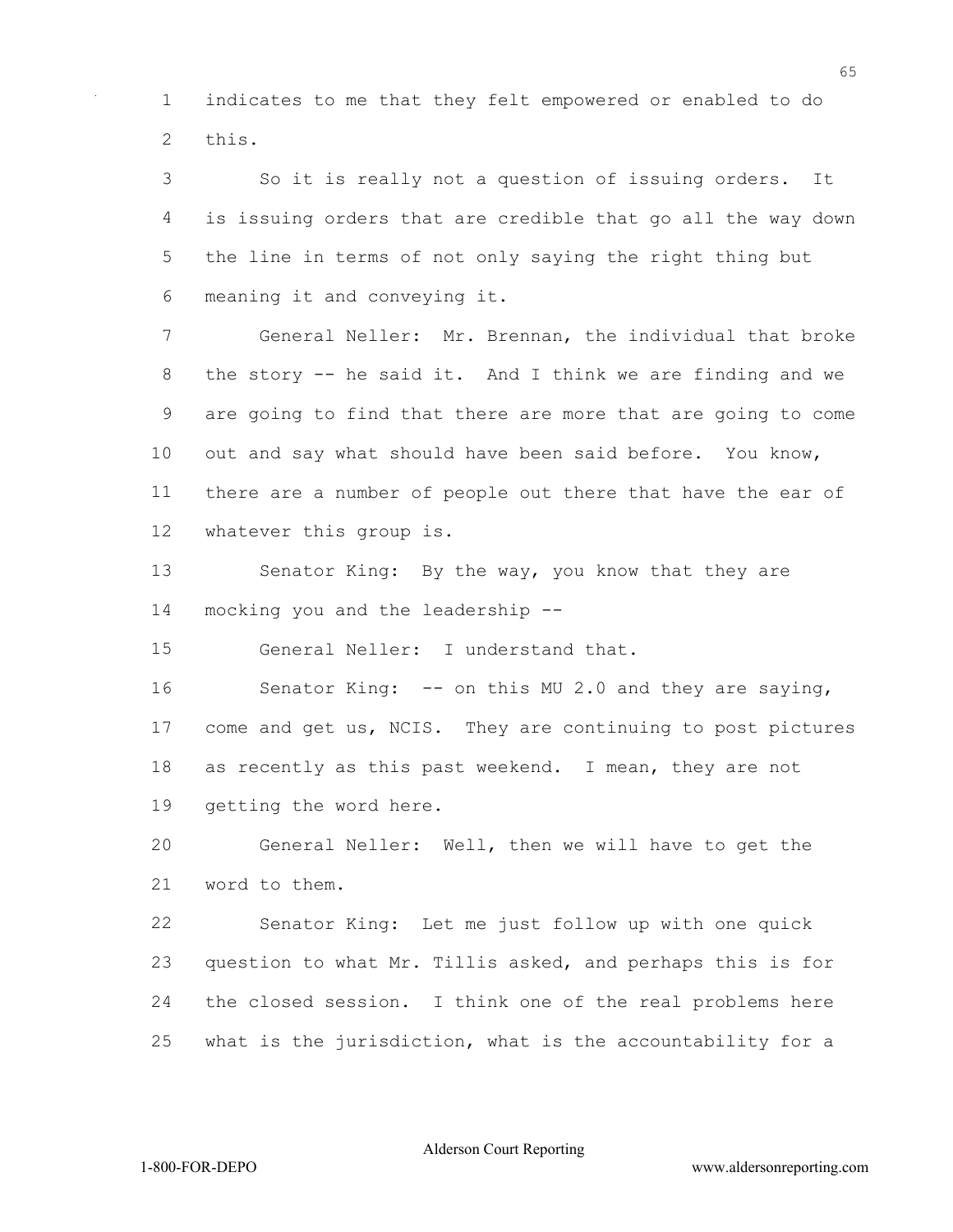indicates to me that they felt empowered or enabled to do this.

So it is really not a question of issuing orders. It is issuing orders that are credible that go all the way down the line in terms of not only saying the right thing but meaning it and conveying it.

General Neller: Mr. Brennan, the individual that broke the story -- he said it. And I think we are finding and we are going to find that there are more that are going to come out and say what should have been said before. You know, there are a number of people out there that have the ear of whatever this group is.

Senator King: By the way, you know that they are mocking you and the leadership --

General Neller: I understand that.

Senator King: -- on this MU 2.0 and they are saying, come and get us, NCIS. They are continuing to post pictures as recently as this past weekend. I mean, they are not getting the word here.

General Neller: Well, then we will have to get the word to them.

Senator King: Let me just follow up with one quick question to what Mr. Tillis asked, and perhaps this is for the closed session. I think one of the real problems here what is the jurisdiction, what is the accountability for a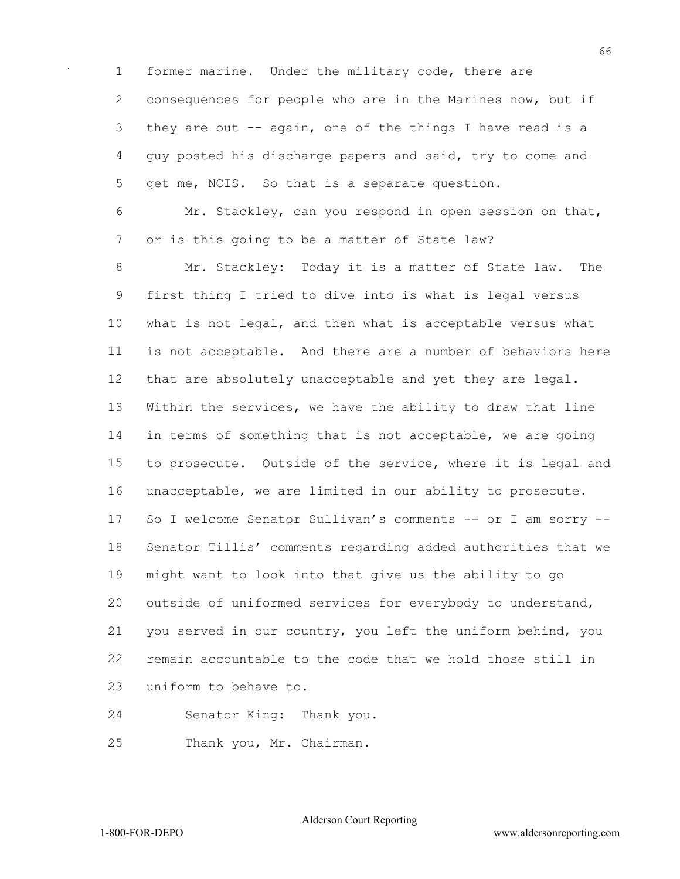former marine. Under the military code, there are consequences for people who are in the Marines now, but if they are out -- again, one of the things I have read is a guy posted his discharge papers and said, try to come and get me, NCIS. So that is a separate question.

Mr. Stackley, can you respond in open session on that, or is this going to be a matter of State law?

Mr. Stackley: Today it is a matter of State law. The first thing I tried to dive into is what is legal versus what is not legal, and then what is acceptable versus what is not acceptable. And there are a number of behaviors here that are absolutely unacceptable and yet they are legal. Within the services, we have the ability to draw that line in terms of something that is not acceptable, we are going to prosecute. Outside of the service, where it is legal and unacceptable, we are limited in our ability to prosecute. So I welcome Senator Sullivan's comments -- or I am sorry -- Senator Tillis' comments regarding added authorities that we might want to look into that give us the ability to go outside of uniformed services for everybody to understand, you served in our country, you left the uniform behind, you remain accountable to the code that we hold those still in uniform to behave to.

Senator King: Thank you.

Thank you, Mr. Chairman.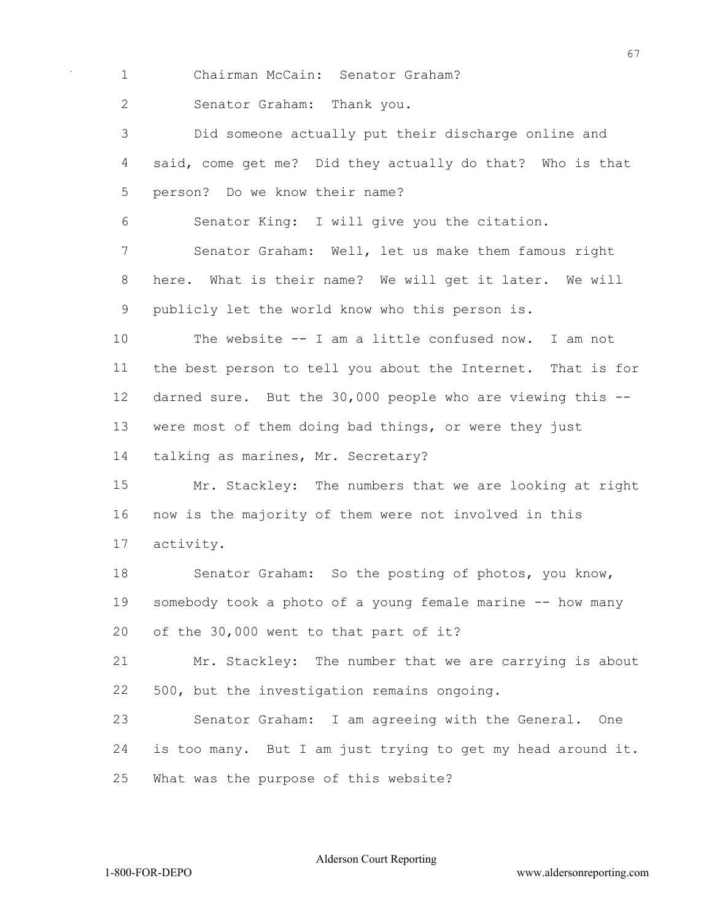Chairman McCain: Senator Graham?

Senator Graham: Thank you.

Did someone actually put their discharge online and said, come get me? Did they actually do that? Who is that person? Do we know their name?

Senator King: I will give you the citation.

Senator Graham: Well, let us make them famous right here. What is their name? We will get it later. We will publicly let the world know who this person is.

The website -- I am a little confused now. I am not the best person to tell you about the Internet. That is for darned sure. But the 30,000 people who are viewing this -- were most of them doing bad things, or were they just talking as marines, Mr. Secretary?

Mr. Stackley: The numbers that we are looking at right now is the majority of them were not involved in this activity.

Senator Graham: So the posting of photos, you know, somebody took a photo of a young female marine -- how many of the 30,000 went to that part of it?

Mr. Stackley: The number that we are carrying is about 500, but the investigation remains ongoing.

Senator Graham: I am agreeing with the General. One is too many. But I am just trying to get my head around it. What was the purpose of this website?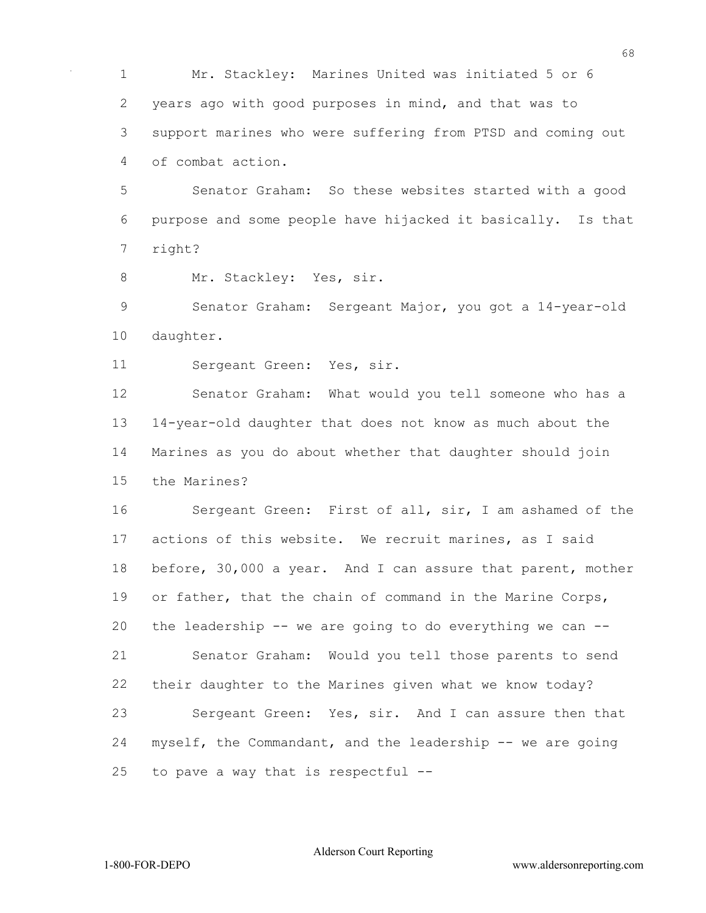Mr. Stackley: Marines United was initiated 5 or 6 years ago with good purposes in mind, and that was to support marines who were suffering from PTSD and coming out of combat action.

Senator Graham: So these websites started with a good purpose and some people have hijacked it basically. Is that right?

Mr. Stackley: Yes, sir.

Senator Graham: Sergeant Major, you got a 14-year-old daughter.

Sergeant Green: Yes, sir.

Senator Graham: What would you tell someone who has a 14-year-old daughter that does not know as much about the Marines as you do about whether that daughter should join the Marines?

Sergeant Green: First of all, sir, I am ashamed of the actions of this website. We recruit marines, as I said before, 30,000 a year. And I can assure that parent, mother or father, that the chain of command in the Marine Corps, the leadership -- we are going to do everything we can --

Senator Graham: Would you tell those parents to send their daughter to the Marines given what we know today?

Sergeant Green: Yes, sir. And I can assure then that myself, the Commandant, and the leadership -- we are going to pave a way that is respectful --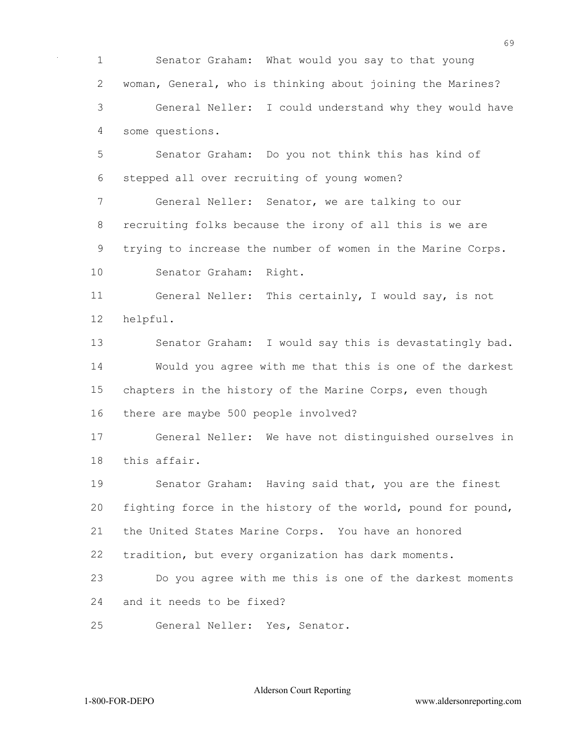Senator Graham: What would you say to that young woman, General, who is thinking about joining the Marines?

General Neller: I could understand why they would have some questions.

Senator Graham: Do you not think this has kind of stepped all over recruiting of young women?

General Neller: Senator, we are talking to our recruiting folks because the irony of all this is we are trying to increase the number of women in the Marine Corps.

Senator Graham: Right.

General Neller: This certainly, I would say, is not helpful.

Senator Graham: I would say this is devastatingly bad.

Would you agree with me that this is one of the darkest chapters in the history of the Marine Corps, even though there are maybe 500 people involved?

General Neller: We have not distinguished ourselves in this affair.

Senator Graham: Having said that, you are the finest fighting force in the history of the world, pound for pound, the United States Marine Corps. You have an honored tradition, but every organization has dark moments.

Do you agree with me this is one of the darkest moments and it needs to be fixed?

General Neller: Yes, Senator.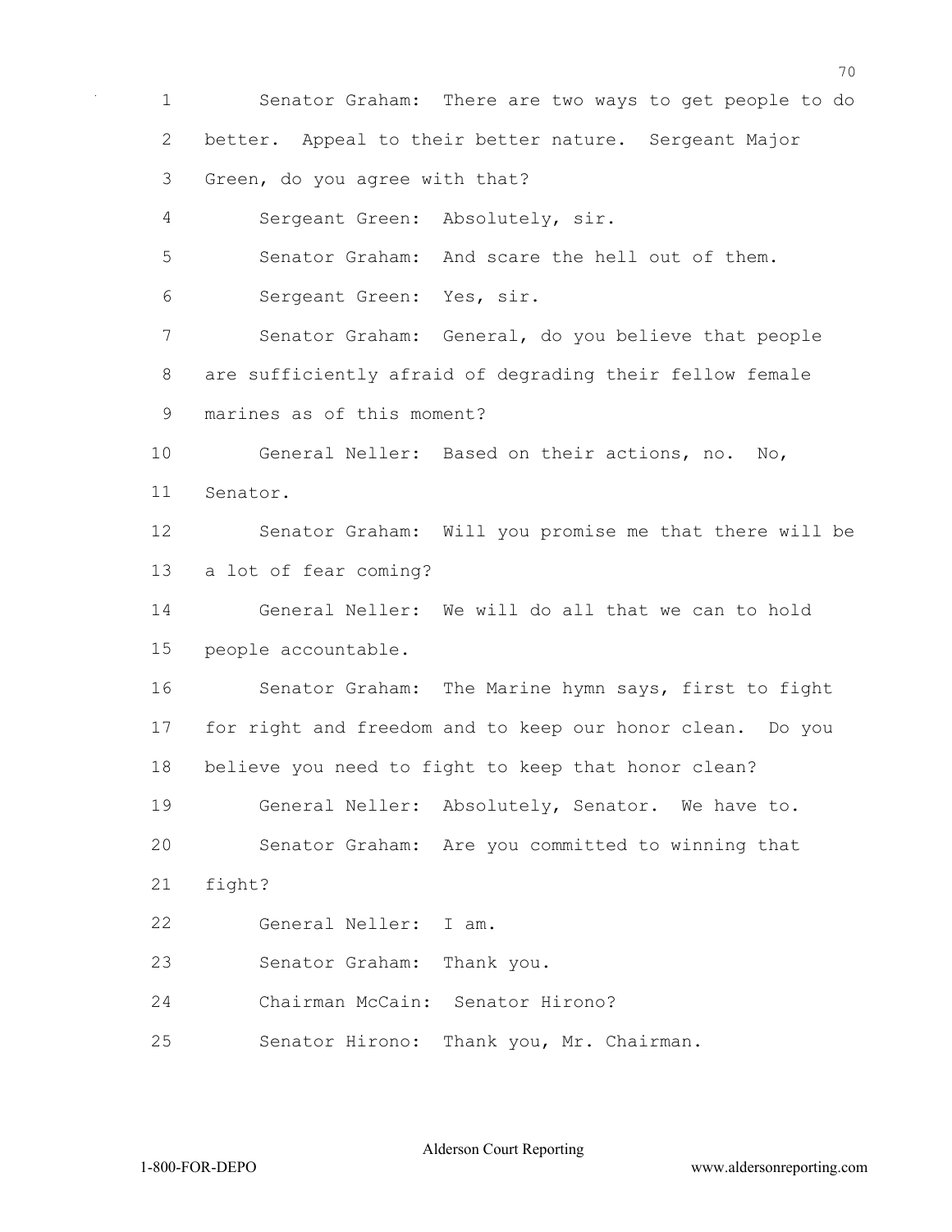Senator Graham: There are two ways to get people to do better. Appeal to their better nature. Sergeant Major Green, do you agree with that?

Sergeant Green: Absolutely, sir.

Senator Graham: And scare the hell out of them.

Sergeant Green: Yes, sir.

Senator Graham: General, do you believe that people are sufficiently afraid of degrading their fellow female marines as of this moment?

General Neller: Based on their actions, no. No, Senator.

Senator Graham: Will you promise me that there will be a lot of fear coming?

General Neller: We will do all that we can to hold people accountable.

Senator Graham: The Marine hymn says, first to fight for right and freedom and to keep our honor clean. Do you believe you need to fight to keep that honor clean?

General Neller: Absolutely, Senator. We have to.

Senator Graham: Are you committed to winning that fight?

General Neller: I am.

Senator Graham: Thank you.

Chairman McCain: Senator Hirono?

Senator Hirono: Thank you, Mr. Chairman.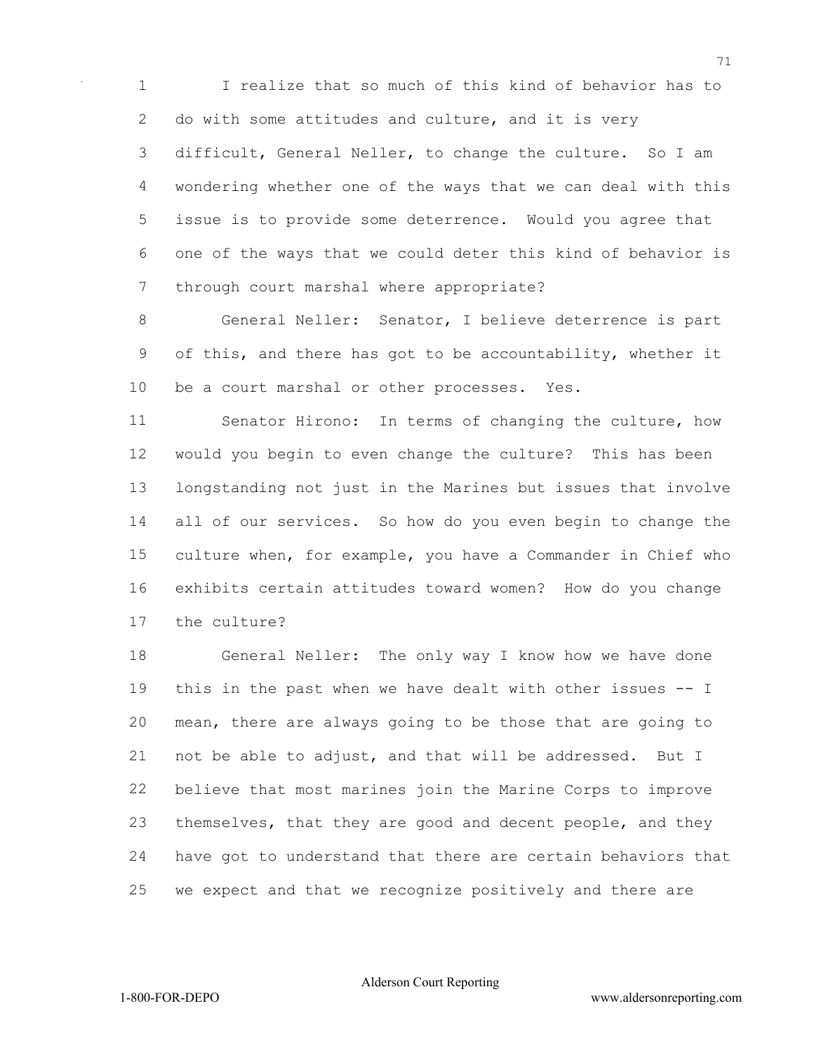I realize that so much of this kind of behavior has to do with some attitudes and culture, and it is very difficult, General Neller, to change the culture. So I am wondering whether one of the ways that we can deal with this issue is to provide some deterrence. Would you agree that one of the ways that we could deter this kind of behavior is through court marshal where appropriate?

General Neller: Senator, I believe deterrence is part of this, and there has got to be accountability, whether it be a court marshal or other processes. Yes.

Senator Hirono: In terms of changing the culture, how would you begin to even change the culture? This has been longstanding not just in the Marines but issues that involve all of our services. So how do you even begin to change the culture when, for example, you have a Commander in Chief who exhibits certain attitudes toward women? How do you change the culture?

General Neller: The only way I know how we have done this in the past when we have dealt with other issues -- I mean, there are always going to be those that are going to not be able to adjust, and that will be addressed. But I believe that most marines join the Marine Corps to improve themselves, that they are good and decent people, and they have got to understand that there are certain behaviors that we expect and that we recognize positively and there are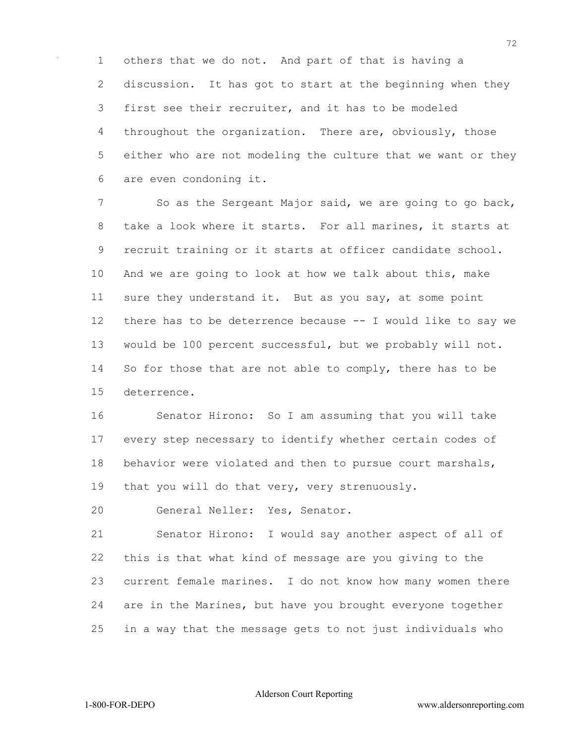others that we do not. And part of that is having a discussion. It has got to start at the beginning when they first see their recruiter, and it has to be modeled throughout the organization. There are, obviously, those either who are not modeling the culture that we want or they are even condoning it.

So as the Sergeant Major said, we are going to go back, take a look where it starts. For all marines, it starts at recruit training or it starts at officer candidate school. And we are going to look at how we talk about this, make sure they understand it. But as you say, at some point there has to be deterrence because -- I would like to say we would be 100 percent successful, but we probably will not. So for those that are not able to comply, there has to be deterrence.

Senator Hirono: So I am assuming that you will take every step necessary to identify whether certain codes of behavior were violated and then to pursue court marshals, that you will do that very, very strenuously.

General Neller: Yes, Senator.

Senator Hirono: I would say another aspect of all of this is that what kind of message are you giving to the current female marines. I do not know how many women there are in the Marines, but have you brought everyone together in a way that the message gets to not just individuals who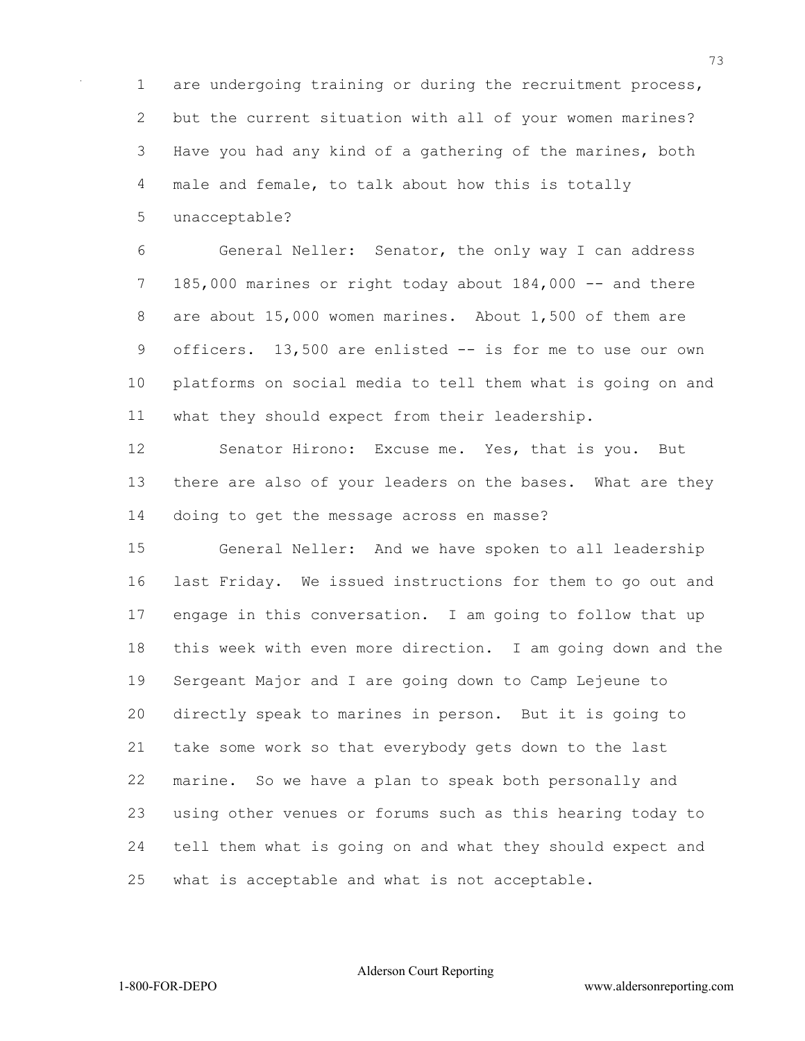are undergoing training or during the recruitment process, but the current situation with all of your women marines? Have you had any kind of a gathering of the marines, both male and female, to talk about how this is totally unacceptable?

General Neller: Senator, the only way I can address 185,000 marines or right today about 184,000 -- and there are about 15,000 women marines. About 1,500 of them are officers. 13,500 are enlisted -- is for me to use our own platforms on social media to tell them what is going on and what they should expect from their leadership.

Senator Hirono: Excuse me. Yes, that is you. But there are also of your leaders on the bases. What are they doing to get the message across en masse?

General Neller: And we have spoken to all leadership last Friday. We issued instructions for them to go out and engage in this conversation. I am going to follow that up this week with even more direction. I am going down and the Sergeant Major and I are going down to Camp Lejeune to directly speak to marines in person. But it is going to take some work so that everybody gets down to the last marine. So we have a plan to speak both personally and using other venues or forums such as this hearing today to tell them what is going on and what they should expect and what is acceptable and what is not acceptable.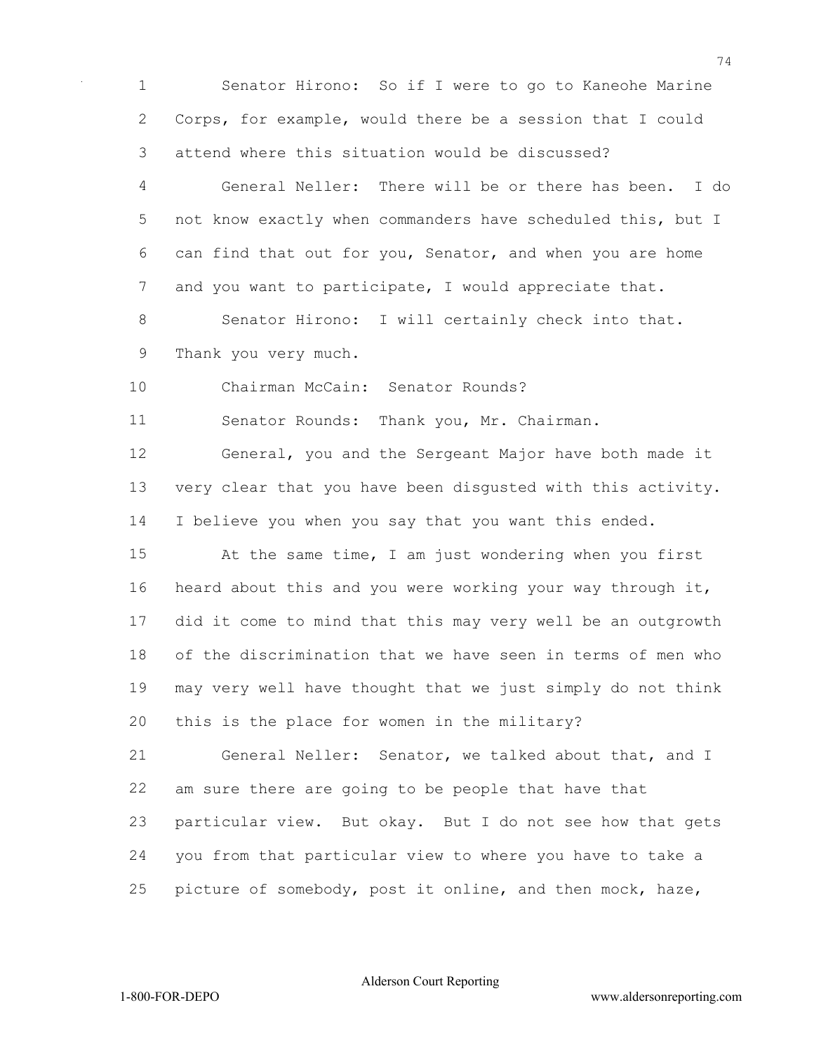Senator Hirono: So if I were to go to Kaneohe Marine Corps, for example, would there be a session that I could attend where this situation would be discussed?

General Neller: There will be or there has been. I do not know exactly when commanders have scheduled this, but I can find that out for you, Senator, and when you are home and you want to participate, I would appreciate that.

Senator Hirono: I will certainly check into that. Thank you very much.

Chairman McCain: Senator Rounds?

Senator Rounds: Thank you, Mr. Chairman.

General, you and the Sergeant Major have both made it very clear that you have been disgusted with this activity. I believe you when you say that you want this ended.

At the same time, I am just wondering when you first heard about this and you were working your way through it, did it come to mind that this may very well be an outgrowth of the discrimination that we have seen in terms of men who may very well have thought that we just simply do not think this is the place for women in the military?

General Neller: Senator, we talked about that, and I am sure there are going to be people that have that particular view. But okay. But I do not see how that gets you from that particular view to where you have to take a picture of somebody, post it online, and then mock, haze,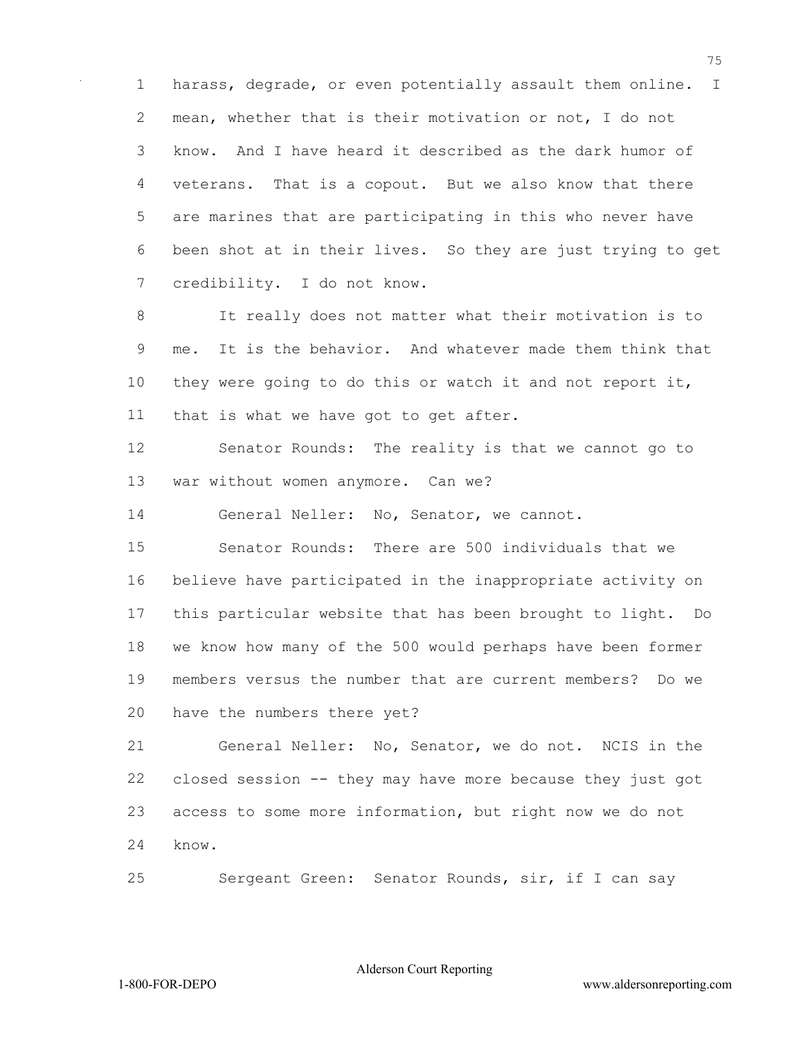harass, degrade, or even potentially assault them online. I mean, whether that is their motivation or not, I do not know. And I have heard it described as the dark humor of veterans. That is a copout. But we also know that there are marines that are participating in this who never have been shot at in their lives. So they are just trying to get credibility. I do not know.

It really does not matter what their motivation is to me. It is the behavior. And whatever made them think that they were going to do this or watch it and not report it, that is what we have got to get after.

Senator Rounds: The reality is that we cannot go to war without women anymore. Can we?

General Neller: No, Senator, we cannot.

Senator Rounds: There are 500 individuals that we believe have participated in the inappropriate activity on this particular website that has been brought to light. Do we know how many of the 500 would perhaps have been former members versus the number that are current members? Do we have the numbers there yet?

General Neller: No, Senator, we do not. NCIS in the closed session -- they may have more because they just got access to some more information, but right now we do not know.

Sergeant Green: Senator Rounds, sir, if I can say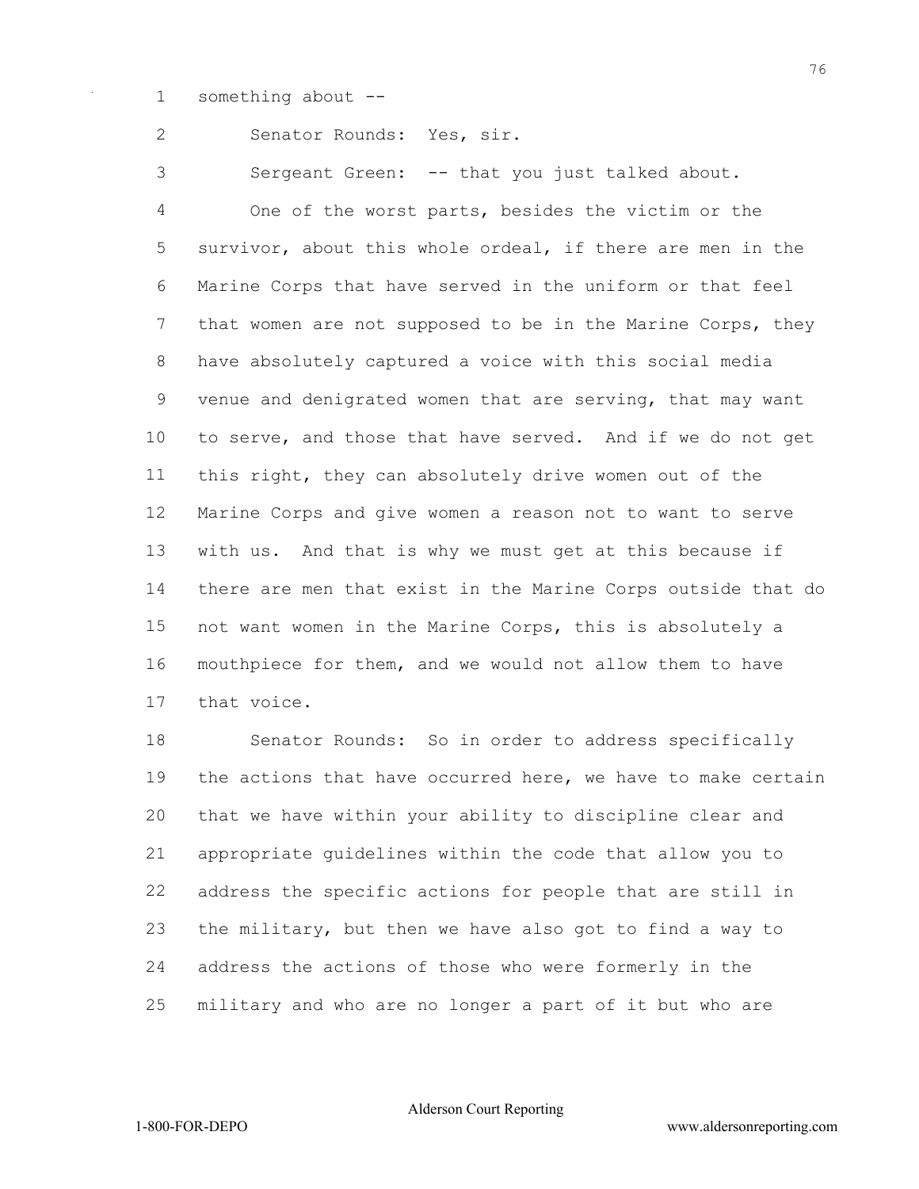something about --

Senator Rounds: Yes, sir.

Sergeant Green: -- that you just talked about.

One of the worst parts, besides the victim or the survivor, about this whole ordeal, if there are men in the Marine Corps that have served in the uniform or that feel that women are not supposed to be in the Marine Corps, they have absolutely captured a voice with this social media venue and denigrated women that are serving, that may want to serve, and those that have served. And if we do not get this right, they can absolutely drive women out of the Marine Corps and give women a reason not to want to serve with us. And that is why we must get at this because if there are men that exist in the Marine Corps outside that do not want women in the Marine Corps, this is absolutely a mouthpiece for them, and we would not allow them to have that voice.

Senator Rounds: So in order to address specifically the actions that have occurred here, we have to make certain that we have within your ability to discipline clear and appropriate guidelines within the code that allow you to address the specific actions for people that are still in the military, but then we have also got to find a way to address the actions of those who were formerly in the military and who are no longer a part of it but who are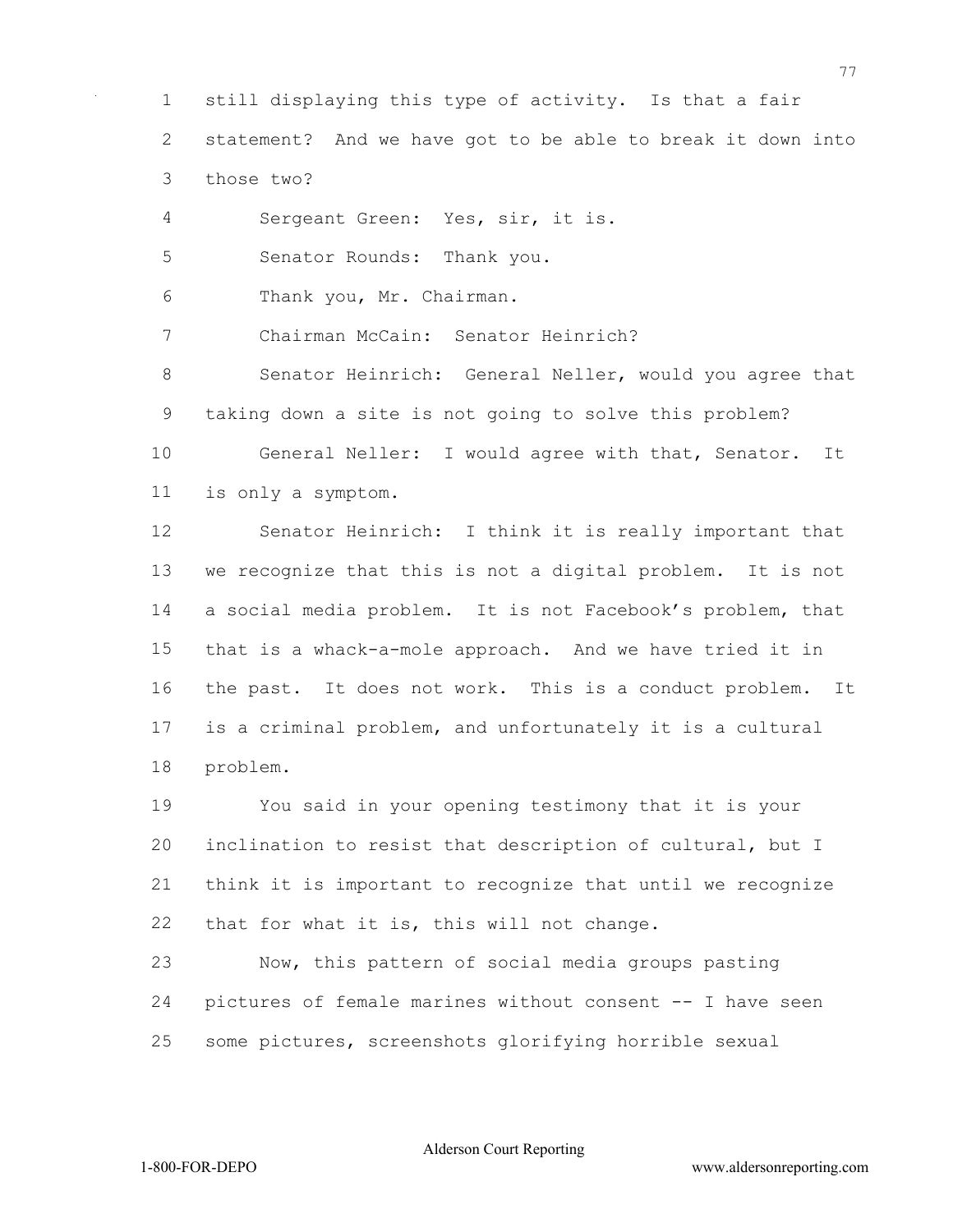still displaying this type of activity. Is that a fair statement? And we have got to be able to break it down into those two?

Sergeant Green: Yes, sir, it is.

Senator Rounds: Thank you.

Thank you, Mr. Chairman.

Chairman McCain: Senator Heinrich?

Senator Heinrich: General Neller, would you agree that taking down a site is not going to solve this problem?

General Neller: I would agree with that, Senator. It is only a symptom.

Senator Heinrich: I think it is really important that we recognize that this is not a digital problem. It is not a social media problem. It is not Facebook's problem, that that is a whack-a-mole approach. And we have tried it in the past. It does not work. This is a conduct problem. It is a criminal problem, and unfortunately it is a cultural problem.

You said in your opening testimony that it is your inclination to resist that description of cultural, but I think it is important to recognize that until we recognize that for what it is, this will not change.

Now, this pattern of social media groups pasting pictures of female marines without consent -- I have seen some pictures, screenshots glorifying horrible sexual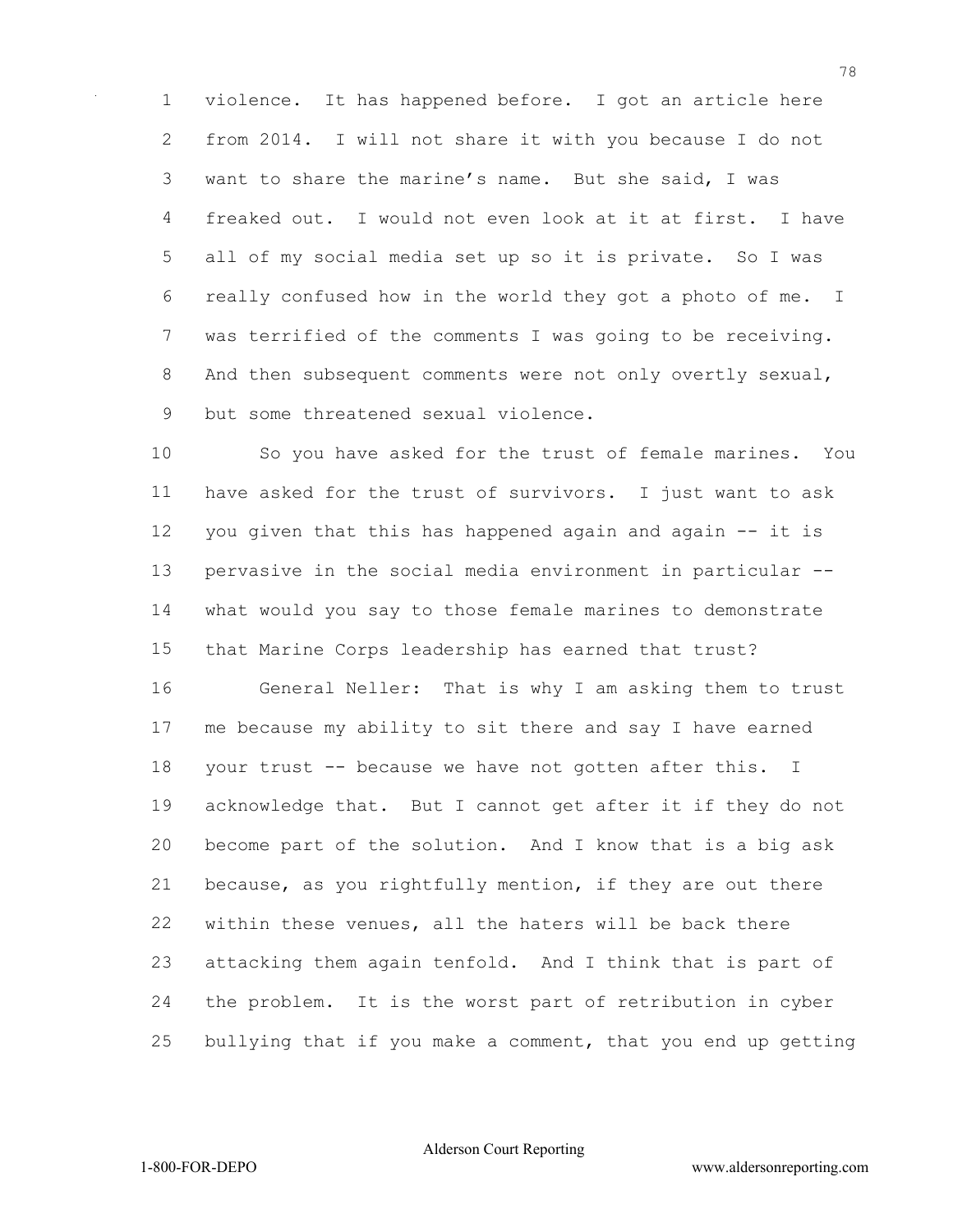violence. It has happened before. I got an article here from 2014. I will not share it with you because I do not want to share the marine's name. But she said, I was freaked out. I would not even look at it at first. I have all of my social media set up so it is private. So I was really confused how in the world they got a photo of me. I was terrified of the comments I was going to be receiving. And then subsequent comments were not only overtly sexual, but some threatened sexual violence.

So you have asked for the trust of female marines. You have asked for the trust of survivors. I just want to ask you given that this has happened again and again -- it is pervasive in the social media environment in particular -- what would you say to those female marines to demonstrate that Marine Corps leadership has earned that trust?

General Neller: That is why I am asking them to trust me because my ability to sit there and say I have earned your trust -- because we have not gotten after this. I acknowledge that. But I cannot get after it if they do not become part of the solution. And I know that is a big ask because, as you rightfully mention, if they are out there within these venues, all the haters will be back there attacking them again tenfold. And I think that is part of the problem. It is the worst part of retribution in cyber bullying that if you make a comment, that you end up getting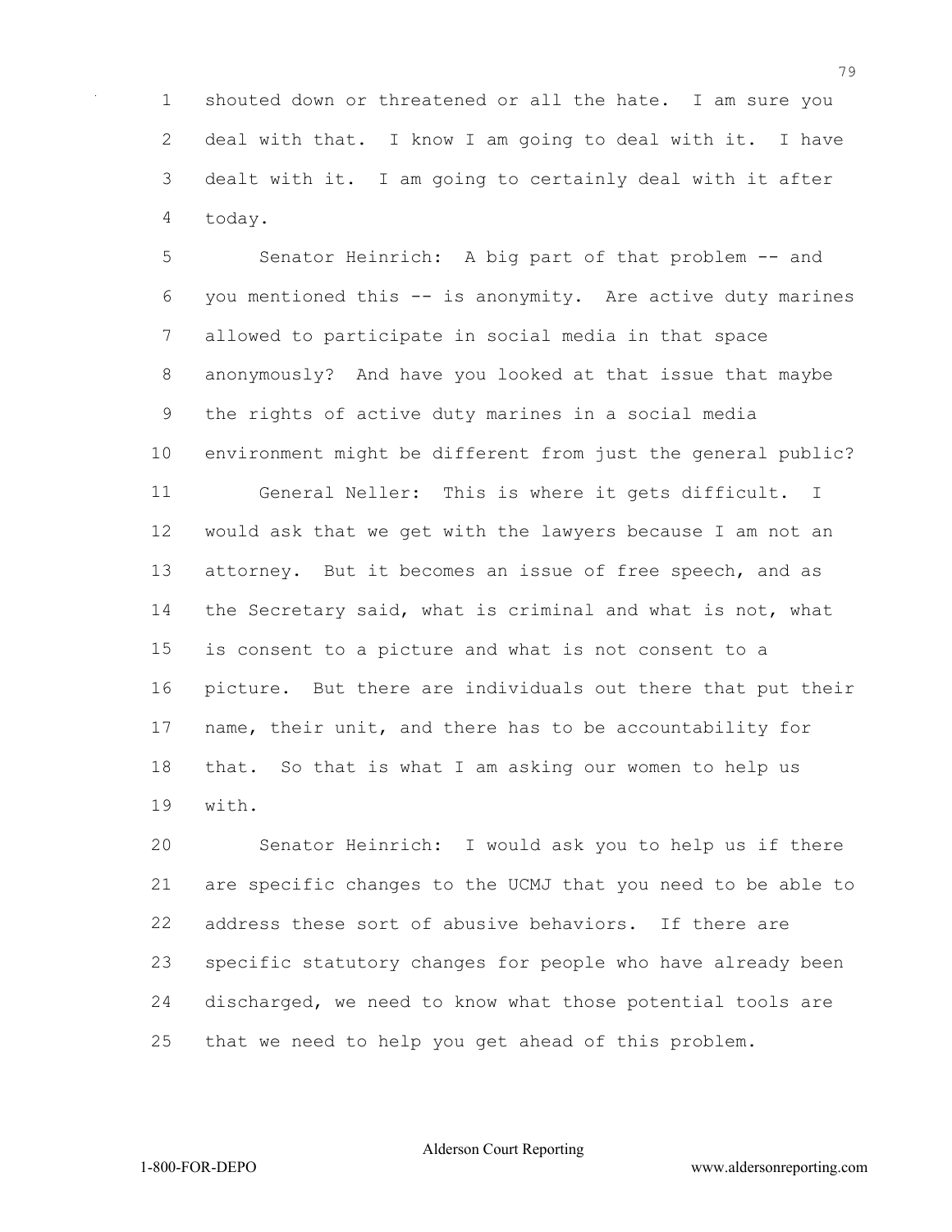shouted down or threatened or all the hate. I am sure you deal with that. I know I am going to deal with it. I have dealt with it. I am going to certainly deal with it after today.

Senator Heinrich: A big part of that problem -- and you mentioned this -- is anonymity. Are active duty marines allowed to participate in social media in that space anonymously? And have you looked at that issue that maybe the rights of active duty marines in a social media environment might be different from just the general public?

General Neller: This is where it gets difficult. I would ask that we get with the lawyers because I am not an attorney. But it becomes an issue of free speech, and as the Secretary said, what is criminal and what is not, what is consent to a picture and what is not consent to a picture. But there are individuals out there that put their name, their unit, and there has to be accountability for that. So that is what I am asking our women to help us with.

Senator Heinrich: I would ask you to help us if there are specific changes to the UCMJ that you need to be able to address these sort of abusive behaviors. If there are specific statutory changes for people who have already been discharged, we need to know what those potential tools are that we need to help you get ahead of this problem.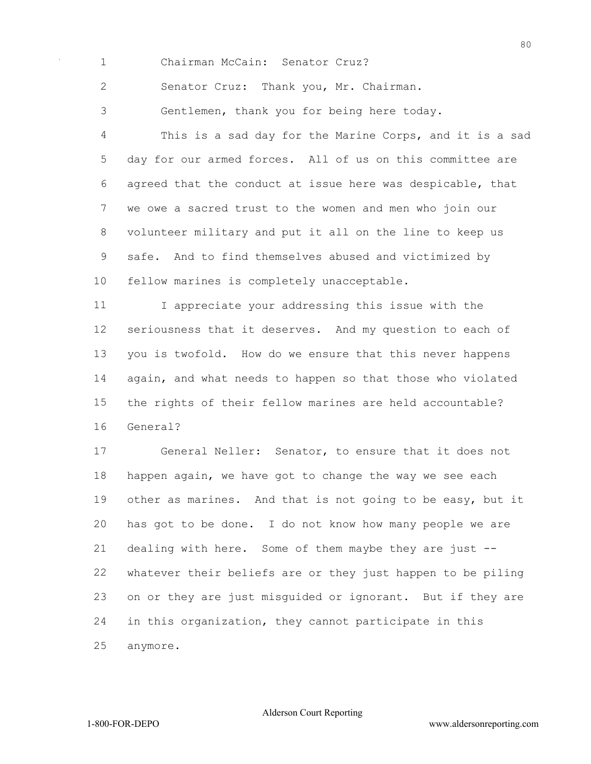Chairman McCain: Senator Cruz?

Senator Cruz: Thank you, Mr. Chairman.

Gentlemen, thank you for being here today.

This is a sad day for the Marine Corps, and it is a sad day for our armed forces. All of us on this committee are agreed that the conduct at issue here was despicable, that we owe a sacred trust to the women and men who join our volunteer military and put it all on the line to keep us safe. And to find themselves abused and victimized by fellow marines is completely unacceptable.

I appreciate your addressing this issue with the seriousness that it deserves. And my question to each of you is twofold. How do we ensure that this never happens again, and what needs to happen so that those who violated the rights of their fellow marines are held accountable? General?

General Neller: Senator, to ensure that it does not happen again, we have got to change the way we see each other as marines. And that is not going to be easy, but it has got to be done. I do not know how many people we are dealing with here. Some of them maybe they are just -- whatever their beliefs are or they just happen to be piling on or they are just misguided or ignorant. But if they are in this organization, they cannot participate in this anymore.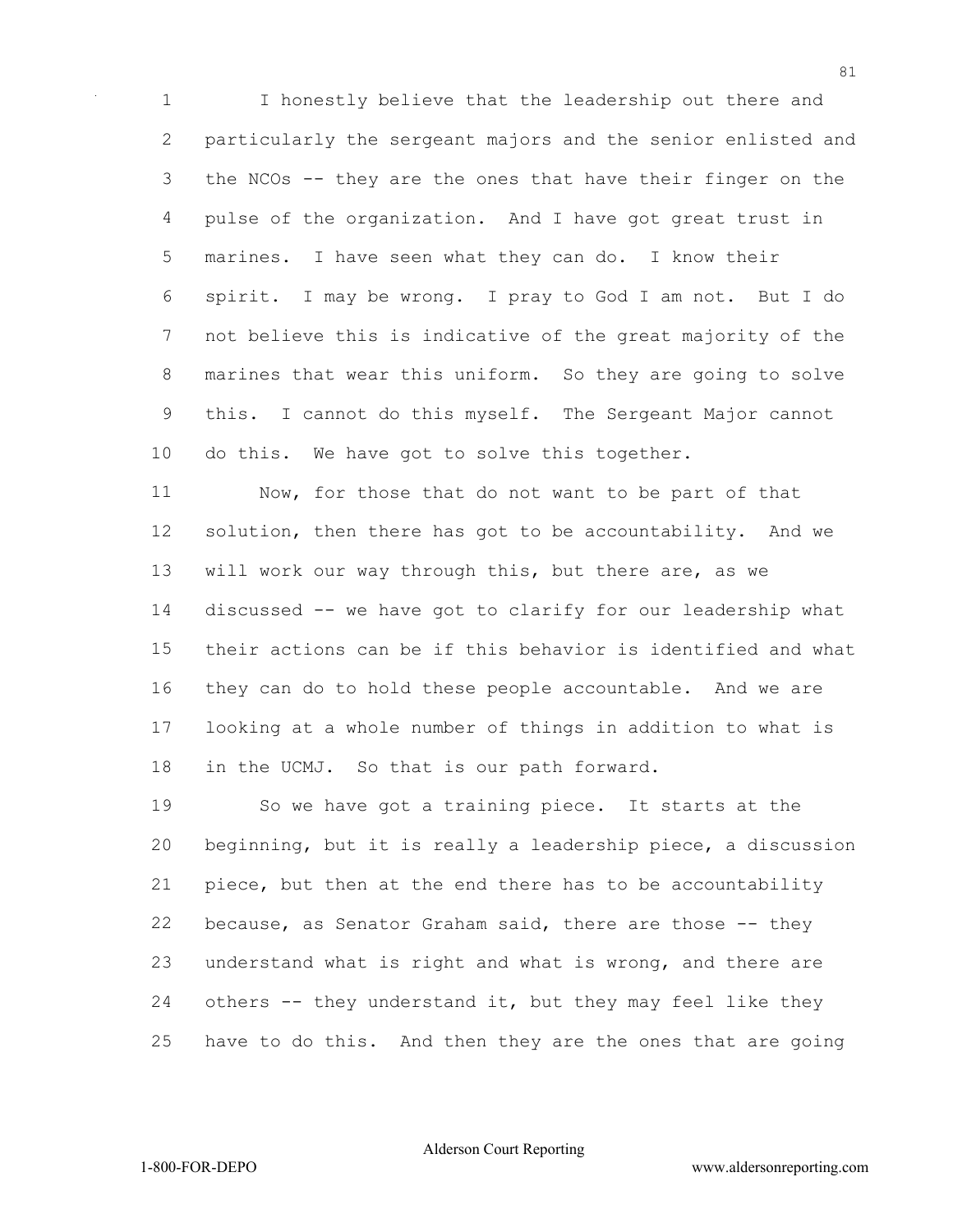I honestly believe that the leadership out there and particularly the sergeant majors and the senior enlisted and the NCOs -- they are the ones that have their finger on the pulse of the organization. And I have got great trust in marines. I have seen what they can do. I know their spirit. I may be wrong. I pray to God I am not. But I do not believe this is indicative of the great majority of the marines that wear this uniform. So they are going to solve this. I cannot do this myself. The Sergeant Major cannot do this. We have got to solve this together.

Now, for those that do not want to be part of that solution, then there has got to be accountability. And we will work our way through this, but there are, as we discussed -- we have got to clarify for our leadership what their actions can be if this behavior is identified and what they can do to hold these people accountable. And we are looking at a whole number of things in addition to what is in the UCMJ. So that is our path forward.

So we have got a training piece. It starts at the beginning, but it is really a leadership piece, a discussion piece, but then at the end there has to be accountability because, as Senator Graham said, there are those -- they understand what is right and what is wrong, and there are others -- they understand it, but they may feel like they have to do this. And then they are the ones that are going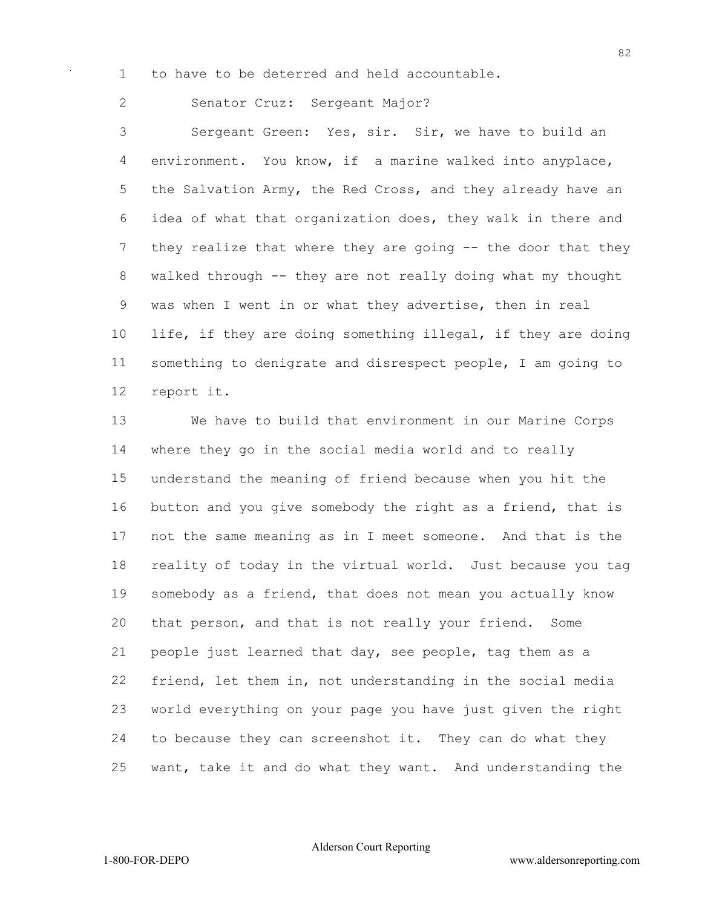to have to be deterred and held accountable.

Senator Cruz: Sergeant Major?

Sergeant Green: Yes, sir. Sir, we have to build an environment. You know, if a marine walked into anyplace, the Salvation Army, the Red Cross, and they already have an idea of what that organization does, they walk in there and they realize that where they are going -- the door that they walked through -- they are not really doing what my thought was when I went in or what they advertise, then in real life, if they are doing something illegal, if they are doing something to denigrate and disrespect people, I am going to report it.

We have to build that environment in our Marine Corps where they go in the social media world and to really understand the meaning of friend because when you hit the button and you give somebody the right as a friend, that is not the same meaning as in I meet someone. And that is the reality of today in the virtual world. Just because you tag somebody as a friend, that does not mean you actually know that person, and that is not really your friend. Some people just learned that day, see people, tag them as a friend, let them in, not understanding in the social media world everything on your page you have just given the right to because they can screenshot it. They can do what they want, take it and do what they want. And understanding the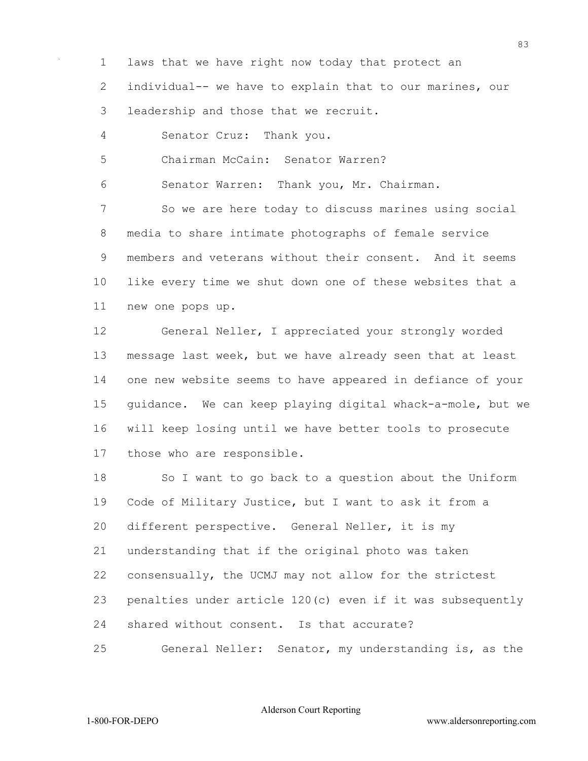laws that we have right now today that protect an individual-- we have to explain that to our marines, our leadership and those that we recruit.

Senator Cruz: Thank you.

Chairman McCain: Senator Warren?

Senator Warren: Thank you, Mr. Chairman.

So we are here today to discuss marines using social media to share intimate photographs of female service members and veterans without their consent. And it seems like every time we shut down one of these websites that a new one pops up.

General Neller, I appreciated your strongly worded message last week, but we have already seen that at least one new website seems to have appeared in defiance of your guidance. We can keep playing digital whack-a-mole, but we will keep losing until we have better tools to prosecute those who are responsible.

So I want to go back to a question about the Uniform Code of Military Justice, but I want to ask it from a different perspective. General Neller, it is my understanding that if the original photo was taken consensually, the UCMJ may not allow for the strictest penalties under article 120(c) even if it was subsequently shared without consent. Is that accurate?

General Neller: Senator, my understanding is, as the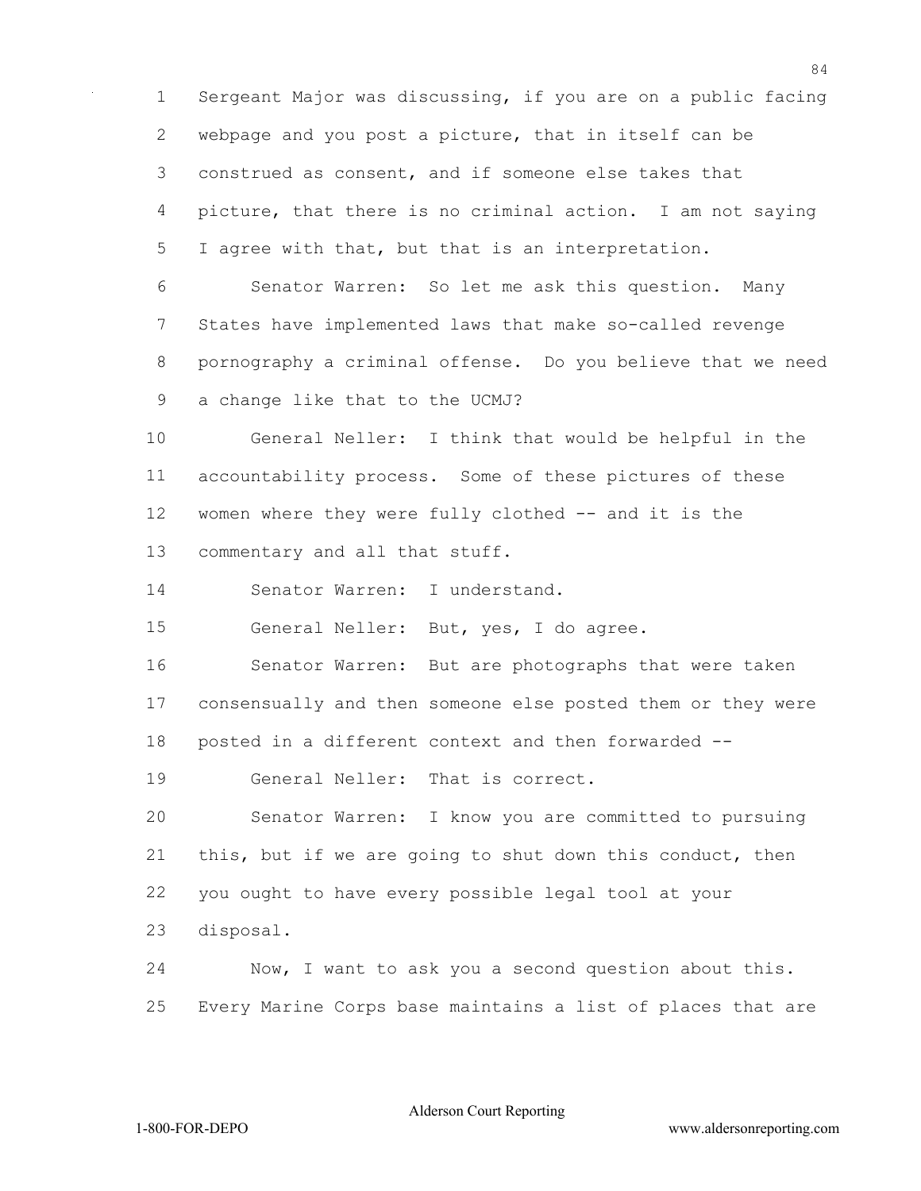Sergeant Major was discussing, if you are on a public facing webpage and you post a picture, that in itself can be construed as consent, and if someone else takes that picture, that there is no criminal action. I am not saying I agree with that, but that is an interpretation.

Senator Warren: So let me ask this question. Many States have implemented laws that make so-called revenge pornography a criminal offense. Do you believe that we need a change like that to the UCMJ?

General Neller: I think that would be helpful in the accountability process. Some of these pictures of these women where they were fully clothed -- and it is the commentary and all that stuff.

Senator Warren: I understand.

General Neller: But, yes, I do agree.

Senator Warren: But are photographs that were taken consensually and then someone else posted them or they were posted in a different context and then forwarded --

General Neller: That is correct.

Senator Warren: I know you are committed to pursuing this, but if we are going to shut down this conduct, then you ought to have every possible legal tool at your disposal.

Now, I want to ask you a second question about this. Every Marine Corps base maintains a list of places that are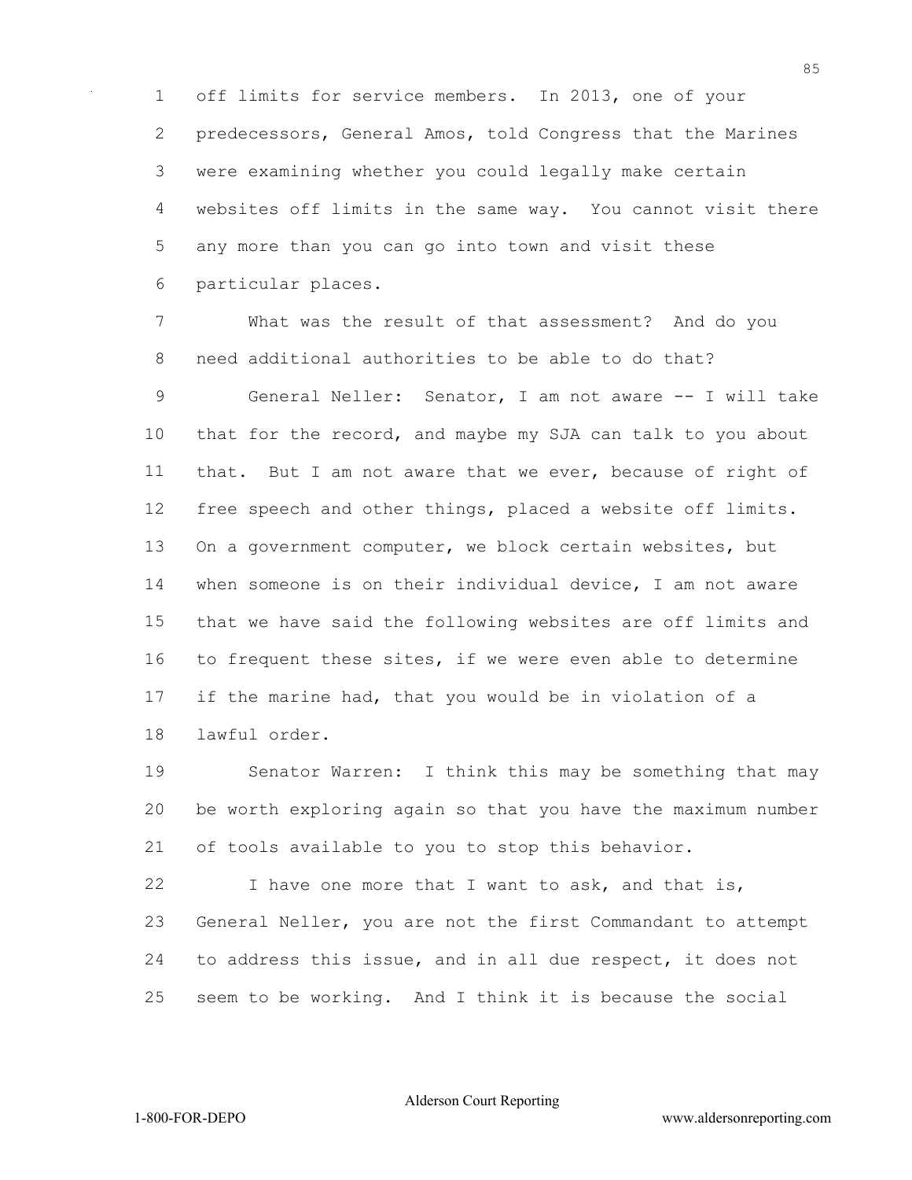off limits for service members. In 2013, one of your predecessors, General Amos, told Congress that the Marines were examining whether you could legally make certain websites off limits in the same way. You cannot visit there any more than you can go into town and visit these particular places.

What was the result of that assessment? And do you need additional authorities to be able to do that?

General Neller: Senator, I am not aware -- I will take that for the record, and maybe my SJA can talk to you about that. But I am not aware that we ever, because of right of free speech and other things, placed a website off limits. On a government computer, we block certain websites, but when someone is on their individual device, I am not aware that we have said the following websites are off limits and to frequent these sites, if we were even able to determine if the marine had, that you would be in violation of a lawful order.

Senator Warren: I think this may be something that may be worth exploring again so that you have the maximum number of tools available to you to stop this behavior.

I have one more that I want to ask, and that is, General Neller, you are not the first Commandant to attempt to address this issue, and in all due respect, it does not seem to be working. And I think it is because the social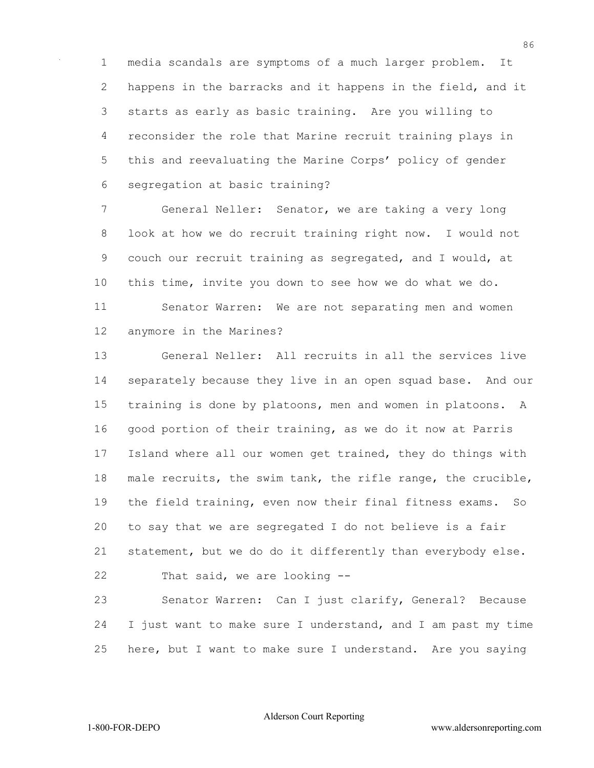media scandals are symptoms of a much larger problem. It happens in the barracks and it happens in the field, and it starts as early as basic training. Are you willing to reconsider the role that Marine recruit training plays in this and reevaluating the Marine Corps' policy of gender segregation at basic training?

General Neller: Senator, we are taking a very long look at how we do recruit training right now. I would not couch our recruit training as segregated, and I would, at this time, invite you down to see how we do what we do.

Senator Warren: We are not separating men and women anymore in the Marines?

General Neller: All recruits in all the services live separately because they live in an open squad base. And our training is done by platoons, men and women in platoons. A good portion of their training, as we do it now at Parris Island where all our women get trained, they do things with male recruits, the swim tank, the rifle range, the crucible, the field training, even now their final fitness exams. So to say that we are segregated I do not believe is a fair statement, but we do do it differently than everybody else.

That said, we are looking --

Senator Warren: Can I just clarify, General? Because I just want to make sure I understand, and I am past my time here, but I want to make sure I understand. Are you saying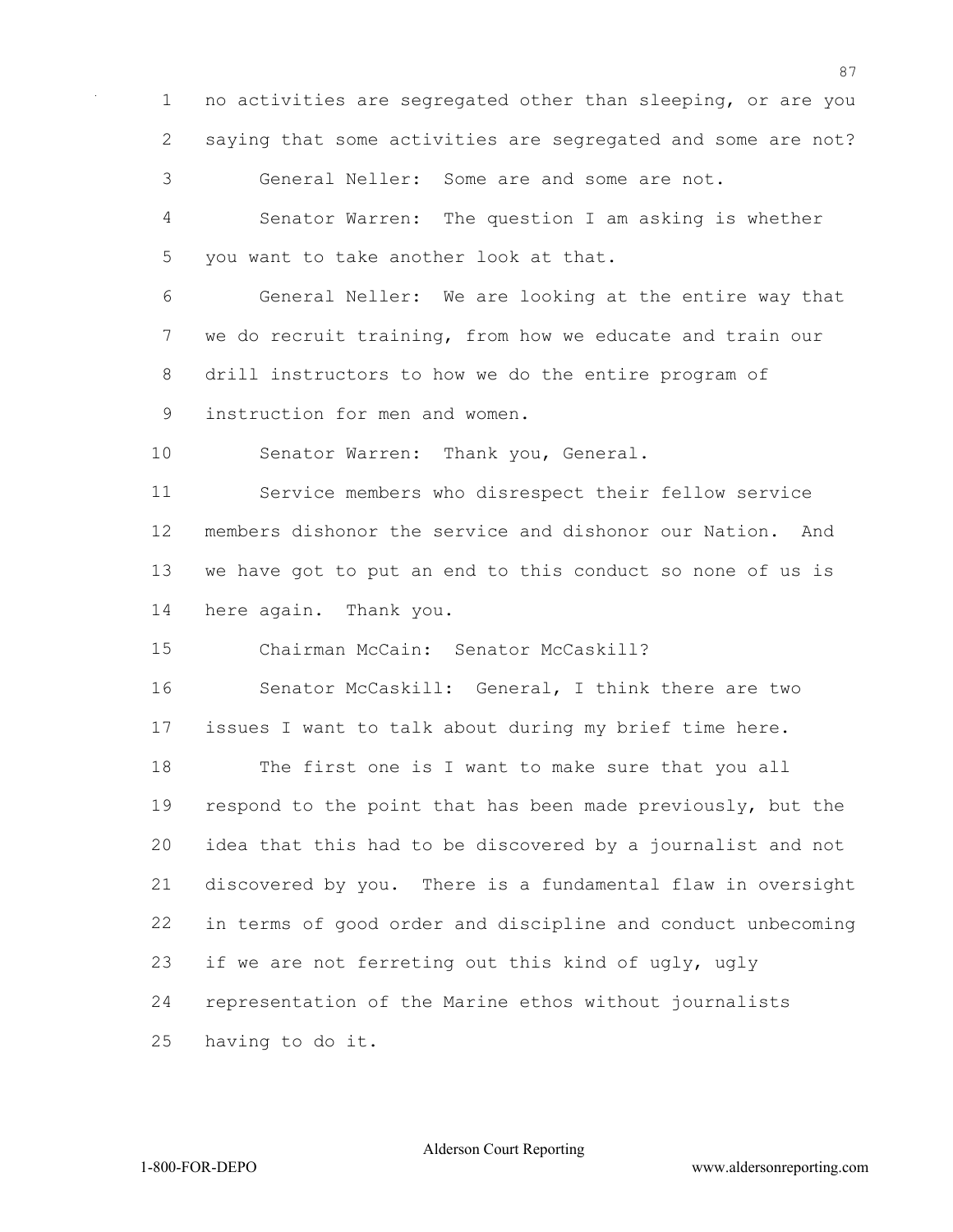no activities are segregated other than sleeping, or are you saying that some activities are segregated and some are not?

General Neller: Some are and some are not.

Senator Warren: The question I am asking is whether you want to take another look at that.

General Neller: We are looking at the entire way that we do recruit training, from how we educate and train our drill instructors to how we do the entire program of instruction for men and women.

Senator Warren: Thank you, General.

Service members who disrespect their fellow service members dishonor the service and dishonor our Nation. And we have got to put an end to this conduct so none of us is here again. Thank you.

Chairman McCain: Senator McCaskill?

Senator McCaskill: General, I think there are two issues I want to talk about during my brief time here.

The first one is I want to make sure that you all respond to the point that has been made previously, but the idea that this had to be discovered by a journalist and not discovered by you. There is a fundamental flaw in oversight in terms of good order and discipline and conduct unbecoming if we are not ferreting out this kind of ugly, ugly representation of the Marine ethos without journalists having to do it.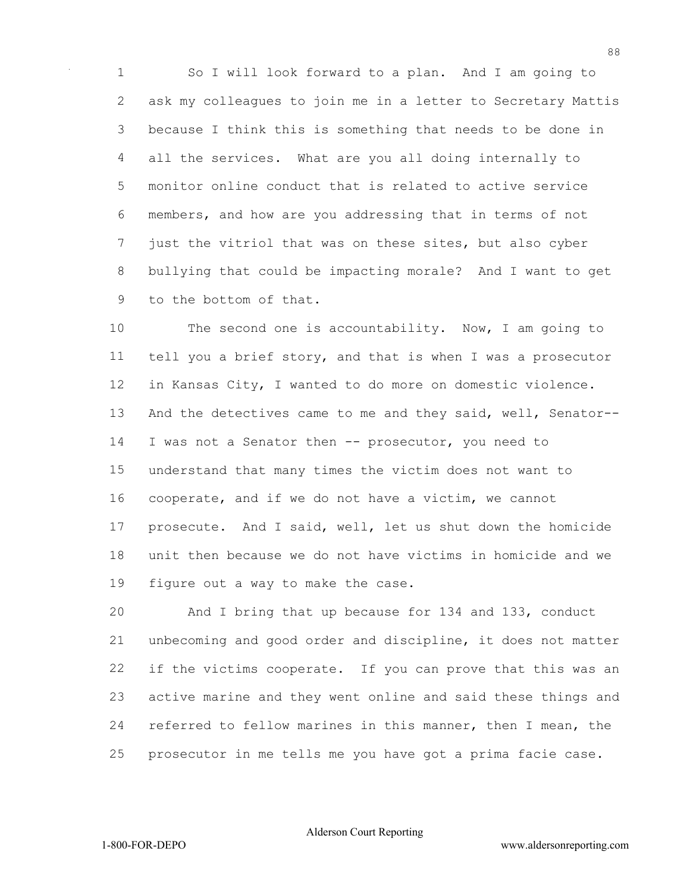So I will look forward to a plan. And I am going to ask my colleagues to join me in a letter to Secretary Mattis because I think this is something that needs to be done in all the services. What are you all doing internally to monitor online conduct that is related to active service members, and how are you addressing that in terms of not just the vitriol that was on these sites, but also cyber bullying that could be impacting morale? And I want to get to the bottom of that.

The second one is accountability. Now, I am going to tell you a brief story, and that is when I was a prosecutor in Kansas City, I wanted to do more on domestic violence. And the detectives came to me and they said, well, Senator-- I was not a Senator then -- prosecutor, you need to understand that many times the victim does not want to cooperate, and if we do not have a victim, we cannot prosecute. And I said, well, let us shut down the homicide unit then because we do not have victims in homicide and we figure out a way to make the case.

And I bring that up because for 134 and 133, conduct unbecoming and good order and discipline, it does not matter if the victims cooperate. If you can prove that this was an active marine and they went online and said these things and referred to fellow marines in this manner, then I mean, the prosecutor in me tells me you have got a prima facie case.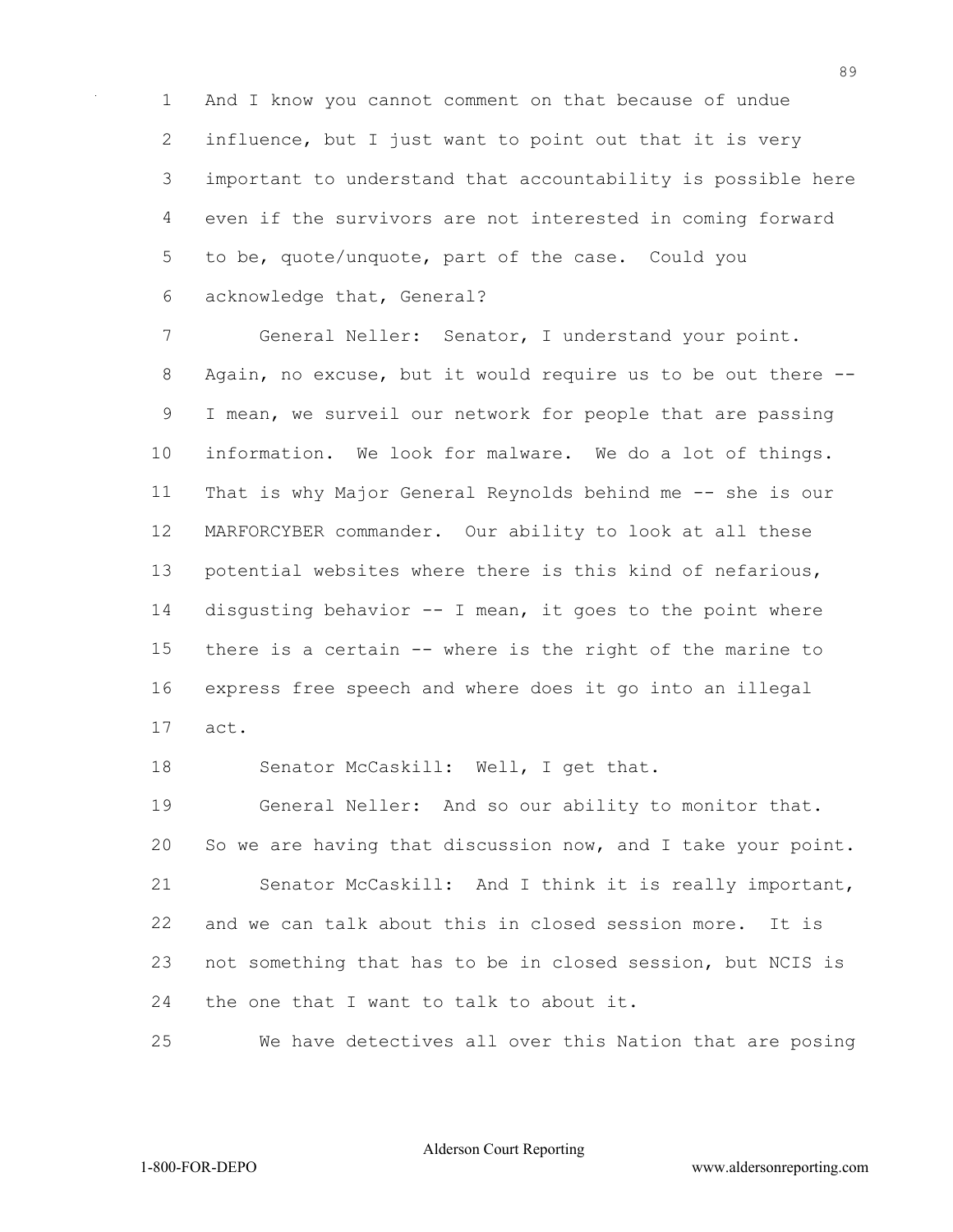And I know you cannot comment on that because of undue influence, but I just want to point out that it is very important to understand that accountability is possible here even if the survivors are not interested in coming forward to be, quote/unquote, part of the case. Could you acknowledge that, General?

General Neller: Senator, I understand your point. Again, no excuse, but it would require us to be out there -- I mean, we surveil our network for people that are passing information. We look for malware. We do a lot of things. That is why Major General Reynolds behind me -- she is our MARFORCYBER commander. Our ability to look at all these potential websites where there is this kind of nefarious, disgusting behavior -- I mean, it goes to the point where there is a certain -- where is the right of the marine to express free speech and where does it go into an illegal act.

Senator McCaskill: Well, I get that.

General Neller: And so our ability to monitor that. So we are having that discussion now, and I take your point.

Senator McCaskill: And I think it is really important, and we can talk about this in closed session more. It is not something that has to be in closed session, but NCIS is the one that I want to talk to about it.

We have detectives all over this Nation that are posing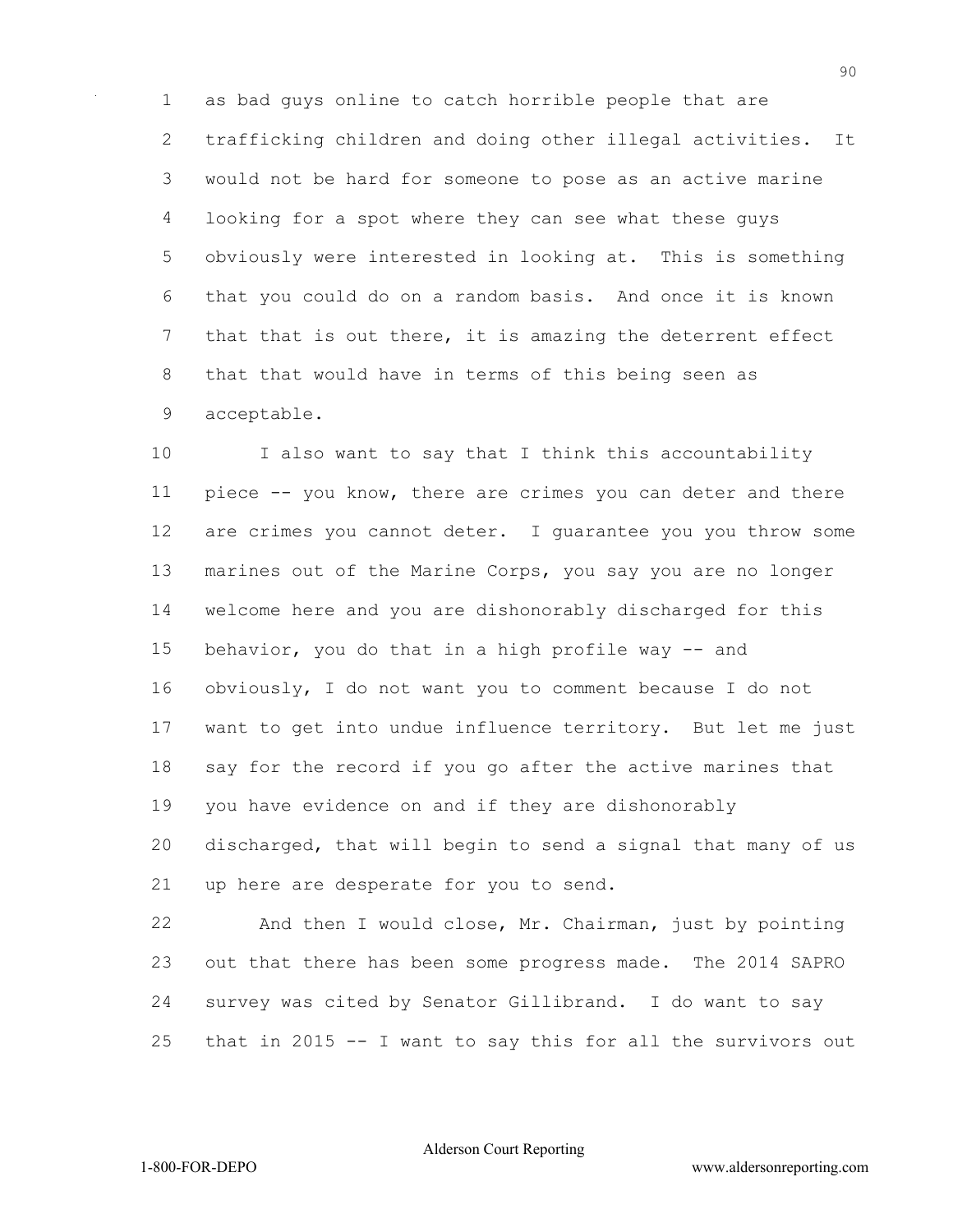as bad guys online to catch horrible people that are trafficking children and doing other illegal activities. It would not be hard for someone to pose as an active marine looking for a spot where they can see what these guys obviously were interested in looking at. This is something that you could do on a random basis. And once it is known that that is out there, it is amazing the deterrent effect that that would have in terms of this being seen as acceptable.

I also want to say that I think this accountability piece -- you know, there are crimes you can deter and there are crimes you cannot deter. I guarantee you you throw some marines out of the Marine Corps, you say you are no longer welcome here and you are dishonorably discharged for this behavior, you do that in a high profile way -- and obviously, I do not want you to comment because I do not want to get into undue influence territory. But let me just say for the record if you go after the active marines that you have evidence on and if they are dishonorably discharged, that will begin to send a signal that many of us up here are desperate for you to send.

And then I would close, Mr. Chairman, just by pointing out that there has been some progress made. The 2014 SAPRO survey was cited by Senator Gillibrand. I do want to say that in 2015 -- I want to say this for all the survivors out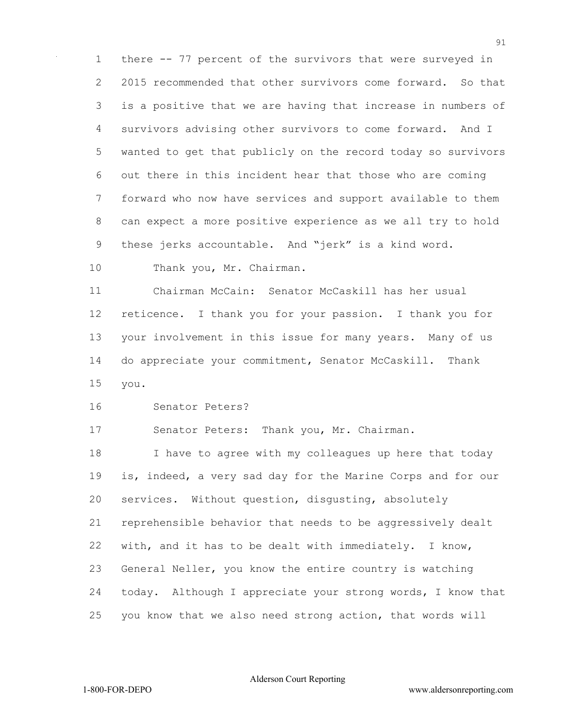there -- 77 percent of the survivors that were surveyed in 2015 recommended that other survivors come forward. So that is a positive that we are having that increase in numbers of survivors advising other survivors to come forward. And I wanted to get that publicly on the record today so survivors out there in this incident hear that those who are coming forward who now have services and support available to them can expect a more positive experience as we all try to hold these jerks accountable. And "jerk" is a kind word.

Thank you, Mr. Chairman.

Chairman McCain: Senator McCaskill has her usual reticence. I thank you for your passion. I thank you for your involvement in this issue for many years. Many of us do appreciate your commitment, Senator McCaskill. Thank you.

Senator Peters?

Senator Peters: Thank you, Mr. Chairman.

I have to agree with my colleagues up here that today is, indeed, a very sad day for the Marine Corps and for our services. Without question, disgusting, absolutely reprehensible behavior that needs to be aggressively dealt with, and it has to be dealt with immediately. I know, General Neller, you know the entire country is watching today. Although I appreciate your strong words, I know that you know that we also need strong action, that words will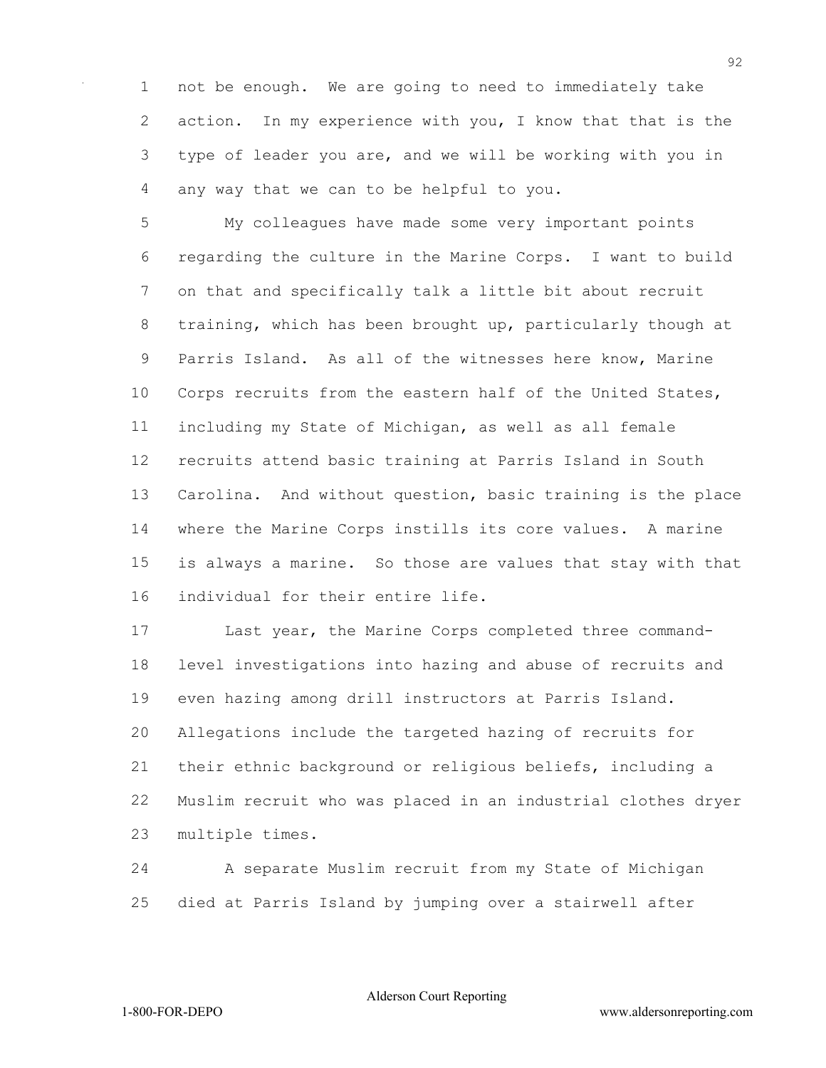not be enough. We are going to need to immediately take action. In my experience with you, I know that that is the type of leader you are, and we will be working with you in any way that we can to be helpful to you.

My colleagues have made some very important points regarding the culture in the Marine Corps. I want to build on that and specifically talk a little bit about recruit training, which has been brought up, particularly though at Parris Island. As all of the witnesses here know, Marine Corps recruits from the eastern half of the United States, including my State of Michigan, as well as all female recruits attend basic training at Parris Island in South Carolina. And without question, basic training is the place where the Marine Corps instills its core values. A marine is always a marine. So those are values that stay with that individual for their entire life.

Last year, the Marine Corps completed three command-level investigations into hazing and abuse of recruits and even hazing among drill instructors at Parris Island. Allegations include the targeted hazing of recruits for their ethnic background or religious beliefs, including a Muslim recruit who was placed in an industrial clothes dryer multiple times.

A separate Muslim recruit from my State of Michigan died at Parris Island by jumping over a stairwell after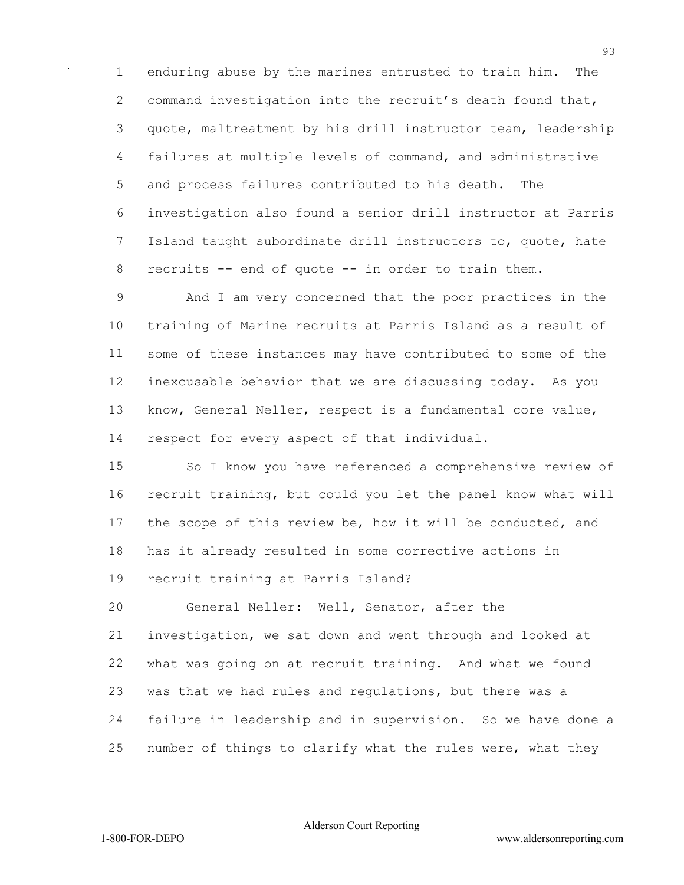enduring abuse by the marines entrusted to train him. The command investigation into the recruit's death found that, quote, maltreatment by his drill instructor team, leadership failures at multiple levels of command, and administrative and process failures contributed to his death. The investigation also found a senior drill instructor at Parris Island taught subordinate drill instructors to, quote, hate recruits -- end of quote -- in order to train them.

And I am very concerned that the poor practices in the training of Marine recruits at Parris Island as a result of some of these instances may have contributed to some of the inexcusable behavior that we are discussing today. As you know, General Neller, respect is a fundamental core value, respect for every aspect of that individual.

So I know you have referenced a comprehensive review of recruit training, but could you let the panel know what will the scope of this review be, how it will be conducted, and has it already resulted in some corrective actions in recruit training at Parris Island?

General Neller: Well, Senator, after the investigation, we sat down and went through and looked at what was going on at recruit training. And what we found was that we had rules and regulations, but there was a failure in leadership and in supervision. So we have done a number of things to clarify what the rules were, what they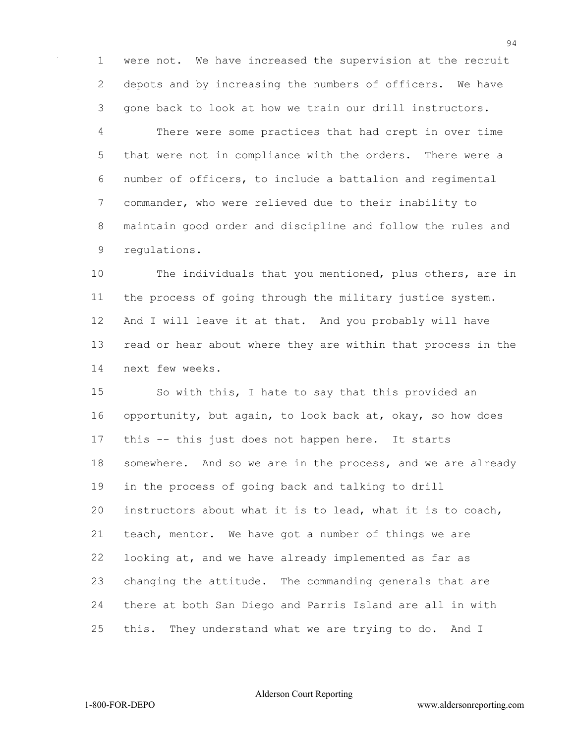were not. We have increased the supervision at the recruit depots and by increasing the numbers of officers. We have gone back to look at how we train our drill instructors.

There were some practices that had crept in over time that were not in compliance with the orders. There were a number of officers, to include a battalion and regimental commander, who were relieved due to their inability to maintain good order and discipline and follow the rules and regulations.

The individuals that you mentioned, plus others, are in the process of going through the military justice system. And I will leave it at that. And you probably will have read or hear about where they are within that process in the next few weeks.

So with this, I hate to say that this provided an opportunity, but again, to look back at, okay, so how does this -- this just does not happen here. It starts somewhere. And so we are in the process, and we are already in the process of going back and talking to drill instructors about what it is to lead, what it is to coach, teach, mentor. We have got a number of things we are looking at, and we have already implemented as far as changing the attitude. The commanding generals that are there at both San Diego and Parris Island are all in with this. They understand what we are trying to do. And I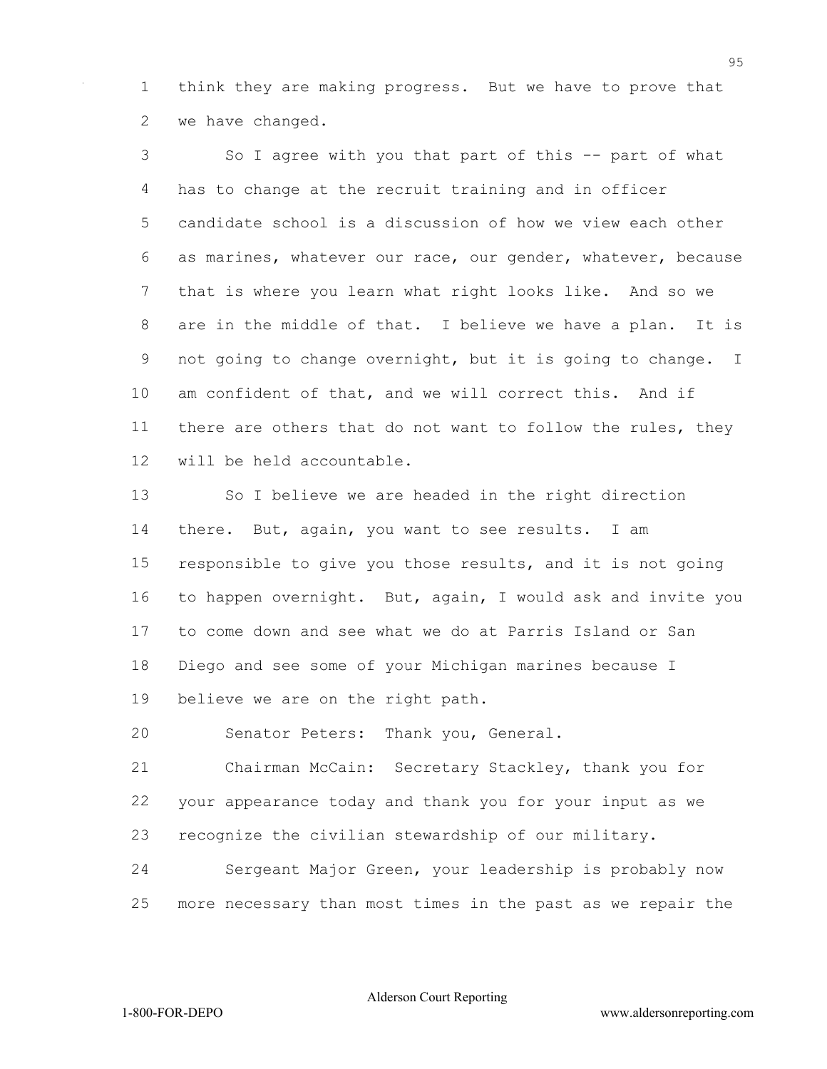think they are making progress. But we have to prove that we have changed.

So I agree with you that part of this -- part of what has to change at the recruit training and in officer candidate school is a discussion of how we view each other as marines, whatever our race, our gender, whatever, because that is where you learn what right looks like. And so we are in the middle of that. I believe we have a plan. It is not going to change overnight, but it is going to change. I am confident of that, and we will correct this. And if there are others that do not want to follow the rules, they will be held accountable.

So I believe we are headed in the right direction there. But, again, you want to see results. I am responsible to give you those results, and it is not going to happen overnight. But, again, I would ask and invite you to come down and see what we do at Parris Island or San Diego and see some of your Michigan marines because I believe we are on the right path.

Senator Peters: Thank you, General.

Chairman McCain: Secretary Stackley, thank you for your appearance today and thank you for your input as we recognize the civilian stewardship of our military.

Sergeant Major Green, your leadership is probably now more necessary than most times in the past as we repair the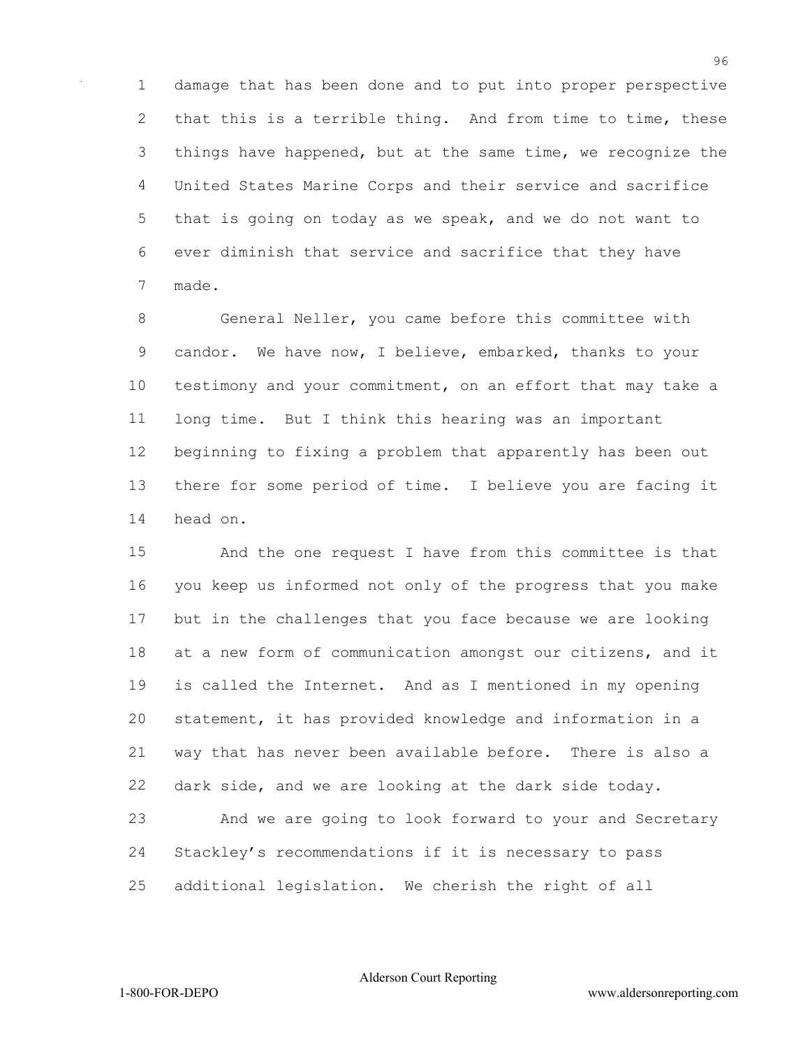damage that has been done and to put into proper perspective that this is a terrible thing. And from time to time, these things have happened, but at the same time, we recognize the United States Marine Corps and their service and sacrifice that is going on today as we speak, and we do not want to ever diminish that service and sacrifice that they have made.

General Neller, you came before this committee with candor. We have now, I believe, embarked, thanks to your testimony and your commitment, on an effort that may take a long time. But I think this hearing was an important beginning to fixing a problem that apparently has been out there for some period of time. I believe you are facing it head on.

And the one request I have from this committee is that you keep us informed not only of the progress that you make but in the challenges that you face because we are looking at a new form of communication amongst our citizens, and it is called the Internet. And as I mentioned in my opening statement, it has provided knowledge and information in a way that has never been available before. There is also a dark side, and we are looking at the dark side today.

And we are going to look forward to your and Secretary Stackley's recommendations if it is necessary to pass additional legislation. We cherish the right of all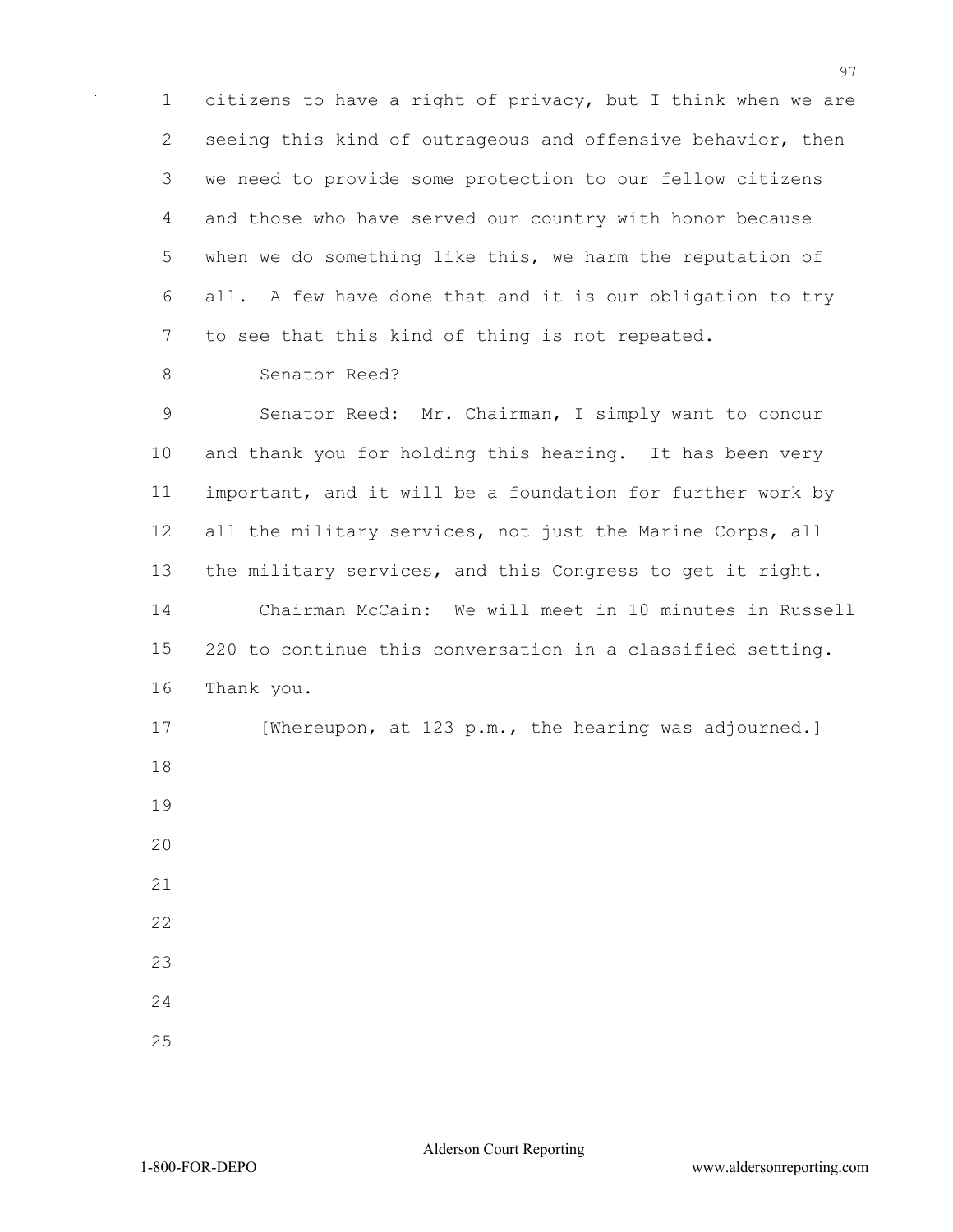citizens to have a right of privacy, but I think when we are seeing this kind of outrageous and offensive behavior, then we need to provide some protection to our fellow citizens and those who have served our country with honor because when we do something like this, we harm the reputation of all. A few have done that and it is our obligation to try to see that this kind of thing is not repeated.

Senator Reed?

Senator Reed: Mr. Chairman, I simply want to concur and thank you for holding this hearing. It has been very important, and it will be a foundation for further work by all the military services, not just the Marine Corps, all the military services, and this Congress to get it right.

Chairman McCain: We will meet in 10 minutes in Russell 220 to continue this conversation in a classified setting. Thank you.

[Whereupon, at 123 p.m., the hearing was adjourned.]